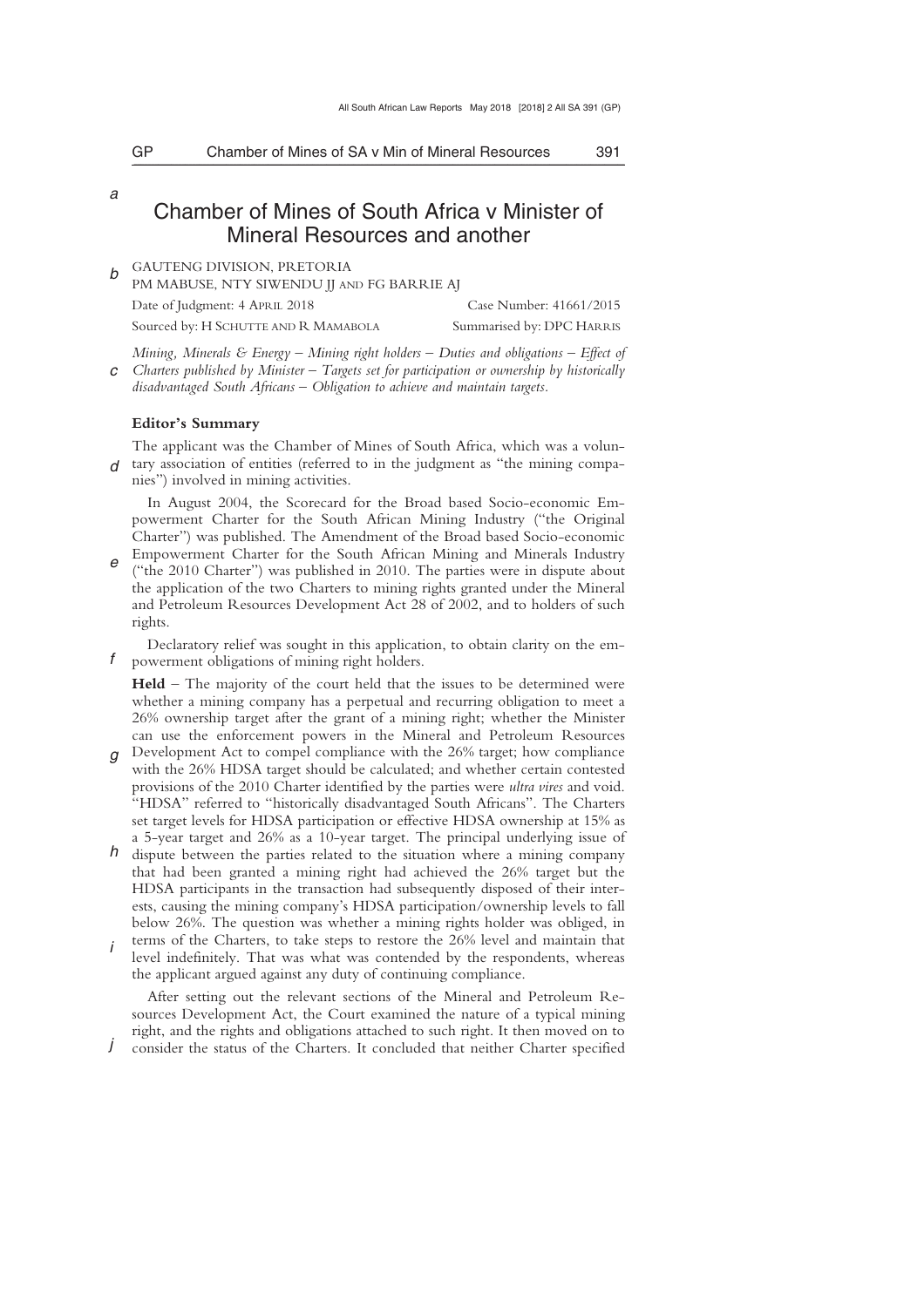# Chamber of Mines of South Africa v Minister of Mineral Resources and another

GAUTENG DIVISION, PRETORIA
PM MABUSE, NTY SIWENDU JJ AND FG BARRIE AJ

Date of Judgment: 4 April 2018 | Case Number: 41661/2015

Sourced by: H Schutte and R Mamabola | Summarised by: DPC Harris

*Mining, Minerals & Energy – Mining right holders – Duties and obligations – Effect of Charters published by Minister – Targets set for participation or ownership by historically disadvantaged South Africans – Obligation to achieve and maintain targets.*

**Editor's Summary**

The applicant was the Chamber of Mines of South Africa, which was a voluntary association of entities (referred to in the judgment as "the mining companies") involved in mining activities.

In August 2004, the Scorecard for the Broad based Socio-economic Empowerment Charter for the South African Mining Industry ("the Original Charter") was published. The Amendment of the Broad based Socio-economic Empowerment Charter for the South African Mining and Minerals Industry ("the 2010 Charter") was published in 2010. The parties were in dispute about the application of the two Charters to mining rights granted under the Mineral and Petroleum Resources Development Act 28 of 2002, and to holders of such rights.

Declaratory relief was sought in this application, to obtain clarity on the empowerment obligations of mining right holders.

**Held** – The majority of the court held that the issues to be determined were whether a mining company has a perpetual and recurring obligation to meet a 26% ownership target after the grant of a mining right; whether the Minister can use the enforcement powers in the Mineral and Petroleum Resources Development Act to compel compliance with the 26% target; how compliance with the 26% HDSA target should be calculated; and whether certain contested provisions of the 2010 Charter identified by the parties were *ultra vires* and void. "HDSA" referred to "historically disadvantaged South Africans". The Charters set target levels for HDSA participation or effective HDSA ownership at 15% as a 5-year target and 26% as a 10-year target. The principal underlying issue of dispute between the parties related to the situation where a mining company that had been granted a mining right had achieved the 26% target but the HDSA participants in the transaction had subsequently disposed of their interests, causing the mining company's HDSA participation/ownership levels to fall below 26%. The question was whether a mining rights holder was obliged, in terms of the Charters, to take steps to restore the 26% level and maintain that level indefinitely. That was what was contended by the respondents, whereas the applicant argued against any duty of continuing compliance.

After setting out the relevant sections of the Mineral and Petroleum Resources Development Act, the Court examined the nature of a typical mining right, and the rights and obligations attached to such right. It then moved on to consider the status of the Charters. It concluded that neither Charter specified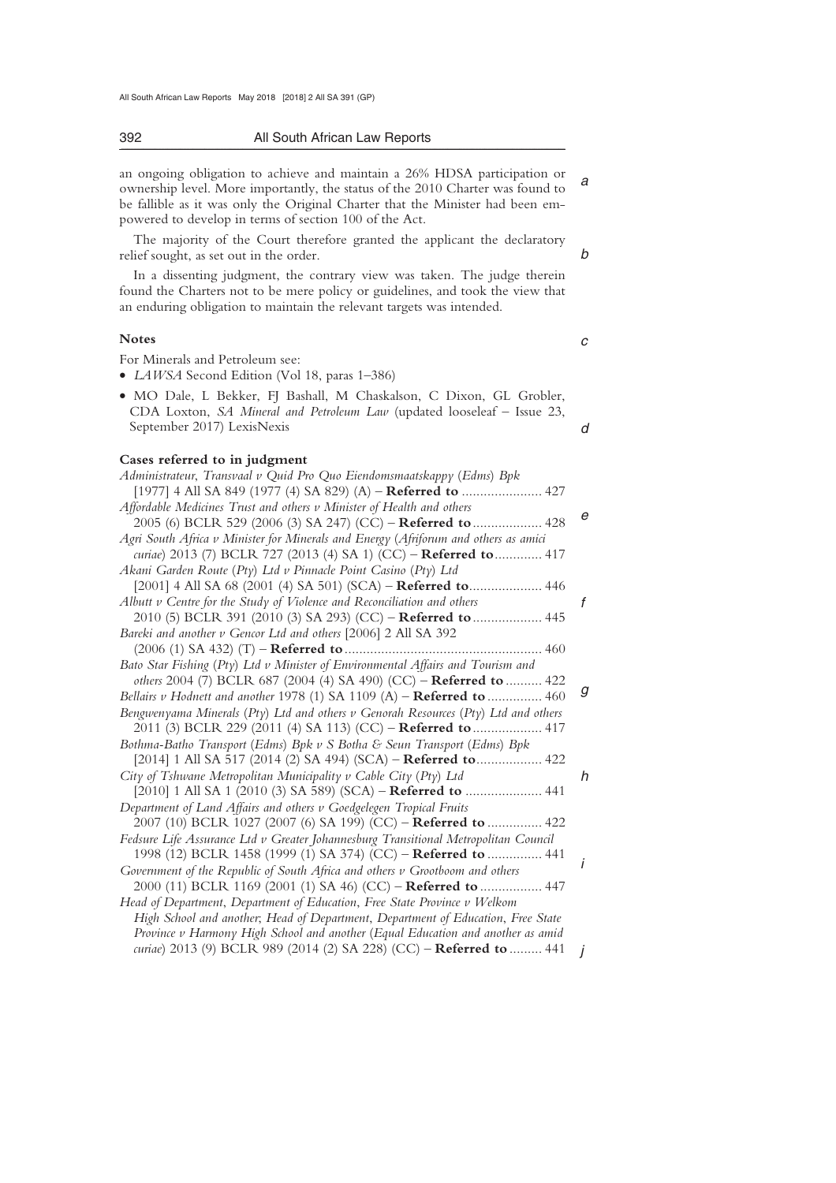an ongoing obligation to achieve and maintain a 26% HDSA participation or ownership level. More importantly, the status of the 2010 Charter was found to be fallible as it was only the Original Charter that the Minister had been empowered to develop in terms of section 100 of the Act.

The majority of the Court therefore granted the applicant the declaratory relief sought, as set out in the order.

In a dissenting judgment, the contrary view was taken. The judge therein found the Charters not to be mere policy or guidelines, and took the view that an enduring obligation to maintain the relevant targets was intended.

**Notes**

For Minerals and Petroleum see:

- *LAWSA* Second Edition (Vol 18, paras 1–386)
- MO Dale, L Bekker, FJ Bashall, M Chaskalson, C Dixon, GL Grobler, CDA Loxton, *SA Mineral and Petroleum Law* (updated looseleaf – Issue 23, September 2017) LexisNexis

**Cases referred to in judgment**

*Administrateur, Transvaal v Quid Pro Quo Eiendomsmaatskappy (Edms) Bpk* [1977] 4 All SA 849 (1977 (4) SA 829) (A) – **Referred to** ...................... 427

*Affordable Medicines Trust and others v Minister of Health and others* 2005 (6) BCLR 529 (2006 (3) SA 247) (CC) – **Referred to** ................... 428

*Agri South Africa v Minister for Minerals and Energy (Afriforum and others as amici curiae)* 2013 (7) BCLR 727 (2013 (4) SA 1) (CC) – **Referred to** ............. 417

*Akani Garden Route (Pty) Ltd v Pinnacle Point Casino (Pty) Ltd* [2001] 4 All SA 68 (2001 (4) SA 501) (SCA) – **Referred to**.................... 446

*Albutt v Centre for the Study of Violence and Reconciliation and others* 2010 (5) BCLR 391 (2010 (3) SA 293) (CC) – **Referred to** ................... 445

*Bareki and another v Gencor Ltd and others* [2006] 2 All SA 392 (2006 (1) SA 432) (T) – **Referred to** ....................................................... 460

*Bato Star Fishing (Pty) Ltd v Minister of Environmental Affairs and Tourism and others* 2004 (7) BCLR 687 (2004 (4) SA 490) (CC) – **Referred to** .......... 422

*Bellairs v Hodnett and another* 1978 (1) SA 1109 (A) – **Referred to** ............... 460

*Bengwenyama Minerals (Pty) Ltd and others v Genorah Resources (Pty) Ltd and others* 2011 (3) BCLR 229 (2011 (4) SA 113) (CC) – **Referred to** ................... 417

*Bothma-Batho Transport (Edms) Bpk v S Botha & Seun Transport (Edms) Bpk* [2014] 1 All SA 517 (2014 (2) SA 494) (SCA) – **Referred to**.................. 422

*City of Tshwane Metropolitan Municipality v Cable City (Pty) Ltd* [2010] 1 All SA 1 (2010 (3) SA 589) (SCA) – **Referred to** ..................... 441

*Department of Land Affairs and others v Goedgelegen Tropical Fruits* 2007 (10) BCLR 1027 (2007 (6) SA 199) (CC) – **Referred to** ............... 422

*Fedsure Life Assurance Ltd v Greater Johannesburg Transitional Metropolitan Council* 1998 (12) BCLR 1458 (1999 (1) SA 374) (CC) – **Referred to** ............... 441

*Government of the Republic of South Africa and others v Grootboom and others* 2000 (11) BCLR 1169 (2001 (1) SA 46) (CC) – **Referred to** ................. 447

*Head of Department, Department of Education, Free State Province v Welkom High School and another; Head of Department, Department of Education, Free State Province v Harmony High School and another (Equal Education and another as amid curiae)* 2013 (9) BCLR 989 (2014 (2) SA 228) (CC) – **Referred to** ......... 441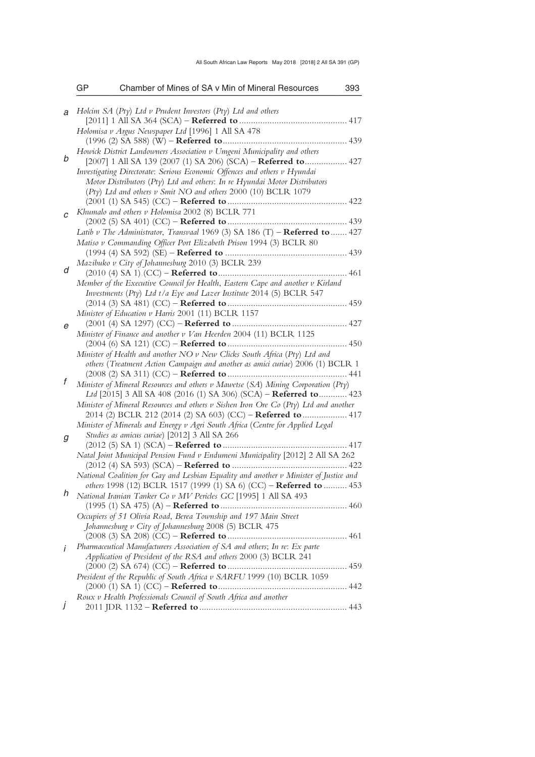*Holcim SA (Pty) Ltd v Prudent Investors (Pty) Ltd and others* [2011] 1 All SA 364 (SCA) – **Referred to** ............................................. 417

*Holomisa v Argus Newspaper Ltd* [1996] 1 All SA 478 (1996 (2) SA 588) (W) – **Referred to**..................................................... 439

*Howick District Landowners Association v Umgeni Municipality and others* [2007] 1 All SA 139 (2007 (1) SA 206) (SCA) – **Referred to**.................. 427

*Investigating Directorate: Serious Economic Offences and others v Hyundai Motor Distributors (Pty) Ltd and others: In re Hyundai Motor Distributors (Pty) Ltd and others v Smit NO and others* 2000 (10) BCLR 1079 (2001 (1) SA 545) (CC) – **Referred to**................................................... 422

*Khumalo and others v Holomisa* 2002 (8) BCLR 771 (2002 (5) SA 401) (CC) – **Referred to**................................................... 439

*Latib v The Administrator, Transvaal* 1969 (3) SA 186 (T) – **Referred to** ....... 427

*Matiso v Commanding Officer Port Elizabeth Prison* 1994 (3) BCLR 80 (1994 (4) SA 592) (SE) – **Referred to** .................................................... 439

*Mazibuko v City of Johannesburg* 2010 (3) BCLR 239 (2010 (4) SA 1) (CC) – **Referred to**....................................................... 461

*Member of the Executive Council for Health, Eastern Cape and another v Kirland Investments (Pty) Ltd t/a Eye and Lazer Institute* 2014 (5) BCLR 547 (2014 (3) SA 481) (CC) – **Referred to**................................................... 459

*Minister of Education v Harris* 2001 (11) BCLR 1157 (2001 (4) SA 1297) (CC) – **Referred to** ................................................. 427

*Minister of Finance and another v Van Heerden* 2004 (11) BCLR 1125 (2004 (6) SA 121) (CC) – **Referred to**................................................... 450

*Minister of Health and another NO v New Clicks South Africa (Pty) Ltd and others (Treatment Action Campaign and another as amici curiae)* 2006 (1) BCLR 1 (2008 (2) SA 311) (CC) – **Referred to**................................................... 441

*Minister of Mineral Resources and others v Mawetse (SA) Mining Corporation (Pty) Ltd* [2015] 3 All SA 408 (2016 (1) SA 306) (SCA) – **Referred to**............ 423

*Minister of Mineral Resources and others v Sishen Iron Ore Co (Pty) Ltd and another* 2014 (2) BCLR 212 (2014 (2) SA 603) (CC) – **Referred to**................... 417

*Minister of Minerals and Energy v Agri South Africa (Centre for Applied Legal Studies as amicus curiae)* [2012] 3 All SA 266 (2012 (5) SA 1) (SCA) – **Referred to**..................................................... 417

*Natal Joint Municipal Pension Fund v Endumeni Municipality* [2012] 2 All SA 262 (2012 (4) SA 593) (SCA) – **Referred to** ................................................. 422

*National Coalition for Gay and Lesbian Equality and another v Minister of Justice and others* 1998 (12) BCLR 1517 (1999 (1) SA 6) (CC) – **Referred to** .......... 453

*National Iranian Tanker Co v MV Pericles GC* [1995] 1 All SA 493 (1995 (1) SA 475) (A) – **Referred to**...................................................... 460

*Occupiers of 51 Olivia Road, Berea Township and 197 Main Street Johannesburg v City of Johannesburg* 2008 (5) BCLR 475 (2008 (3) SA 208) (CC) – **Referred to**................................................... 461

*Pharmaceutical Manufacturers Association of SA and others; In re: Ex parte Application of President of the RSA and others* 2000 (3) BCLR 241 (2000 (2) SA 674) (CC) – **Referred to**................................................... 459

*President of the Republic of South Africa v SARFU* 1999 (10) BCLR 1059 (2000 (1) SA 1) (CC) – **Referred to**....................................................... 442

*Roux v Health Professionals Council of South Africa and another* 2011 JDR 1132 – **Referred to**............................................................... 443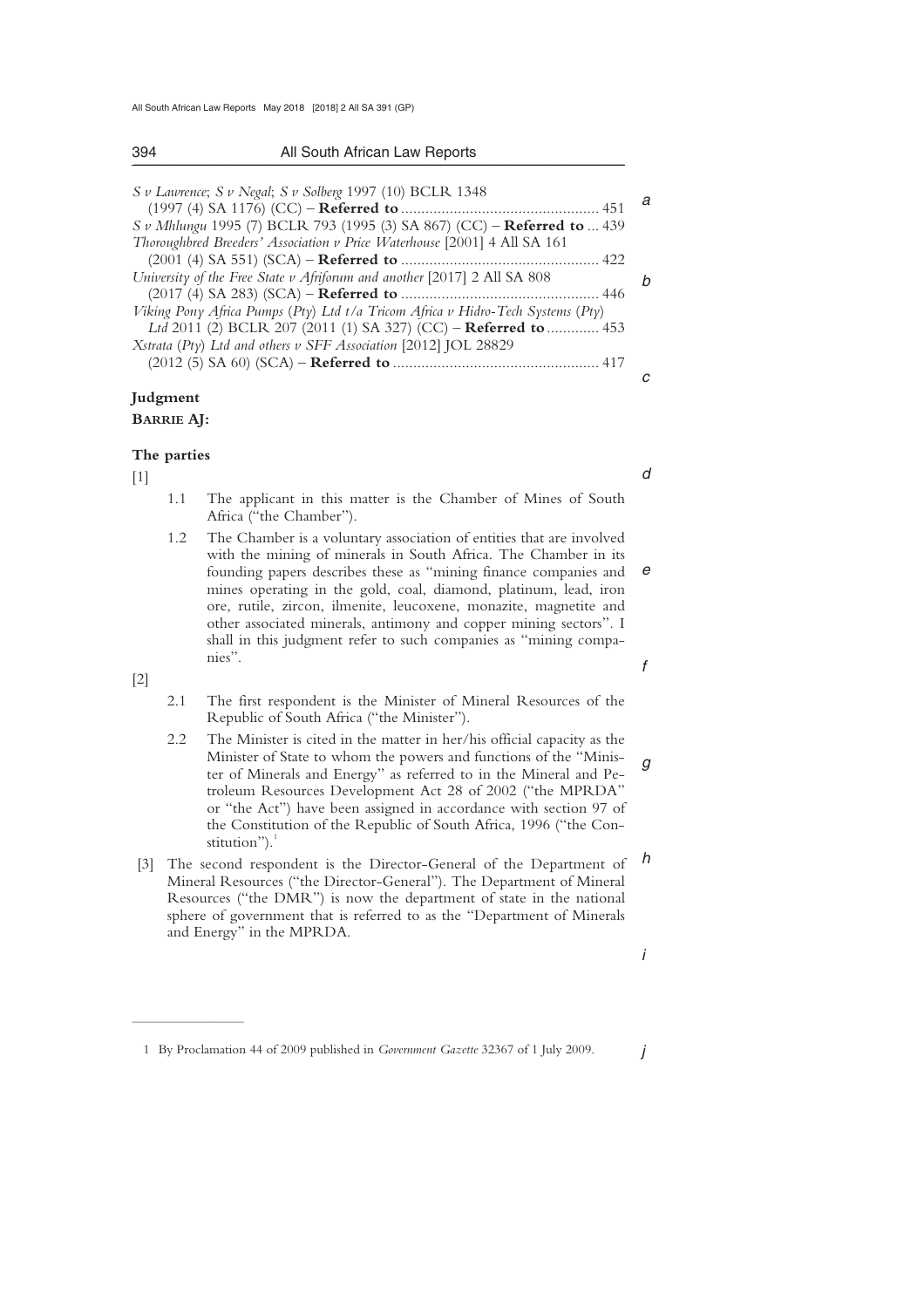*S v Lawrence*; *S v Negal*; *S v Solberg* 1997 (10) BCLR 1348 (1997 (4) SA 1176) (CC) – **Referred to** ................................................ 451

*S v Mhlungu* 1995 (7) BCLR 793 (1995 (3) SA 867) (CC) – **Referred to** ... 439

*Thoroughbred Breeders' Association v Price Waterhouse* [2001] 4 All SA 161 (2001 (4) SA 551) (SCA) – **Referred to** ................................................ 422

*University of the Free State v Afriforum and another* [2017] 2 All SA 808 (2017 (4) SA 283) (SCA) – **Referred to** ................................................ 446

*Viking Pony Africa Pumps (Pty) Ltd t/a Tricom Africa v Hidro-Tech Systems (Pty) Ltd* 2011 (2) BCLR 207 (2011 (1) SA 327) (CC) – **Referred to** ............. 453

*Xstrata (Pty) Ltd and others v SFF Association* [2012] JOL 28829 (2012 (5) SA 60) (SCA) – **Referred to** ................................................ 417

## Judgment

**BARRIE AJ:**

### The parties

[1]

1.1 The applicant in this matter is the Chamber of Mines of South Africa ("the Chamber").

1.2 The Chamber is a voluntary association of entities that are involved with the mining of minerals in South Africa. The Chamber in its founding papers describes these as "mining finance companies and mines operating in the gold, coal, diamond, platinum, lead, iron ore, rutile, zircon, ilmenite, leucoxene, monazite, magnetite and other associated minerals, antimony and copper mining sectors". I shall in this judgment refer to such companies as "mining companies".

[2]

2.1 The first respondent is the Minister of Mineral Resources of the Republic of South Africa ("the Minister").

2.2 The Minister is cited in the matter in her/his official capacity as the Minister of State to whom the powers and functions of the "Minister of Minerals and Energy" as referred to in the Mineral and Petroleum Resources Development Act 28 of 2002 ("the MPRDA" or "the Act") have been assigned in accordance with section 97 of the Constitution of the Republic of South Africa, 1996 ("the Constitution").[1]

[3] The second respondent is the Director-General of the Department of Mineral Resources ("the Director-General"). The Department of Mineral Resources ("the DMR") is now the department of state in the national sphere of government that is referred to as the "Department of Minerals and Energy" in the MPRDA.

---

1 By Proclamation 44 of 2009 published in *Government Gazette* 32367 of 1 July 2009.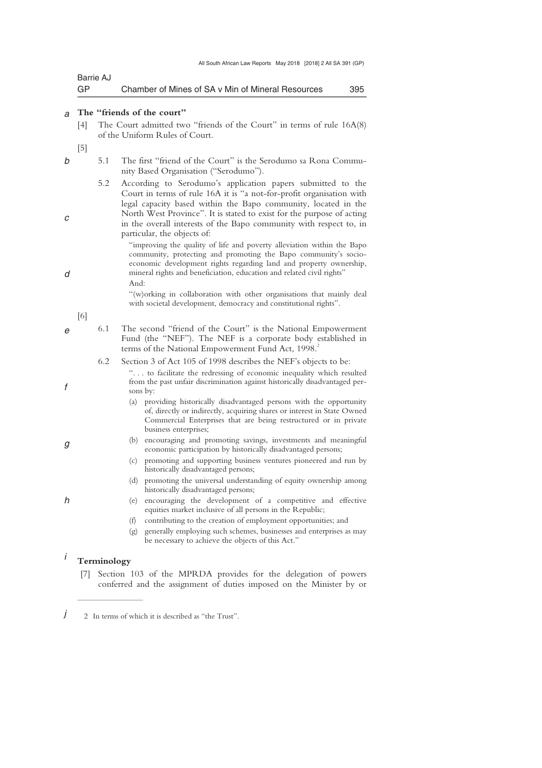## The "friends of the court"

[4] The Court admitted two "friends of the Court" in terms of rule 16A(8) of the Uniform Rules of Court.

[5]

5.1 The first "friend of the Court" is the Serodumo sa Rona Community Based Organisation ("Serodumo").

5.2 According to Serodumo's application papers submitted to the Court in terms of rule 16A it is "a not-for-profit organisation with legal capacity based within the Bapo community, located in the North West Province". It is stated to exist for the purpose of acting in the overall interests of the Bapo community with respect to, in particular, the objects of:

> "improving the quality of life and poverty alleviation within the Bapo community, protecting and promoting the Bapo community's socio-economic development rights regarding land and property ownership, mineral rights and beneficiation, education and related civil rights"
>
> And:
>
> "(w)orking in collaboration with other organisations that mainly deal with societal development, democracy and constitutional rights".

[6]

6.1 The second "friend of the Court" is the National Empowerment Fund (the "NEF"). The NEF is a corporate body established in terms of the National Empowerment Fund Act, 1998.[2]

6.2 Section 3 of Act 105 of 1998 describes the NEF's objects to be:

> ". . . to facilitate the redressing of economic inequality which resulted from the past unfair discrimination against historically disadvantaged persons by:
>
> (a) providing historically disadvantaged persons with the opportunity of, directly or indirectly, acquiring shares or interest in State Owned Commercial Enterprises that are being restructured or in private business enterprises;
>
> (b) encouraging and promoting savings, investments and meaningful economic participation by historically disadvantaged persons;
>
> (c) promoting and supporting business ventures pioneered and run by historically disadvantaged persons;
>
> (d) promoting the universal understanding of equity ownership among historically disadvantaged persons;
>
> (e) encouraging the development of a competitive and effective equities market inclusive of all persons in the Republic;
>
> (f) contributing to the creation of employment opportunities; and
>
> (g) generally employing such schemes, businesses and enterprises as may be necessary to achieve the objects of this Act."

## Terminology

[7] Section 103 of the MPRDA provides for the delegation of powers conferred and the assignment of duties imposed on the Minister by or

---

2 In terms of which it is described as "the Trust".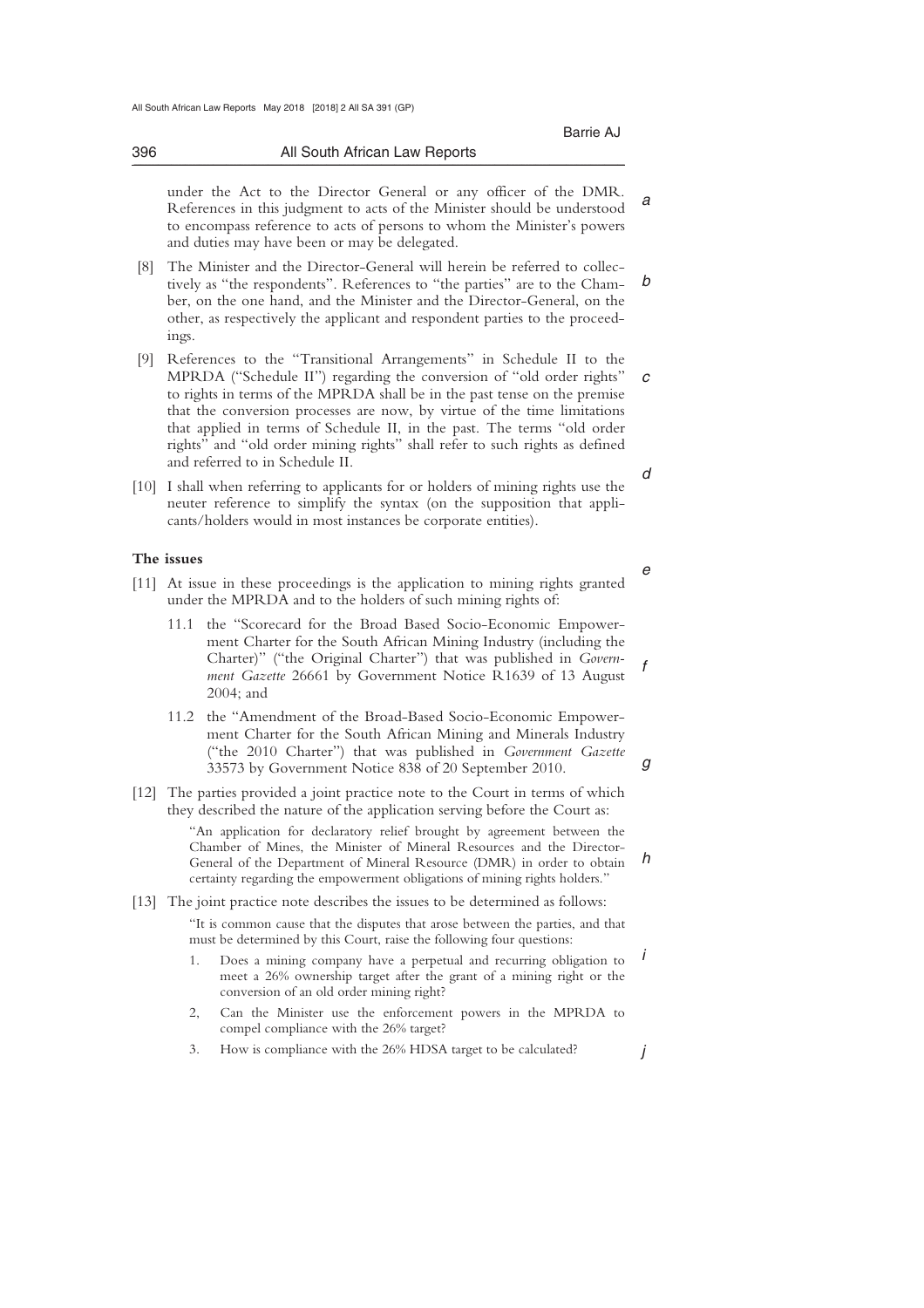under the Act to the Director General or any officer of the DMR. References in this judgment to acts of the Minister should be understood to encompass reference to acts of persons to whom the Minister's powers and duties may have been or may be delegated.

[8] The Minister and the Director-General will herein be referred to collectively as "the respondents". References to "the parties" are to the Chamber, on the one hand, and the Minister and the Director-General, on the other, as respectively the applicant and respondent parties to the proceedings.

[9] References to the "Transitional Arrangements" in Schedule II to the MPRDA ("Schedule II") regarding the conversion of "old order rights" to rights in terms of the MPRDA shall be in the past tense on the premise that the conversion processes are now, by virtue of the time limitations that applied in terms of Schedule II, in the past. The terms "old order rights" and "old order mining rights" shall refer to such rights as defined and referred to in Schedule II.

[10] I shall when referring to applicants for or holders of mining rights use the neuter reference to simplify the syntax (on the supposition that applicants/holders would in most instances be corporate entities).

## The issues

[11] At issue in these proceedings is the application to mining rights granted under the MPRDA and to the holders of such mining rights of:

11.1 the "Scorecard for the Broad Based Socio-Economic Empowerment Charter for the South African Mining Industry (including the Charter)" ("the Original Charter") that was published in *Government Gazette* 26661 by Government Notice R1639 of 13 August 2004; and

11.2 the "Amendment of the Broad-Based Socio-Economic Empowerment Charter for the South African Mining and Minerals Industry ("the 2010 Charter") that was published in *Government Gazette* 33573 by Government Notice 838 of 20 September 2010.

[12] The parties provided a joint practice note to the Court in terms of which they described the nature of the application serving before the Court as:

> "An application for declaratory relief brought by agreement between the Chamber of Mines, the Minister of Mineral Resources and the Director-General of the Department of Mineral Resource (DMR) in order to obtain certainty regarding the empowerment obligations of mining rights holders."

[13] The joint practice note describes the issues to be determined as follows:

> "It is common cause that the disputes that arose between the parties, and that must be determined by this Court, raise the following four questions:
>
> 1. Does a mining company have a perpetual and recurring obligation to meet a 26% ownership target after the grant of a mining right or the conversion of an old order mining right?
>
> 2, Can the Minister use the enforcement powers in the MPRDA to compel compliance with the 26% target?
>
> 3. How is compliance with the 26% HDSA target to be calculated?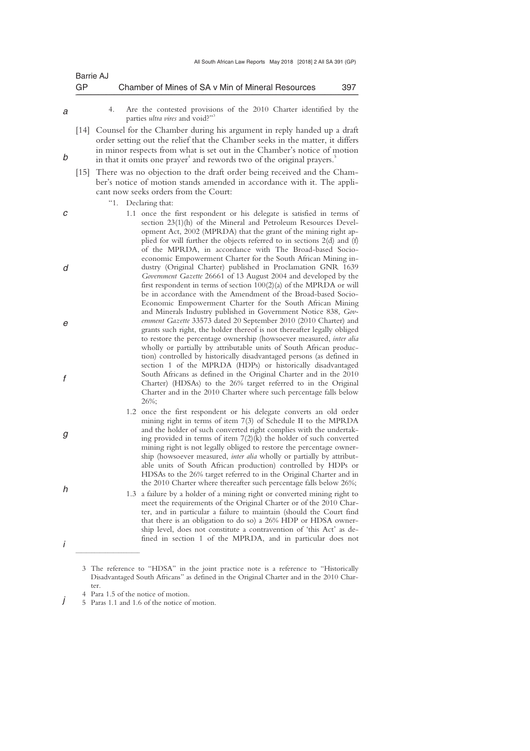4. Are the contested provisions of the 2010 Charter identified by the parties *ultra vires* and void?"[3]

[14] Counsel for the Chamber during his argument in reply handed up a draft order setting out the relief that the Chamber seeks in the matter, it differs in minor respects from what is set out in the Chamber's notice of motion in that it omits one prayer[4] and rewords two of the original prayers.[5]

[15] There was no objection to the draft order being received and the Chamber's notice of motion stands amended in accordance with it. The applicant now seeks orders from the Court:

"1. Declaring that:

1.1 once the first respondent or his delegate is satisfied in terms of section 23(1)(h) of the Mineral and Petroleum Resources Development Act, 2002 (MPRDA) that the grant of the mining right applied for will further the objects referred to in sections 2(d) and (f) of the MPRDA, in accordance with The Broad-based Socio-economic Empowerment Charter for the South African Mining industry (Original Charter) published in Proclamation GNR 1639 *Government Gazette* 26661 of 13 August 2004 and developed by the first respondent in terms of section 100(2)(a) of the MPRDA or will be in accordance with the Amendment of the Broad-based Socio-Economic Empowerment Charter for the South African Mining and Minerals Industry published in Government Notice 838, *Government Gazette* 33573 dated 20 September 2010 (2010 Charter) and grants such right, the holder thereof is not thereafter legally obliged to restore the percentage ownership (howsoever measured, *inter alia* wholly or partially by attributable units of South African production) controlled by historically disadvantaged persons (as defined in section 1 of the MPRDA (HDPs) or historically disadvantaged South Africans as defined in the Original Charter and in the 2010 Charter) (HDSAs) to the 26% target referred to in the Original Charter and in the 2010 Charter where such percentage falls below 26%;

1.2 once the first respondent or his delegate converts an old order mining right in terms of item 7(3) of Schedule II to the MPRDA and the holder of such converted right complies with the undertaking provided in terms of item 7(2)(k) the holder of such converted mining right is not legally obliged to restore the percentage ownership (howsoever measured, *inter alia* wholly or partially by attributable units of South African production) controlled by HDPs or HDSAs to the 26% target referred to in the Original Charter and in the 2010 Charter where thereafter such percentage falls below 26%;

1.3 a failure by a holder of a mining right or converted mining right to meet the requirements of the Original Charter or of the 2010 Charter, and in particular a failure to maintain (should the Court find that there is an obligation to do so) a 26% HDP or HDSA ownership level, does not constitute a contravention of 'this Act' as defined in section 1 of the MPRDA, and in particular does not

---

3 The reference to "HDSA" in the joint practice note is a reference to "Historically Disadvantaged South Africans" as defined in the Original Charter and in the 2010 Charter.

4 Para 1.5 of the notice of motion.

5 Paras 1.1 and 1.6 of the notice of motion.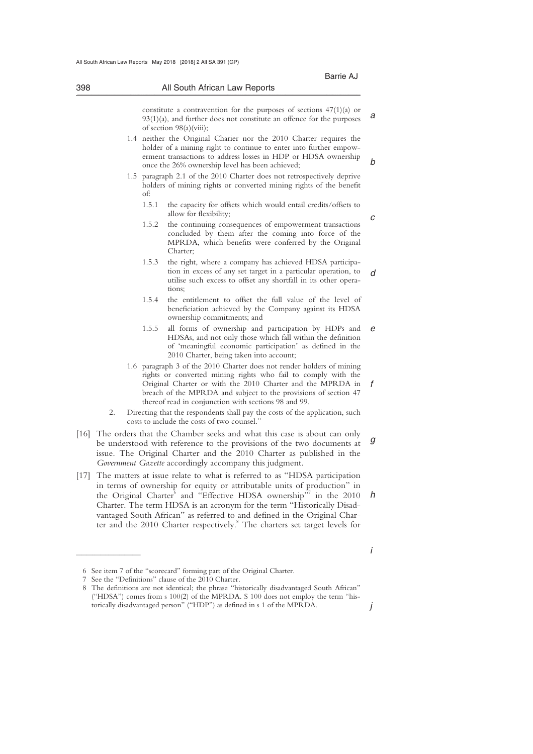constitute a contravention for the purposes of sections 47(1)(a) or 93(1)(a), and further does not constitute an offence for the purposes of section 98(a)(viii);

1.4 neither the Original Charier nor the 2010 Charter requires the holder of a mining right to continue to enter into further empowerment transactions to address losses in HDP or HDSA ownership once the 26% ownership level has been achieved;

1.5 paragraph 2.1 of the 2010 Charter does not retrospectively deprive holders of mining rights or converted mining rights of the benefit of:

1.5.1 the capacity for offsets which would entail credits/offsets to allow for flexibility;

1.5.2 the continuing consequences of empowerment transactions concluded by them after the coming into force of the MPRDA, which benefits were conferred by the Original Charter;

1.5.3 the right, where a company has achieved HDSA participation in excess of any set target in a particular operation, to utilise such excess to offset any shortfall in its other operations;

1.5.4 the entitlement to offset the full value of the level of beneficiation achieved by the Company against its HDSA ownership commitments; and

1.5.5 all forms of ownership and participation by HDPs and HDSAs, and not only those which fall within the definition of 'meaningful economic participation' as defined in the 2010 Charter, being taken into account;

1.6 paragraph 3 of the 2010 Charter does not render holders of mining rights or converted mining rights who fail to comply with the Original Charter or with the 2010 Charter and the MPRDA in breach of the MPRDA and subject to the provisions of section 47 thereof read in conjunction with sections 98 and 99.

2. Directing that the respondents shall pay the costs of the application, such costs to include the costs of two counsel."

[16] The orders that the Chamber seeks and what this case is about can only be understood with reference to the provisions of the two documents at issue. The Original Charter and the 2010 Charter as published in the *Government Gazette* accordingly accompany this judgment.

[17] The matters at issue relate to what is referred to as "HDSA participation in terms of ownership for equity or attributable units of production" in the Original Charter[6] and "Effective HDSA ownership"[7] in the 2010 Charter. The term HDSA is an acronym for the term "Historically Disadvantaged South African" as referred to and defined in the Original Charter and the 2010 Charter respectively.[8] The charters set target levels for

6 See item 7 of the "scorecard" forming part of the Original Charter.

7 See the "Definitions" clause of the 2010 Charter.

8 The definitions are not identical; the phrase "historically disadvantaged South African" ("HDSA") comes from s 100(2) of the MPRDA. S 100 does not employ the term "historically disadvantaged person" ("HDP") as defined in s 1 of the MPRDA.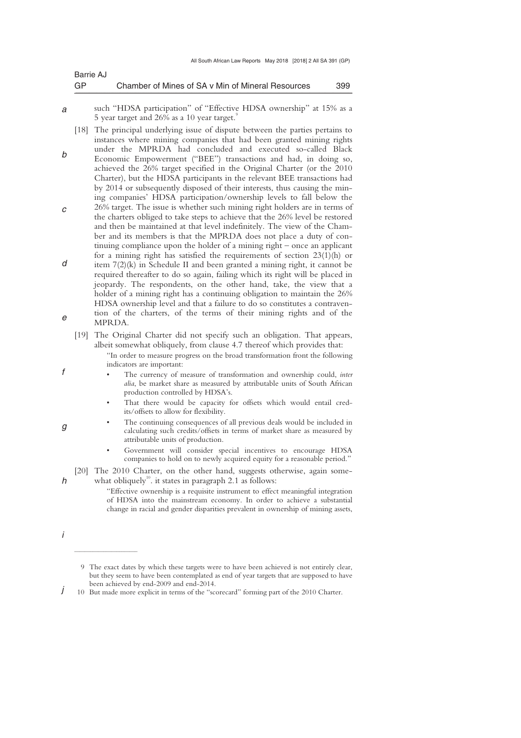such "HDSA participation" of "Effective HDSA ownership" at 15% as a 5 year target and 26% as a 10 year target.[9]

[18] The principal underlying issue of dispute between the parties pertains to instances where mining companies that had been granted mining rights under the MPRDA had concluded and executed so-called Black Economic Empowerment ("BEE") transactions and had, in doing so, achieved the 26% target specified in the Original Charter (or the 2010 Charter), but the HDSA participants in the relevant BEE transactions had by 2014 or subsequently disposed of their interests, thus causing the mining companies' HDSA participation/ownership levels to fall below the 26% target. The issue is whether such mining right holders are in terms of the charters obliged to take steps to achieve that the 26% level be restored and then be maintained at that level indefinitely. The view of the Chamber and its members is that the MPRDA does not place a duty of continuing compliance upon the holder of a mining right – once an applicant for a mining right has satisfied the requirements of section 23(1)(h) or item 7(2)(k) in Schedule II and been granted a mining right, it cannot be required thereafter to do so again, failing which its right will be placed in jeopardy. The respondents, on the other hand, take, the view that a holder of a mining right has a continuing obligation to maintain the 26% HDSA ownership level and that a failure to do so constitutes a contravention of the charters, of the terms of their mining rights and of the MPRDA.

[19] The Original Charter did not specify such an obligation. That appears, albeit somewhat obliquely, from clause 4.7 thereof which provides that:

> "In order to measure progress on the broad transformation front the following indicators are important:
>
> - The currency of measure of transformation and ownership could, *inter alia*, be market share as measured by attributable units of South African production controlled by HDSA's.
> - That there would be capacity for offsets which would entail credits/offsets to allow for flexibility.
> - The continuing consequences of all previous deals would be included in calculating such credits/offsets in terms of market share as measured by attributable units of production.
> - Government will consider special incentives to encourage HDSA companies to hold on to newly acquired equity for a reasonable period."

[20] The 2010 Charter, on the other hand, suggests otherwise, again somewhat obliquely[10]. it states in paragraph 2.1 as follows:

> "Effective ownership is a requisite instrument to effect meaningful integration of HDSA into the mainstream economy. In order to achieve a substantial change in racial and gender disparities prevalent in ownership of mining assets,

---

9 The exact dates by which these targets were to have been achieved is not entirely clear, but they seem to have been contemplated as end of year targets that are supposed to have been achieved by end-2009 and end-2014.

10 But made more explicit in terms of the "scorecard" forming part of the 2010 Charter.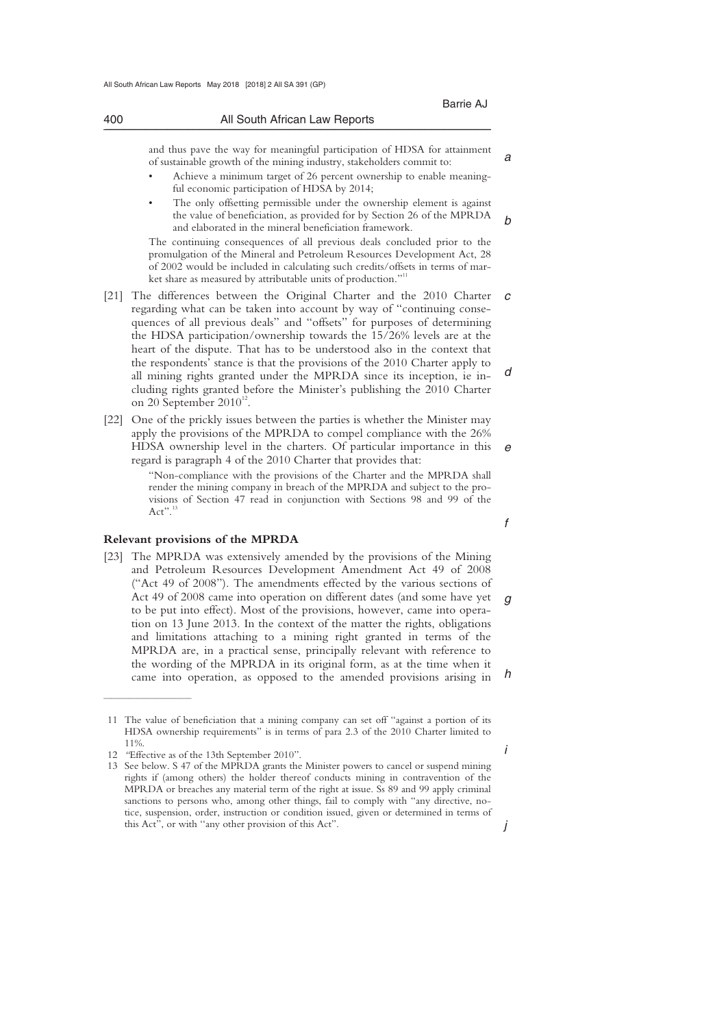and thus pave the way for meaningful participation of HDSA for attainment of sustainable growth of the mining industry, stakeholders commit to:

- Achieve a minimum target of 26 percent ownership to enable meaningful economic participation of HDSA by 2014;
- The only offsetting permissible under the ownership element is against the value of beneficiation, as provided for by Section 26 of the MPRDA and elaborated in the mineral beneficiation framework.

The continuing consequences of all previous deals concluded prior to the promulgation of the Mineral and Petroleum Resources Development Act, 28 of 2002 would be included in calculating such credits/offsets in terms of market share as measured by attributable units of production."[11]

[21] The differences between the Original Charter and the 2010 Charter regarding what can be taken into account by way of "continuing consequences of all previous deals" and "offsets" for purposes of determining the HDSA participation/ownership towards the 15/26% levels are at the heart of the dispute. That has to be understood also in the context that the respondents' stance is that the provisions of the 2010 Charter apply to all mining rights granted under the MPRDA since its inception, ie including rights granted before the Minister's publishing the 2010 Charter on 20 September 2010[12].

[22] One of the prickly issues between the parties is whether the Minister may apply the provisions of the MPRDA to compel compliance with the 26% HDSA ownership level in the charters. Of particular importance in this regard is paragraph 4 of the 2010 Charter that provides that:

> "Non-compliance with the provisions of the Charter and the MPRDA shall render the mining company in breach of the MPRDA and subject to the provisions of Section 47 read in conjunction with Sections 98 and 99 of the Act".[13]

**Relevant provisions of the MPRDA**

[23] The MPRDA was extensively amended by the provisions of the Mining and Petroleum Resources Development Amendment Act 49 of 2008 ("Act 49 of 2008"). The amendments effected by the various sections of Act 49 of 2008 came into operation on different dates (and some have yet to be put into effect). Most of the provisions, however, came into operation on 13 June 2013. In the context of the matter the rights, obligations and limitations attaching to a mining right granted in terms of the MPRDA are, in a practical sense, principally relevant with reference to the wording of the MPRDA in its original form, as at the time when it came into operation, as opposed to the amended provisions arising in

---

11 The value of beneficiation that a mining company can set off "against a portion of its HDSA ownership requirements" is in terms of para 2.3 of the 2010 Charter limited to 11%.

12 "Effective as of the 13th September 2010".

13 See below. S 47 of the MPRDA grants the Minister powers to cancel or suspend mining rights if (among others) the holder thereof conducts mining in contravention of the MPRDA or breaches any material term of the right at issue. Ss 89 and 99 apply criminal sanctions to persons who, among other things, fail to comply with "any directive, notice, suspension, order, instruction or condition issued, given or determined in terms of this Act", or with "any other provision of this Act".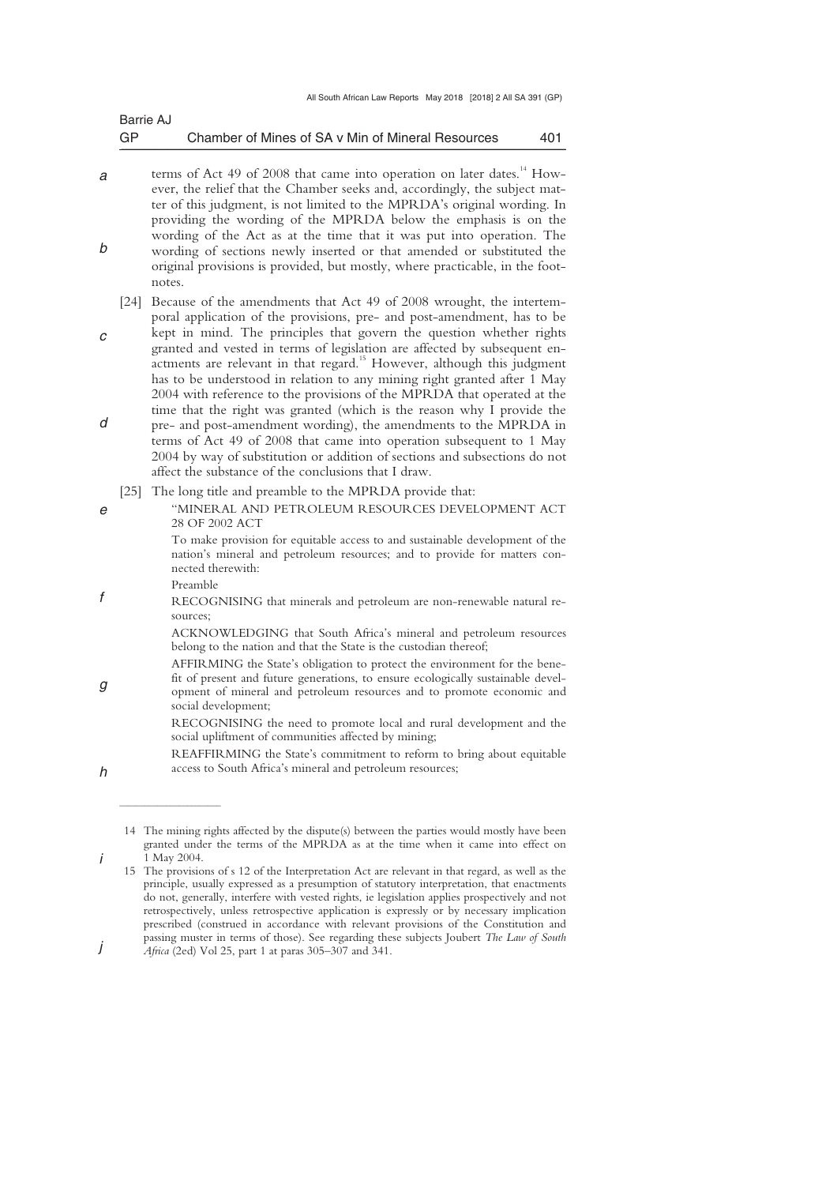terms of Act 49 of 2008 that came into operation on later dates.[14] However, the relief that the Chamber seeks and, accordingly, the subject matter of this judgment, is not limited to the MPRDA's original wording. In providing the wording of the MPRDA below the emphasis is on the wording of the Act as at the time that it was put into operation. The wording of sections newly inserted or that amended or substituted the original provisions is provided, but mostly, where practicable, in the footnotes.

[24] Because of the amendments that Act 49 of 2008 wrought, the intertemporal application of the provisions, pre- and post-amendment, has to be kept in mind. The principles that govern the question whether rights granted and vested in terms of legislation are affected by subsequent enactments are relevant in that regard.[15] However, although this judgment has to be understood in relation to any mining right granted after 1 May 2004 with reference to the provisions of the MPRDA that operated at the time that the right was granted (which is the reason why I provide the pre- and post-amendment wording), the amendments to the MPRDA in terms of Act 49 of 2008 that came into operation subsequent to 1 May 2004 by way of substitution or addition of sections and subsections do not affect the substance of the conclusions that I draw.

[25] The long title and preamble to the MPRDA provide that:

> "MINERAL AND PETROLEUM RESOURCES DEVELOPMENT ACT 28 OF 2002 ACT
>
> To make provision for equitable access to and sustainable development of the nation's mineral and petroleum resources; and to provide for matters connected therewith:
>
> Preamble
>
> RECOGNISING that minerals and petroleum are non-renewable natural resources;
>
> ACKNOWLEDGING that South Africa's mineral and petroleum resources belong to the nation and that the State is the custodian thereof;
>
> AFFIRMING the State's obligation to protect the environment for the benefit of present and future generations, to ensure ecologically sustainable development of mineral and petroleum resources and to promote economic and social development;
>
> RECOGNISING the need to promote local and rural development and the social upliftment of communities affected by mining;
>
> REAFFIRMING the State's commitment to reform to bring about equitable access to South Africa's mineral and petroleum resources;

---

14 The mining rights affected by the dispute(s) between the parties would mostly have been granted under the terms of the MPRDA as at the time when it came into effect on 1 May 2004.

15 The provisions of s 12 of the Interpretation Act are relevant in that regard, as well as the principle, usually expressed as a presumption of statutory interpretation, that enactments do not, generally, interfere with vested rights, ie legislation applies prospectively and not retrospectively, unless retrospective application is expressly or by necessary implication prescribed (construed in accordance with relevant provisions of the Constitution and passing muster in terms of those). See regarding these subjects Joubert *The Law of South Africa* (2ed) Vol 25, part 1 at paras 305–307 and 341.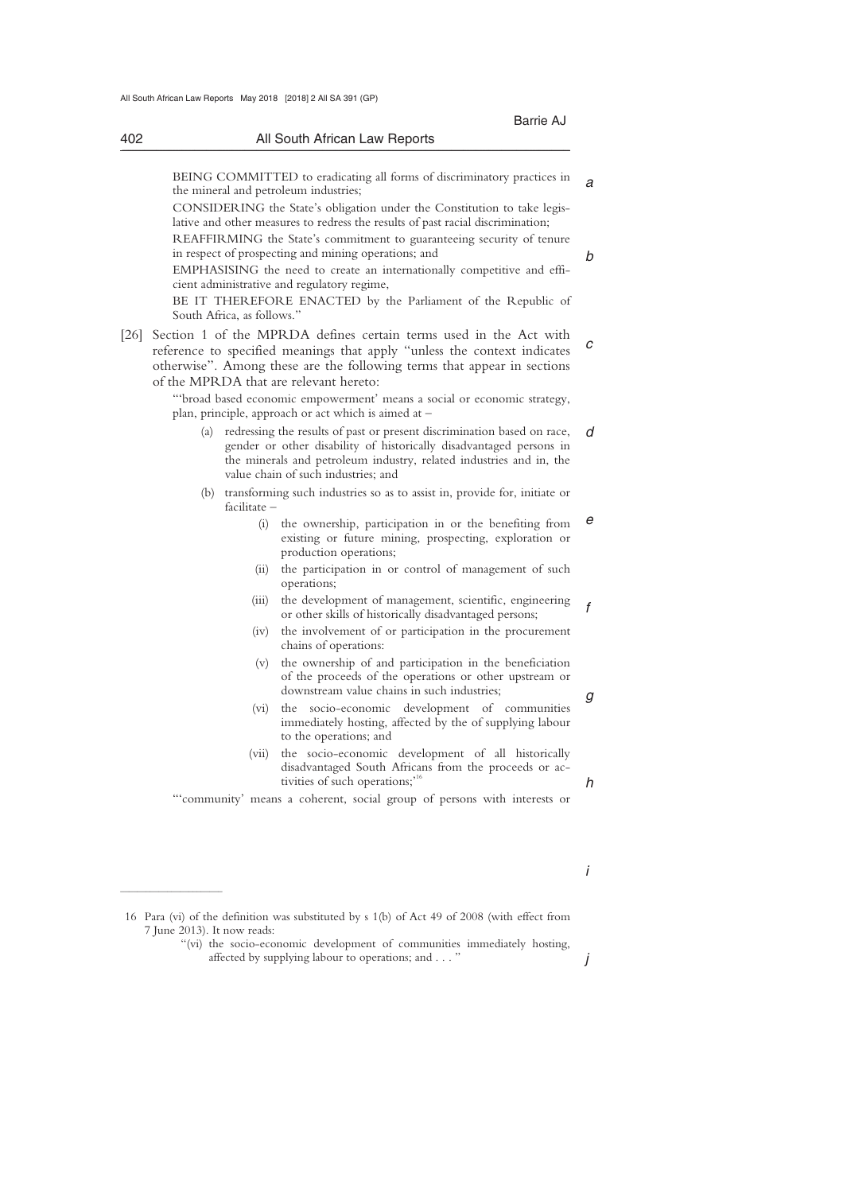BEING COMMITTED to eradicating all forms of discriminatory practices in the mineral and petroleum industries;

CONSIDERING the State's obligation under the Constitution to take legislative and other measures to redress the results of past racial discrimination;

REAFFIRMING the State's commitment to guaranteeing security of tenure in respect of prospecting and mining operations; and

EMPHASISING the need to create an internationally competitive and efficient administrative and regulatory regime,

BE IT THEREFORE ENACTED by the Parliament of the Republic of South Africa, as follows."

[26] Section 1 of the MPRDA defines certain terms used in the Act with reference to specified meanings that apply "unless the context indicates otherwise". Among these are the following terms that appear in sections of the MPRDA that are relevant hereto:

"'broad based economic empowerment' means a social or economic strategy, plan, principle, approach or act which is aimed at –

(a) redressing the results of past or present discrimination based on race, gender or other disability of historically disadvantaged persons in the minerals and petroleum industry, related industries and in, the value chain of such industries; and

(b) transforming such industries so as to assist in, provide for, initiate or facilitate –

(i) the ownership, participation in or the benefiting from existing or future mining, prospecting, exploration or production operations;

(ii) the participation in or control of management of such operations;

(iii) the development of management, scientific, engineering or other skills of historically disadvantaged persons;

(iv) the involvement of or participation in the procurement chains of operations:

(v) the ownership of and participation in the beneficiation of the proceeds of the operations or other upstream or downstream value chains in such industries;

(vi) the socio-economic development of communities immediately hosting, affected by the of supplying labour to the operations; and

(vii) the socio-economic development of all historically disadvantaged South Africans from the proceeds or activities of such operations;"[16]

"'community' means a coherent, social group of persons with interests or

---

16 Para (vi) of the definition was substituted by s 1(b) of Act 49 of 2008 (with effect from 7 June 2013). It now reads:

"(vi) the socio-economic development of communities immediately hosting, affected by supplying labour to operations; and . . . "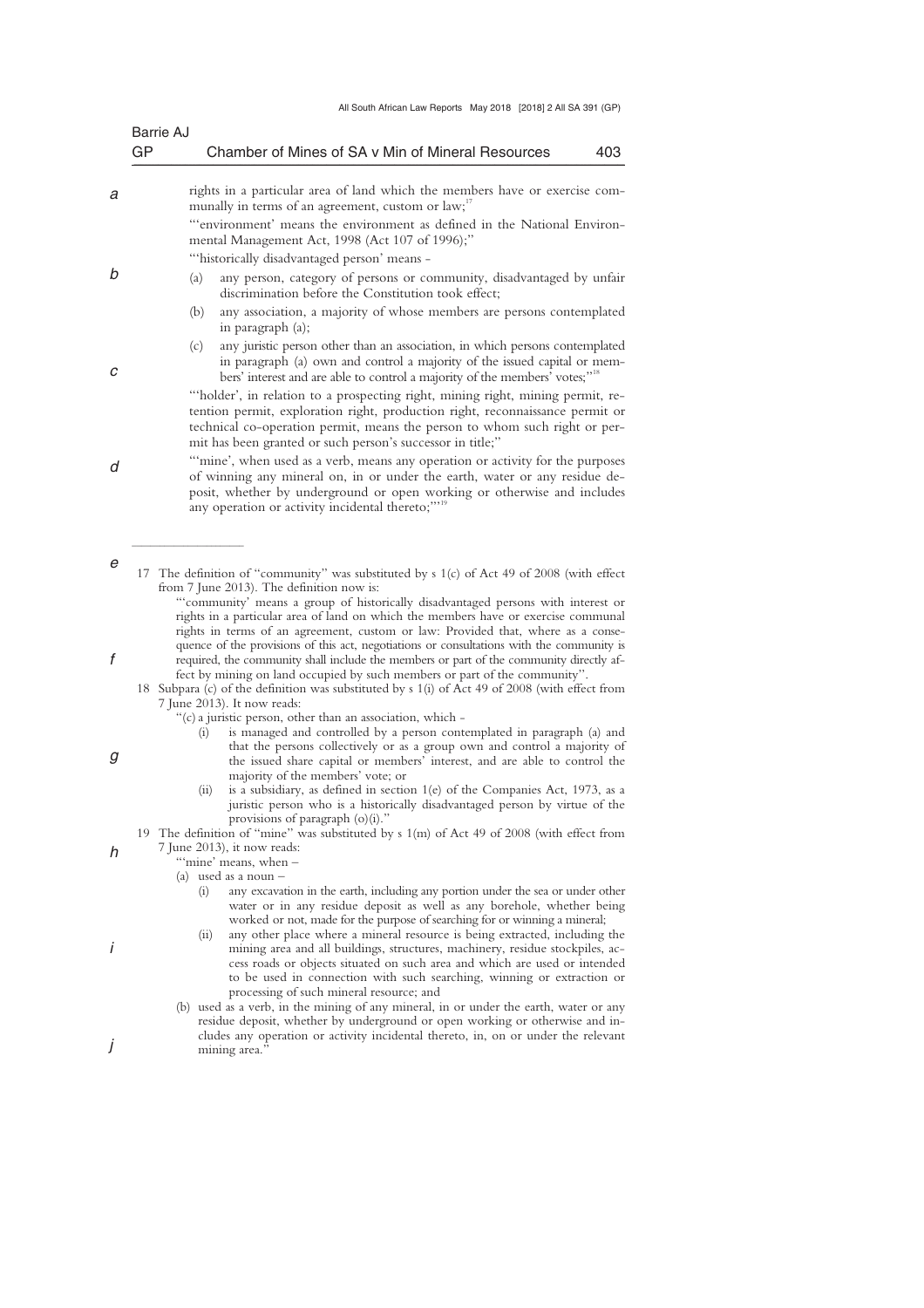rights in a particular area of land which the members have or exercise communally in terms of an agreement, custom or law;[17]

"'environment' means the environment as defined in the National Environmental Management Act, 1998 (Act 107 of 1996);"

"'historically disadvantaged person' means -

(a) any person, category of persons or community, disadvantaged by unfair discrimination before the Constitution took effect;

(b) any association, a majority of whose members are persons contemplated in paragraph (a);

(c) any juristic person other than an association, in which persons contemplated in paragraph (a) own and control a majority of the issued capital or members' interest and are able to control a majority of the members' votes;"[18]

"'holder', in relation to a prospecting right, mining right, mining permit, retention permit, exploration right, production right, reconnaissance permit or technical co-operation permit, means the person to whom such right or permit has been granted or such person's successor in title;"

"'mine', when used as a verb, means any operation or activity for the purposes of winning any mineral on, in or under the earth, water or any residue deposit, whether by underground or open working or otherwise and includes any operation or activity incidental thereto;"'[19]

---

17 The definition of "community" was substituted by s 1(c) of Act 49 of 2008 (with effect from 7 June 2013). The definition now is:

"'community' means a group of historically disadvantaged persons with interest or rights in a particular area of land on which the members have or exercise communal rights in terms of an agreement, custom or law: Provided that, where as a consequence of the provisions of this act, negotiations or consultations with the community is required, the community shall include the members or part of the community directly affect by mining on land occupied by such members or part of the community".

18 Subpara (c) of the definition was substituted by s 1(i) of Act 49 of 2008 (with effect from 7 June 2013). It now reads:

"(c) a juristic person, other than an association, which -

(i) is managed and controlled by a person contemplated in paragraph (a) and that the persons collectively or as a group own and control a majority of the issued share capital or members' interest, and are able to control the majority of the members' vote; or

(ii) is a subsidiary, as defined in section 1(e) of the Companies Act, 1973, as a juristic person who is a historically disadvantaged person by virtue of the provisions of paragraph (o)(i)."

19 The definition of "mine" was substituted by s 1(m) of Act 49 of 2008 (with effect from 7 June 2013), it now reads:

"'mine' means, when –

(a) used as a noun –

(i) any excavation in the earth, including any portion under the sea or under other water or in any residue deposit as well as any borehole, whether being worked or not, made for the purpose of searching for or winning a mineral;

(ii) any other place where a mineral resource is being extracted, including the mining area and all buildings, structures, machinery, residue stockpiles, access roads or objects situated on such area and which are used or intended to be used in connection with such searching, winning or extraction or processing of such mineral resource; and

(b) used as a verb, in the mining of any mineral, in or under the earth, water or any residue deposit, whether by underground or open working or otherwise and includes any operation or activity incidental thereto, in, on or under the relevant mining area."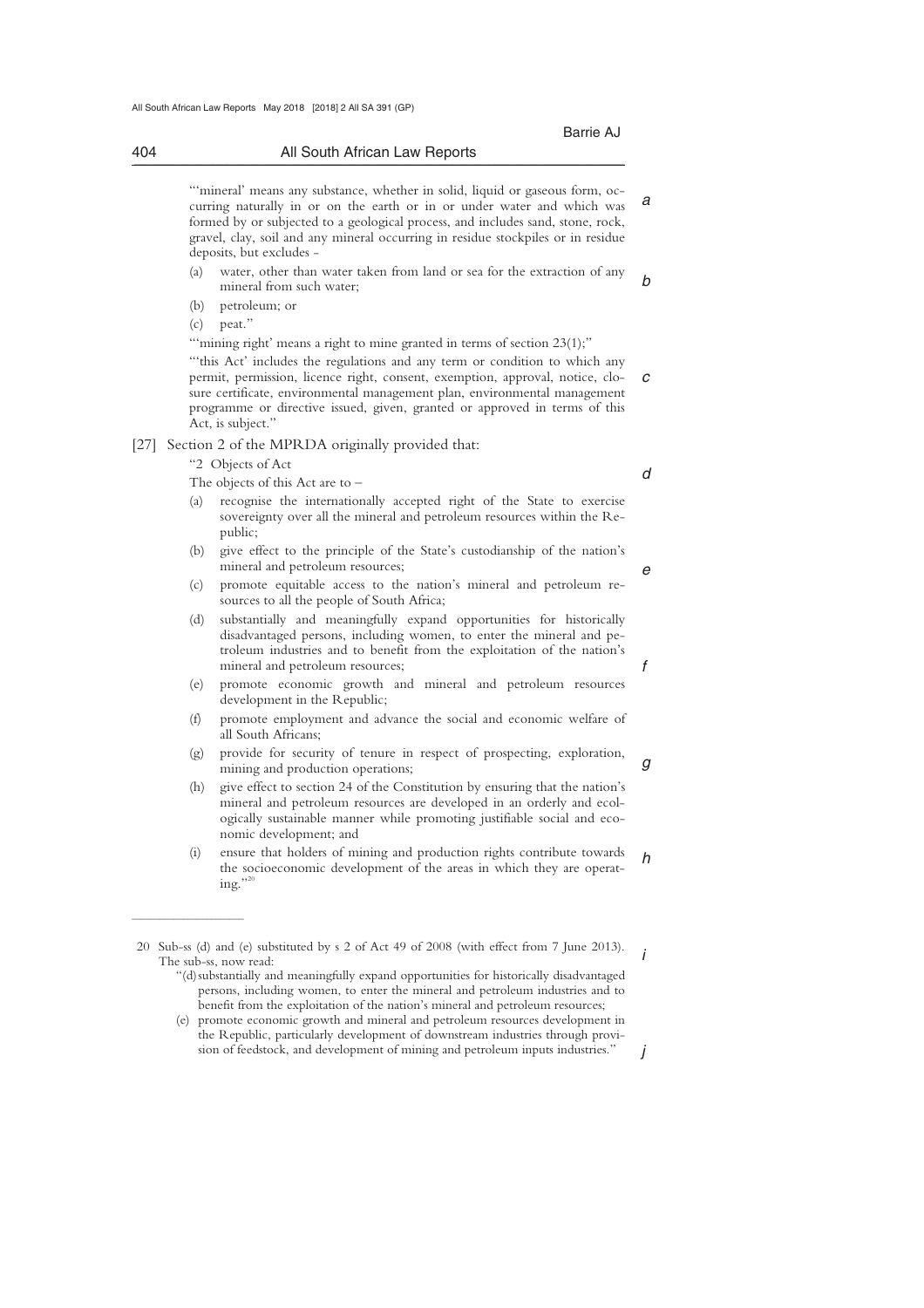"'mineral' means any substance, whether in solid, liquid or gaseous form, occurring naturally in or on the earth or in or under water and which was formed by or subjected to a geological process, and includes sand, stone, rock, gravel, clay, soil and any mineral occurring in residue stockpiles or in residue deposits, but excludes -

(a) water, other than water taken from land or sea for the extraction of any mineral from such water;

(b) petroleum; or

(c) peat."

"'mining right' means a right to mine granted in terms of section 23(1);"

"'this Act' includes the regulations and any term or condition to which any permit, permission, licence right, consent, exemption, approval, notice, closure certificate, environmental management plan, environmental management programme or directive issued, given, granted or approved in terms of this Act, is subject."

[27] Section 2 of the MPRDA originally provided that:

"2 Objects of Act

The objects of this Act are to –

(a) recognise the internationally accepted right of the State to exercise sovereignty over all the mineral and petroleum resources within the Republic;

(b) give effect to the principle of the State's custodianship of the nation's mineral and petroleum resources;

(c) promote equitable access to the nation's mineral and petroleum resources to all the people of South Africa;

(d) substantially and meaningfully expand opportunities for historically disadvantaged persons, including women, to enter the mineral and petroleum industries and to benefit from the exploitation of the nation's mineral and petroleum resources;

(e) promote economic growth and mineral and petroleum resources development in the Republic;

(f) promote employment and advance the social and economic welfare of all South Africans;

(g) provide for security of tenure in respect of prospecting, exploration, mining and production operations;

(h) give effect to section 24 of the Constitution by ensuring that the nation's mineral and petroleum resources are developed in an orderly and ecologically sustainable manner while promoting justifiable social and economic development; and

(i) ensure that holders of mining and production rights contribute towards the socioeconomic development of the areas in which they are operating."[20]

---

20 Sub-ss (d) and (e) substituted by s 2 of Act 49 of 2008 (with effect from 7 June 2013). The sub-ss, now read:

"(d) substantially and meaningfully expand opportunities for historically disadvantaged persons, including women, to enter the mineral and petroleum industries and to benefit from the exploitation of the nation's mineral and petroleum resources;

(e) promote economic growth and mineral and petroleum resources development in the Republic, particularly development of downstream industries through provision of feedstock, and development of mining and petroleum inputs industries."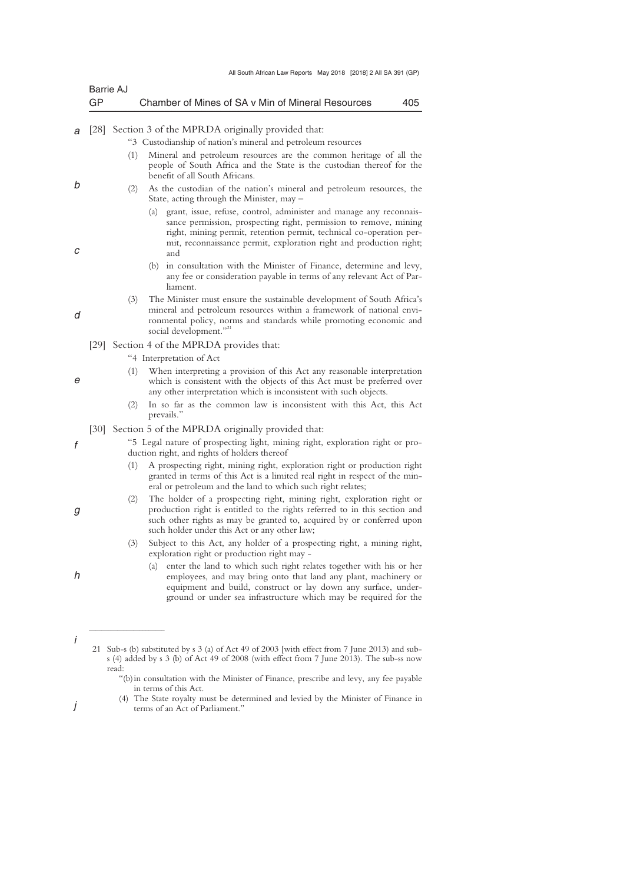[28] Section 3 of the MPRDA originally provided that:

> "3 Custodianship of nation's mineral and petroleum resources
>
> (1) Mineral and petroleum resources are the common heritage of all the people of South Africa and the State is the custodian thereof for the benefit of all South Africans.
>
> (2) As the custodian of the nation's mineral and petroleum resources, the State, acting through the Minister, may –
>
> (a) grant, issue, refuse, control, administer and manage any reconnaissance permission, prospecting right, permission to remove, mining right, mining permit, retention permit, technical co-operation permit, reconnaissance permit, exploration right and production right; and
>
> (b) in consultation with the Minister of Finance, determine and levy, any fee or consideration payable in terms of any relevant Act of Parliament.
>
> (3) The Minister must ensure the sustainable development of South Africa's mineral and petroleum resources within a framework of national environmental policy, norms and standards while promoting economic and social development."[21]

[29] Section 4 of the MPRDA provides that:

> "4 Interpretation of Act
>
> (1) When interpreting a provision of this Act any reasonable interpretation which is consistent with the objects of this Act must be preferred over any other interpretation which is inconsistent with such objects.
>
> (2) In so far as the common law is inconsistent with this Act, this Act prevails."

[30] Section 5 of the MPRDA originally provided that:

> "5 Legal nature of prospecting light, mining right, exploration right or production right, and rights of holders thereof
>
> (1) A prospecting right, mining right, exploration right or production right granted in terms of this Act is a limited real right in respect of the mineral or petroleum and the land to which such right relates;
>
> (2) The holder of a prospecting right, mining right, exploration right or production right is entitled to the rights referred to in this section and such other rights as may be granted to, acquired by or conferred upon such holder under this Act or any other law;
>
> (3) Subject to this Act, any holder of a prospecting right, a mining right, exploration right or production right may -
>
> (a) enter the land to which such right relates together with his or her employees, and may bring onto that land any plant, machinery or equipment and build, construct or lay down any surface, underground or under sea infrastructure which may be required for the

---

21 Sub-s (b) substituted by s 3 (a) of Act 49 of 2003 [with effect from 7 June 2013) and sub-s (4) added by s 3 (b) of Act 49 of 2008 (with effect from 7 June 2013). The sub-ss now read:

> "(b) in consultation with the Minister of Finance, prescribe and levy, any fee payable in terms of this Act.
>
> (4) The State royalty must be determined and levied by the Minister of Finance in terms of an Act of Parliament."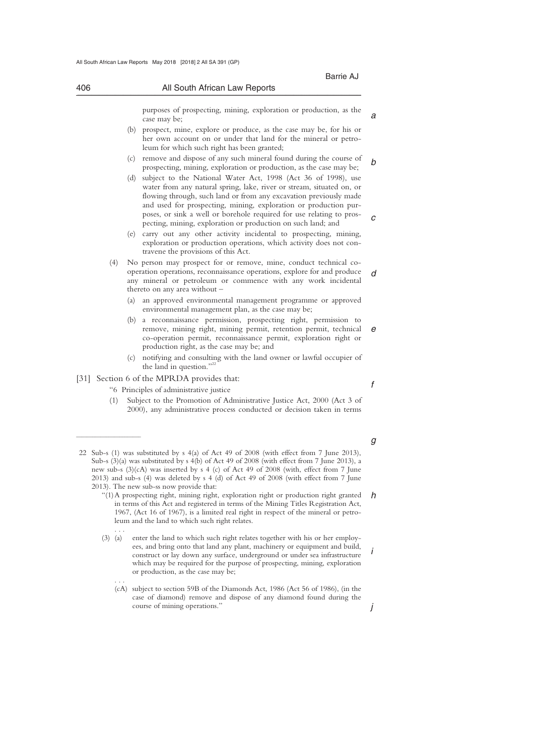purposes of prospecting, mining, exploration or production, as the case may be;

(b) prospect, mine, explore or produce, as the case may be, for his or her own account on or under that land for the mineral or petroleum for which such right has been granted;

(c) remove and dispose of any such mineral found during the course of prospecting, mining, exploration or production, as the case may be;

(d) subject to the National Water Act, 1998 (Act 36 of 1998), use water from any natural spring, lake, river or stream, situated on, or flowing through, such land or from any excavation previously made and used for prospecting, mining, exploration or production purposes, or sink a well or borehole required for use relating to prospecting, mining, exploration or production on such land; and

(e) carry out any other activity incidental to prospecting, mining, exploration or production operations, which activity does not contravene the provisions of this Act.

(4) No person may prospect for or remove, mine, conduct technical co-operation operations, reconnaissance operations, explore for and produce any mineral or petroleum or commence with any work incidental thereto on any area without –

(a) an approved environmental management programme or approved environmental management plan, as the case may be;

(b) a reconnaissance permission, prospecting right, permission to remove, mining right, mining permit, retention permit, technical co-operation permit, reconnaissance permit, exploration right or production right, as the case may be; and

(c) notifying and consulting with the land owner or lawful occupier of the land in question."[22]

[31] Section 6 of the MPRDA provides that:

"6 Principles of administrative justice

(1) Subject to the Promotion of Administrative Justice Act, 2000 (Act 3 of 2000), any administrative process conducted or decision taken in terms

---

22 Sub-s (1) was substituted by s 4(a) of Act 49 of 2008 (with effect from 7 June 2013), Sub-s (3)(a) was substituted by s 4(b) of Act 49 of 2008 (with effect from 7 June 2013), a new sub-s (3)(cA) was inserted by s 4 (c) of Act 49 of 2008 (with, effect from 7 June 2013) and sub-s (4) was deleted by s 4 (d) of Act 49 of 2008 (with effect from 7 June 2013). The new sub-ss now provide that:

"(1) A prospecting right, mining right, exploration right or production right granted in terms of this Act and registered in terms of the Mining Titles Registration Act, 1967, (Act 16 of 1967), is a limited real right in respect of the mineral or petroleum and the land to which such right relates.

. . .

(3) (a) enter the land to which such right relates together with his or her employees, and bring onto that land any plant, machinery or equipment and build, construct or lay down any surface, underground or under sea infrastructure which may be required for the purpose of prospecting, mining, exploration or production, as the case may be;

. . .

(cA) subject to section 59B of the Diamonds Act, 1986 (Act 56 of 1986), (in the case of diamond) remove and dispose of any diamond found during the course of mining operations."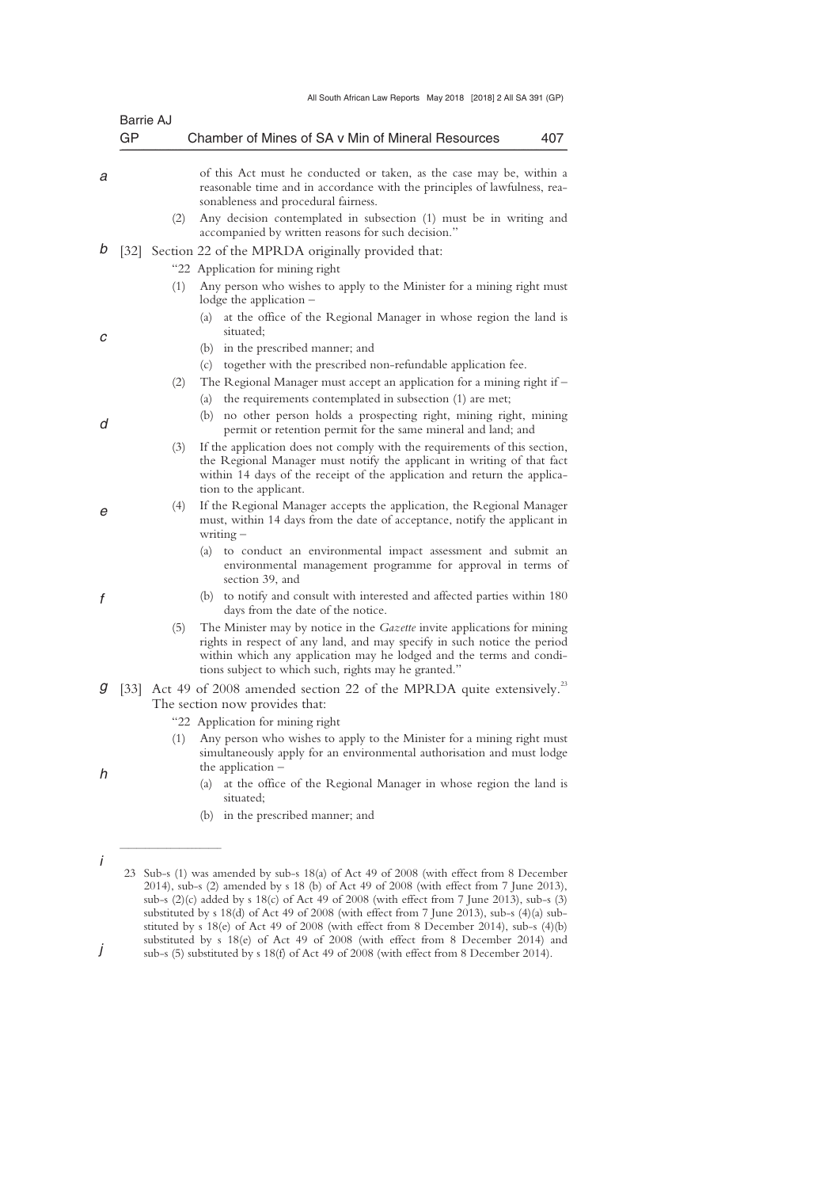of this Act must he conducted or taken, as the case may be, within a reasonable time and in accordance with the principles of lawfulness, reasonableness and procedural fairness.

(2) Any decision contemplated in subsection (1) must be in writing and accompanied by written reasons for such decision."

[32] Section 22 of the MPRDA originally provided that:

"22 Application for mining right

(1) Any person who wishes to apply to the Minister for a mining right must lodge the application –

(a) at the office of the Regional Manager in whose region the land is situated;

(b) in the prescribed manner; and

(c) together with the prescribed non-refundable application fee.

(2) The Regional Manager must accept an application for a mining right if –

(a) the requirements contemplated in subsection (1) are met;

(b) no other person holds a prospecting right, mining right, mining permit or retention permit for the same mineral and land; and

(3) If the application does not comply with the requirements of this section, the Regional Manager must notify the applicant in writing of that fact within 14 days of the receipt of the application and return the application to the applicant.

(4) If the Regional Manager accepts the application, the Regional Manager must, within 14 days from the date of acceptance, notify the applicant in writing –

(a) to conduct an environmental impact assessment and submit an environmental management programme for approval in terms of section 39, and

(b) to notify and consult with interested and affected parties within 180 days from the date of the notice.

(5) The Minister may by notice in the *Gazette* invite applications for mining rights in respect of any land, and may specify in such notice the period within which any application may he lodged and the terms and conditions subject to which such, rights may he granted."

[33] Act 49 of 2008 amended section 22 of the MPRDA quite extensively.[23] The section now provides that:

"22 Application for mining right

(1) Any person who wishes to apply to the Minister for a mining right must simultaneously apply for an environmental authorisation and must lodge the application –

(a) at the office of the Regional Manager in whose region the land is situated;

(b) in the prescribed manner; and

---

23 Sub-s (1) was amended by sub-s 18(a) of Act 49 of 2008 (with effect from 8 December 2014), sub-s (2) amended by s 18 (b) of Act 49 of 2008 (with effect from 7 June 2013), sub-s (2)(c) added by s 18(c) of Act 49 of 2008 (with effect from 7 June 2013), sub-s (3) substituted by s 18(d) of Act 49 of 2008 (with effect from 7 June 2013), sub-s (4)(a) substituted by s 18(e) of Act 49 of 2008 (with effect from 8 December 2014), sub-s (4)(b) substituted by s 18(e) of Act 49 of 2008 (with effect from 8 December 2014) and sub-s (5) substituted by s 18(f) of Act 49 of 2008 (with effect from 8 December 2014).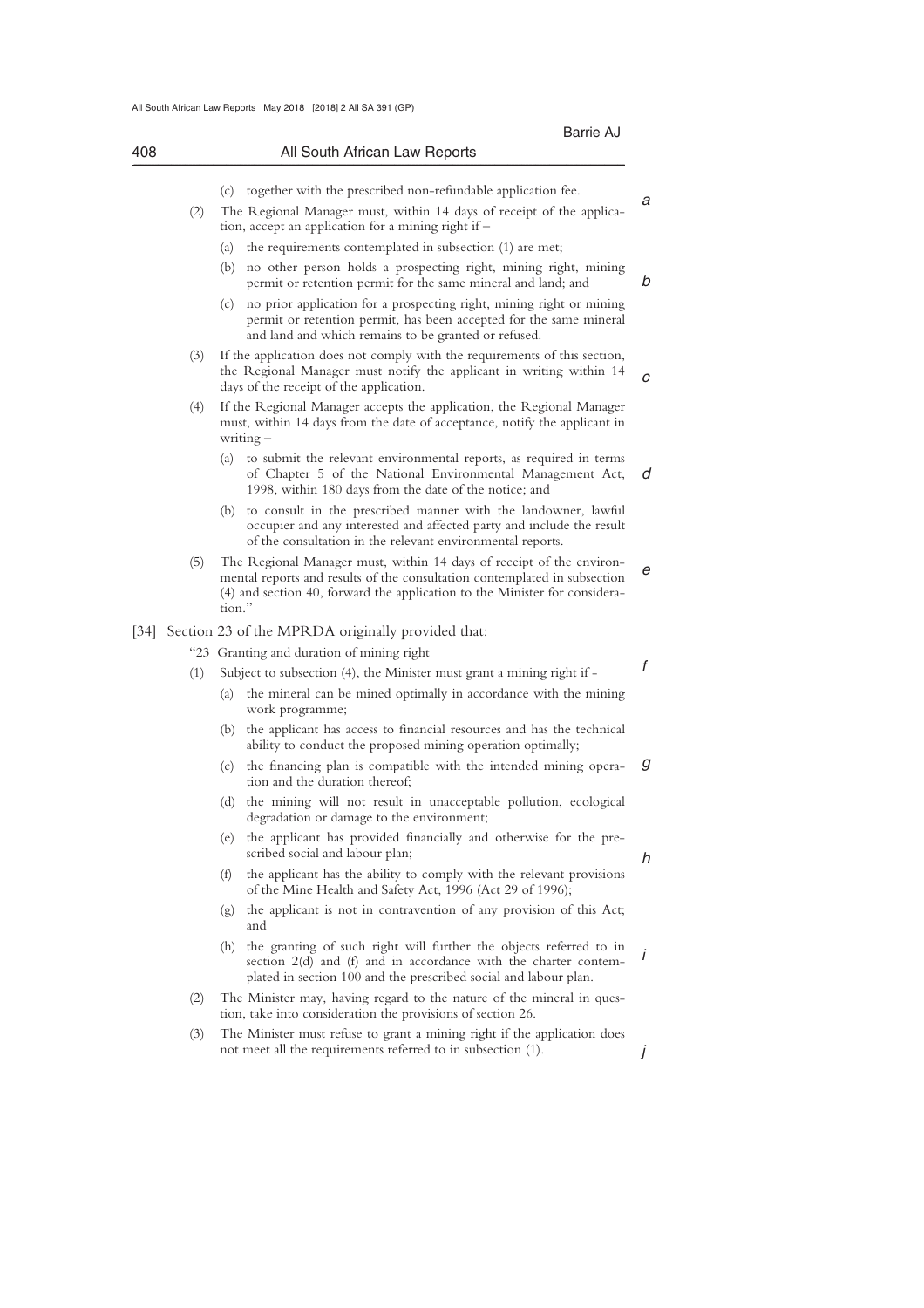(c) together with the prescribed non-refundable application fee.

(2) The Regional Manager must, within 14 days of receipt of the application, accept an application for a mining right if –

(a) the requirements contemplated in subsection (1) are met;

(b) no other person holds a prospecting right, mining right, mining permit or retention permit for the same mineral and land; and

(c) no prior application for a prospecting right, mining right or mining permit or retention permit, has been accepted for the same mineral and land and which remains to be granted or refused.

(3) If the application does not comply with the requirements of this section, the Regional Manager must notify the applicant in writing within 14 days of the receipt of the application.

(4) If the Regional Manager accepts the application, the Regional Manager must, within 14 days from the date of acceptance, notify the applicant in writing –

(a) to submit the relevant environmental reports, as required in terms of Chapter 5 of the National Environmental Management Act, 1998, within 180 days from the date of the notice; and

(b) to consult in the prescribed manner with the landowner, lawful occupier and any interested and affected party and include the result of the consultation in the relevant environmental reports.

(5) The Regional Manager must, within 14 days of receipt of the environmental reports and results of the consultation contemplated in subsection (4) and section 40, forward the application to the Minister for consideration."

[34] Section 23 of the MPRDA originally provided that:

"23 Granting and duration of mining right

(1) Subject to subsection (4), the Minister must grant a mining right if -

(a) the mineral can be mined optimally in accordance with the mining work programme;

(b) the applicant has access to financial resources and has the technical ability to conduct the proposed mining operation optimally;

(c) the financing plan is compatible with the intended mining operation and the duration thereof;

(d) the mining will not result in unacceptable pollution, ecological degradation or damage to the environment;

(e) the applicant has provided financially and otherwise for the prescribed social and labour plan;

(f) the applicant has the ability to comply with the relevant provisions of the Mine Health and Safety Act, 1996 (Act 29 of 1996);

(g) the applicant is not in contravention of any provision of this Act; and

(h) the granting of such right will further the objects referred to in section 2(d) and (f) and in accordance with the charter contemplated in section 100 and the prescribed social and labour plan.

(2) The Minister may, having regard to the nature of the mineral in question, take into consideration the provisions of section 26.

(3) The Minister must refuse to grant a mining right if the application does not meet all the requirements referred to in subsection (1).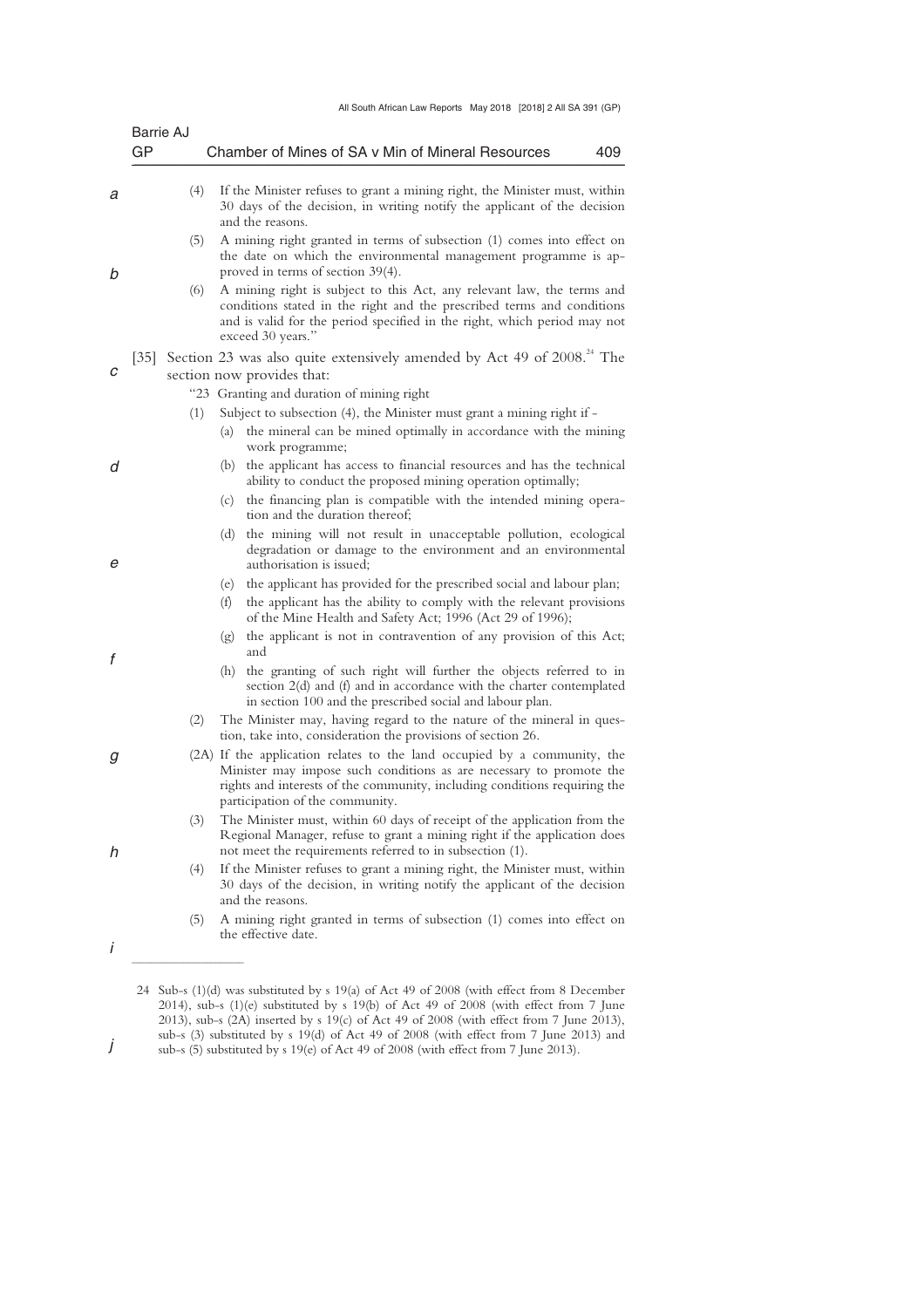(4) If the Minister refuses to grant a mining right, the Minister must, within 30 days of the decision, in writing notify the applicant of the decision and the reasons.

(5) A mining right granted in terms of subsection (1) comes into effect on the date on which the environmental management programme is approved in terms of section 39(4).

(6) A mining right is subject to this Act, any relevant law, the terms and conditions stated in the right and the prescribed terms and conditions and is valid for the period specified in the right, which period may not exceed 30 years."

[35] Section 23 was also quite extensively amended by Act 49 of 2008.[24] The section now provides that:

"23 Granting and duration of mining right

(1) Subject to subsection (4), the Minister must grant a mining right if -

(a) the mineral can be mined optimally in accordance with the mining work programme;

(b) the applicant has access to financial resources and has the technical ability to conduct the proposed mining operation optimally;

(c) the financing plan is compatible with the intended mining operation and the duration thereof;

(d) the mining will not result in unacceptable pollution, ecological degradation or damage to the environment and an environmental authorisation is issued;

(e) the applicant has provided for the prescribed social and labour plan;

(f) the applicant has the ability to comply with the relevant provisions of the Mine Health and Safety Act; 1996 (Act 29 of 1996);

(g) the applicant is not in contravention of any provision of this Act; and

(h) the granting of such right will further the objects referred to in section 2(d) and (f) and in accordance with the charter contemplated in section 100 and the prescribed social and labour plan.

(2) The Minister may, having regard to the nature of the mineral in question, take into, consideration the provisions of section 26.

(2A) If the application relates to the land occupied by a community, the Minister may impose such conditions as are necessary to promote the rights and interests of the community, including conditions requiring the participation of the community.

(3) The Minister must, within 60 days of receipt of the application from the Regional Manager, refuse to grant a mining right if the application does not meet the requirements referred to in subsection (1).

(4) If the Minister refuses to grant a mining right, the Minister must, within 30 days of the decision, in writing notify the applicant of the decision and the reasons.

(5) A mining right granted in terms of subsection (1) comes into effect on the effective date.

---

24 Sub-s (1)(d) was substituted by s 19(a) of Act 49 of 2008 (with effect from 8 December 2014), sub-s (1)(e) substituted by s 19(b) of Act 49 of 2008 (with effect from 7 June 2013), sub-s (2A) inserted by s 19(c) of Act 49 of 2008 (with effect from 7 June 2013), sub-s (3) substituted by s 19(d) of Act 49 of 2008 (with effect from 7 June 2013) and sub-s (5) substituted by s 19(e) of Act 49 of 2008 (with effect from 7 June 2013).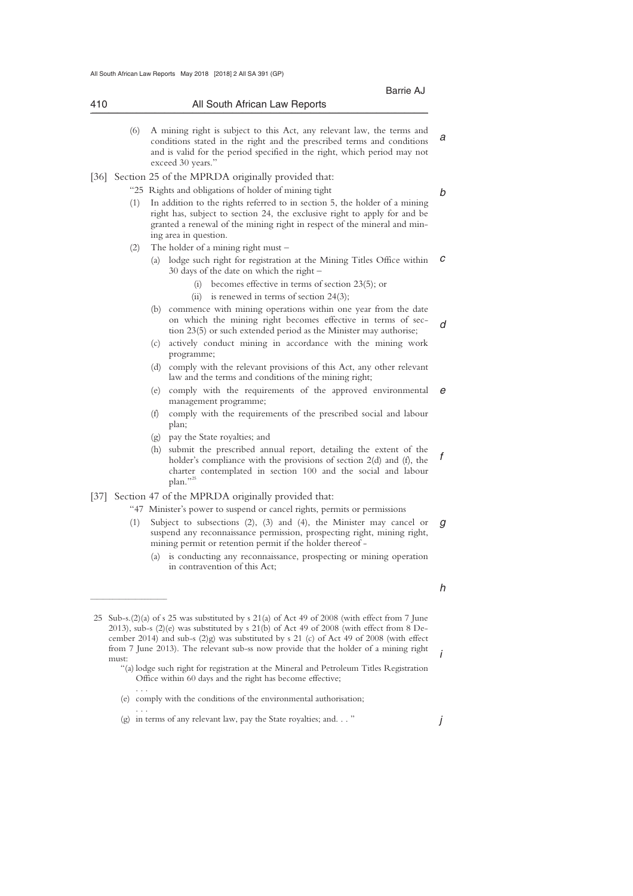(6) A mining right is subject to this Act, any relevant law, the terms and conditions stated in the right and the prescribed terms and conditions and is valid for the period specified in the right, which period may not exceed 30 years."

[36] Section 25 of the MPRDA originally provided that:

"25 Rights and obligations of holder of mining tight

(1) In addition to the rights referred to in section 5, the holder of a mining right has, subject to section 24, the exclusive right to apply for and be granted a renewal of the mining right in respect of the mineral and mining area in question.

(2) The holder of a mining right must –

(a) lodge such right for registration at the Mining Titles Office within 30 days of the date on which the right –

(i) becomes effective in terms of section 23(5); or

(ii) is renewed in terms of section 24(3);

(b) commence with mining operations within one year from the date on which the mining right becomes effective in terms of section 23(5) or such extended period as the Minister may authorise;

(c) actively conduct mining in accordance with the mining work programme;

(d) comply with the relevant provisions of this Act, any other relevant law and the terms and conditions of the mining right;

(e) comply with the requirements of the approved environmental management programme;

(f) comply with the requirements of the prescribed social and labour plan;

(g) pay the State royalties; and

(h) submit the prescribed annual report, detailing the extent of the holder's compliance with the provisions of section 2(d) and (f), the charter contemplated in section 100 and the social and labour plan."[25]

[37] Section 47 of the MPRDA originally provided that:

"47 Minister's power to suspend or cancel rights, permits or permissions

(1) Subject to subsections (2), (3) and (4), the Minister may cancel or suspend any reconnaissance permission, prospecting right, mining right, mining permit or retention permit if the holder thereof -

(a) is conducting any reconnaissance, prospecting or mining operation in contravention of this Act;

---

25 Sub-s.(2)(a) of s 25 was substituted by s 21(a) of Act 49 of 2008 (with effect from 7 June 2013), sub-s (2)(e) was substituted by s 21(b) of Act 49 of 2008 (with effect from 8 December 2014) and sub-s (2)g) was substituted by s 21 (c) of Act 49 of 2008 (with effect from 7 June 2013). The relevant sub-ss now provide that the holder of a mining right must:

"(a) lodge such right for registration at the Mineral and Petroleum Titles Registration Office within 60 days and the right has become effective;

. . .

(e) comply with the conditions of the environmental authorisation;

. . .

(g) in terms of any relevant law, pay the State royalties; and. . ."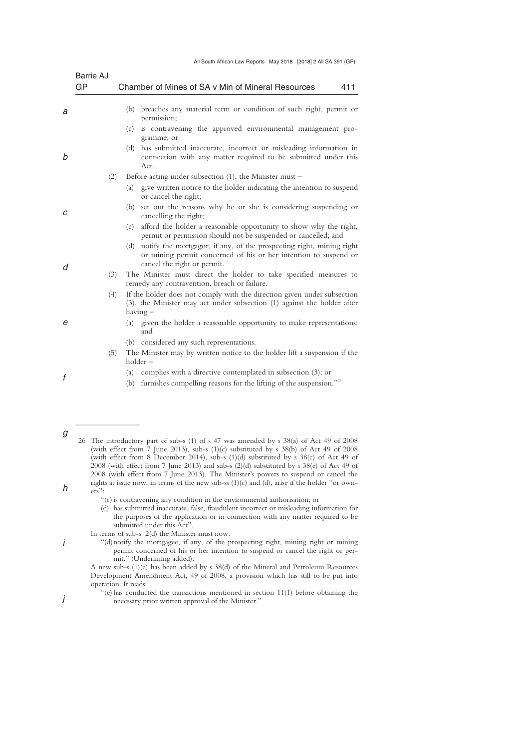(b) breaches any material term or condition of such right, permit or permission;

(c) is contravening the approved environmental management programme; or

(d) has submitted inaccurate, incorrect or misleading information in connection with any matter required to be submitted under this Act.

(2) Before acting under subsection (1), the Minister must –

(a) give written notice to the holder indicating the intention to suspend or cancel the right;

(b) set out the reasons why he or she is considering suspending or cancelling the right;

(c) afford the holder a reasonable opportunity to show why the right, permit or permission should not be suspended or cancelled; and

(d) notify the mortgagor, if any, of the prospecting right, mining right or mining permit concerned of his or her intention to suspend or cancel the right or permit.

(3) The Minister must direct the holder to take specified measures to remedy any contravention, breach or failure.

(4) If the holder does not comply with the direction given under subsection (3), the Minister may act under subsection (1) against the holder after having –

(a) given the holder a reasonable opportunity to make representations; and

(b) considered any such representations.

(5) The Minister may by written notice to the holder lift a suspension if the holder –

(a) complies with a directive contemplated in subsection (3); or

(b) furnishes compelling reasons for the lifting of the suspension."[26]

---

26 The introductory part of sub-s (1) of s 47 was amended by s 38(a) of Act 49 of 2008 (with effect from 7 June 2013), sub-s (1)(c) substituted by s 38(b) of Act 49 of 2008 (with effect from 8 December 2014), sub-s (1)(d) substituted by s 38(c) of Act 49 of 2008 (with effect from 7 June 2013) and sub-s (2)(d) substituted by s 38(e) of Act 49 of 2008 (with effect from 7 June 2013). The Minister's powers to suspend or cancel the rights at issue now, in terms of the new sub-ss (1)(c) and (d), arise if the holder "or owners":

"(c) is contravening any condition in the environmental authorisation; or

(d) has submitted inaccurate, false, fraudulent incorrect or misleading information for the purposes of the application or in connection with any matter required to be submitted under this Act".

In terms of sub-s 2(d) the Minister must now:

"(d) notify the <u>mortgagee</u>, if any, of the prospecting right, mining right or mining permit concerned of his or her intention to suspend or cancel the right or permit." (Underlining added).

A new sub-s (1)(e) has been added by s 38(d) of the Mineral and Petroleum Resources Development Amendment Act, 49 of 2008, a provision which has still to be put into operation. It reads:

"(e) has conducted the transactions mentioned in section 11(1) before obtaining the necessary prior written approval of the Minister."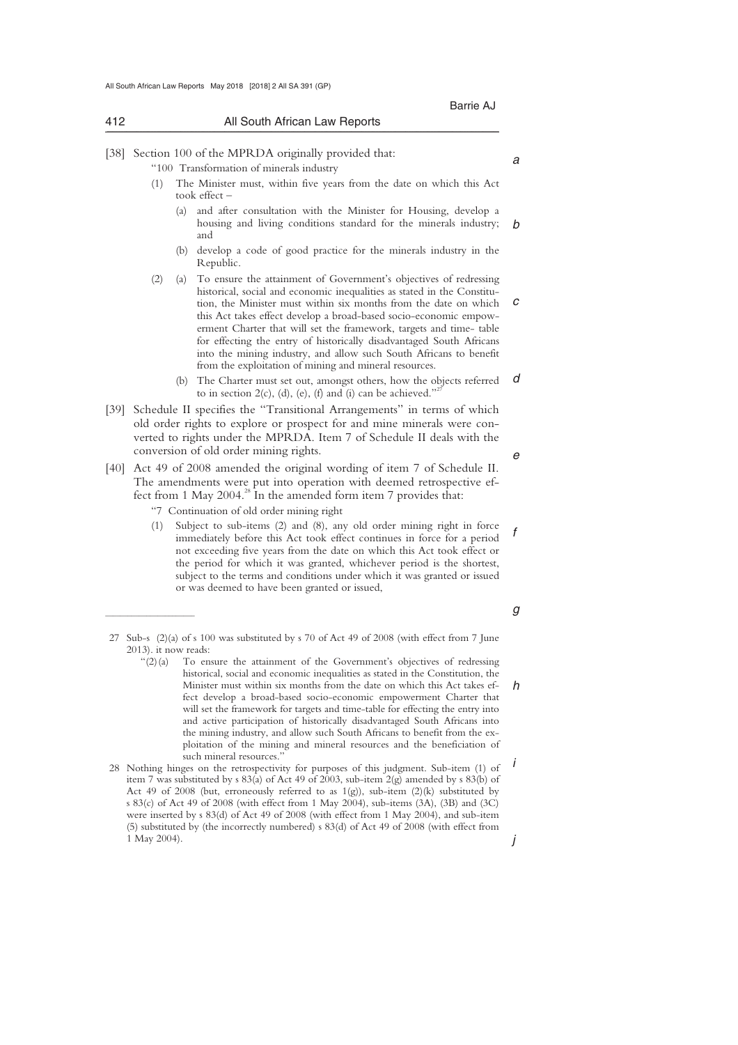[38] Section 100 of the MPRDA originally provided that:

"100 Transformation of minerals industry

(1) The Minister must, within five years from the date on which this Act took effect –

(a) and after consultation with the Minister for Housing, develop a housing and living conditions standard for the minerals industry; and

(b) develop a code of good practice for the minerals industry in the Republic.

(2) (a) To ensure the attainment of Government's objectives of redressing historical, social and economic inequalities as stated in the Constitution, the Minister must within six months from the date on which this Act takes effect develop a broad-based socio-economic empowerment Charter that will set the framework, targets and time- table for effecting the entry of historically disadvantaged South Africans into the mining industry, and allow such South Africans to benefit from the exploitation of mining and mineral resources.

(b) The Charter must set out, amongst others, how the objects referred to in section 2(c), (d), (e), (f) and (i) can be achieved."[27]

[39] Schedule II specifies the "Transitional Arrangements" in terms of which old order rights to explore or prospect for and mine minerals were converted to rights under the MPRDA. Item 7 of Schedule II deals with the conversion of old order mining rights.

[40] Act 49 of 2008 amended the original wording of item 7 of Schedule II. The amendments were put into operation with deemed retrospective effect from 1 May 2004.[28] In the amended form item 7 provides that:

"7 Continuation of old order mining right

(1) Subject to sub-items (2) and (8), any old order mining right in force immediately before this Act took effect continues in force for a period not exceeding five years from the date on which this Act took effect or the period for which it was granted, whichever period is the shortest, subject to the terms and conditions under which it was granted or issued or was deemed to have been granted or issued,

---

27 Sub-s (2)(a) of s 100 was substituted by s 70 of Act 49 of 2008 (with effect from 7 June 2013). it now reads:

"(2)(a) To ensure the attainment of the Government's objectives of redressing historical, social and economic inequalities as stated in the Constitution, the Minister must within six months from the date on which this Act takes effect develop a broad-based socio-economic empowerment Charter that will set the framework for targets and time-table for effecting the entry into and active participation of historically disadvantaged South Africans into the mining industry, and allow such South Africans to benefit from the exploitation of the mining and mineral resources and the beneficiation of such mineral resources."

28 Nothing hinges on the retrospectivity for purposes of this judgment. Sub-item (1) of item 7 was substituted by s 83(a) of Act 49 of 2003, sub-item 2(g) amended by s 83(b) of Act 49 of 2008 (but, erroneously referred to as 1(g)), sub-item (2)(k) substituted by s 83(c) of Act 49 of 2008 (with effect from 1 May 2004), sub-items (3A), (3B) and (3C) were inserted by s 83(d) of Act 49 of 2008 (with effect from 1 May 2004), and sub-item (5) substituted by (the incorrectly numbered) s 83(d) of Act 49 of 2008 (with effect from 1 May 2004).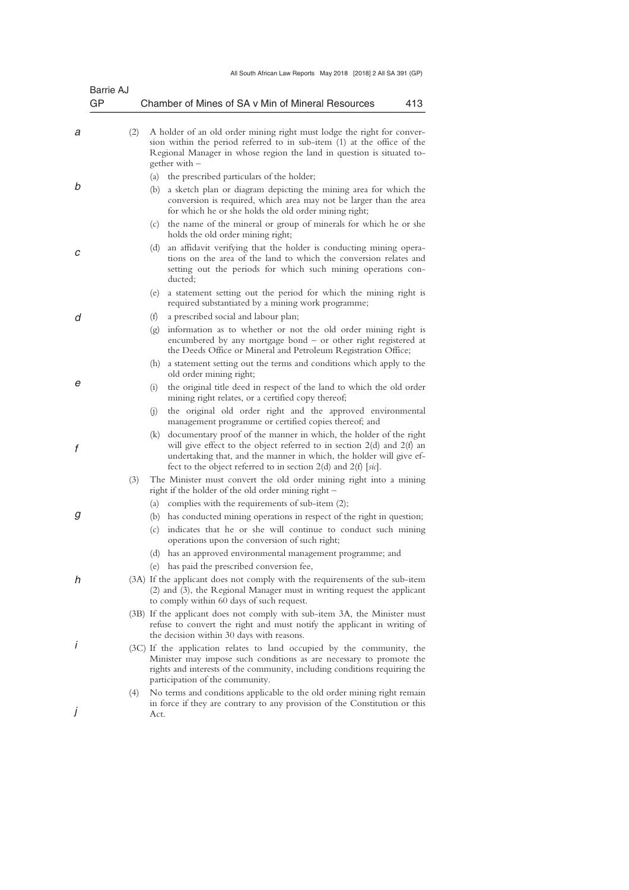(2) A holder of an old order mining right must lodge the right for conversion within the period referred to in sub-item (1) at the office of the Regional Manager in whose region the land in question is situated together with –

(a) the prescribed particulars of the holder;

(b) a sketch plan or diagram depicting the mining area for which the conversion is required, which area may not be larger than the area for which he or she holds the old order mining right;

(c) the name of the mineral or group of minerals for which he or she holds the old order mining right;

(d) an affidavit verifying that the holder is conducting mining operations on the area of the land to which the conversion relates and setting out the periods for which such mining operations conducted;

(e) a statement setting out the period for which the mining right is required substantiated by a mining work programme;

(f) a prescribed social and labour plan;

(g) information as to whether or not the old order mining right is encumbered by any mortgage bond – or other right registered at the Deeds Office or Mineral and Petroleum Registration Office;

(h) a statement setting out the terms and conditions which apply to the old order mining right;

(i) the original title deed in respect of the land to which the old order mining right relates, or a certified copy thereof;

(j) the original old order right and the approved environmental management programme or certified copies thereof; and

(k) documentary proof of the manner in which, the holder of the right will give effect to the object referred to in section 2(d) and 2(f) an undertaking that, and the manner in which, the holder will give effect to the object referred to in section 2(d) and 2(f) [*sic*].

(3) The Minister must convert the old order mining right into a mining right if the holder of the old order mining right –

(a) complies with the requirements of sub-item (2);

(b) has conducted mining operations in respect of the right in question;

(c) indicates that he or she will continue to conduct such mining operations upon the conversion of such right;

(d) has an approved environmental management programme; and

(e) has paid the prescribed conversion fee,

(3A) If the applicant does not comply with the requirements of the sub-item (2) and (3), the Regional Manager must in writing request the applicant to comply within 60 days of such request.

(3B) If the applicant does not comply with sub-item 3A, the Minister must refuse to convert the right and must notify the applicant in writing of the decision within 30 days with reasons.

(3C) If the application relates to land occupied by the community, the Minister may impose such conditions as are necessary to promote the rights and interests of the community, including conditions requiring the participation of the community.

(4) No terms and conditions applicable to the old order mining right remain in force if they are contrary to any provision of the Constitution or this Act.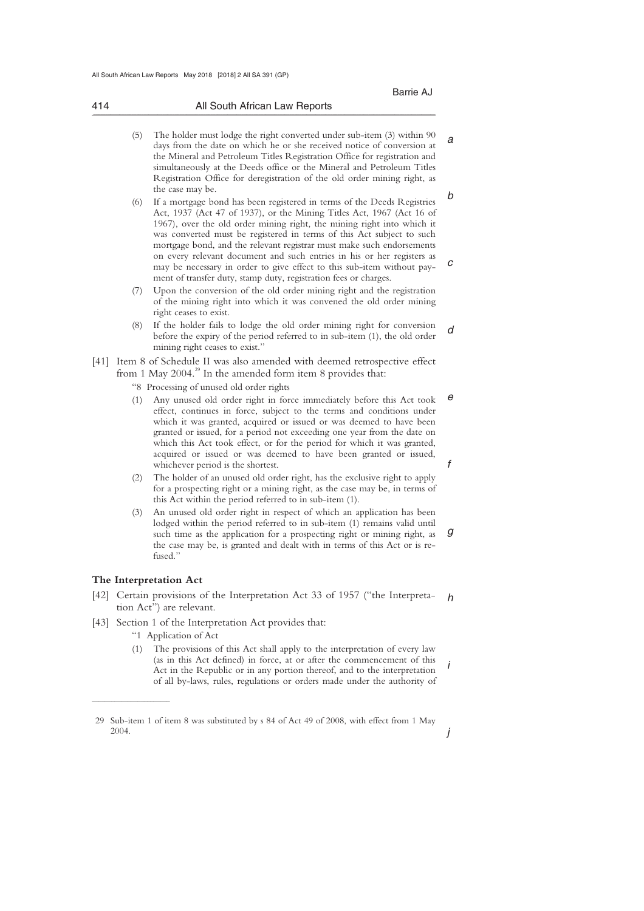(5) The holder must lodge the right converted under sub-item (3) within 90 days from the date on which he or she received notice of conversion at the Mineral and Petroleum Titles Registration Office for registration and simultaneously at the Deeds office or the Mineral and Petroleum Titles Registration Office for deregistration of the old order mining right, as the case may be.

(6) If a mortgage bond has been registered in terms of the Deeds Registries Act, 1937 (Act 47 of 1937), or the Mining Titles Act, 1967 (Act 16 of 1967), over the old order mining right, the mining right into which it was converted must be registered in terms of this Act subject to such mortgage bond, and the relevant registrar must make such endorsements on every relevant document and such entries in his or her registers as may be necessary in order to give effect to this sub-item without payment of transfer duty, stamp duty, registration fees or charges.

(7) Upon the conversion of the old order mining right and the registration of the mining right into which it was convened the old order mining right ceases to exist.

(8) If the holder fails to lodge the old order mining right for conversion before the expiry of the period referred to in sub-item (1), the old order mining right ceases to exist."

[41] Item 8 of Schedule II was also amended with deemed retrospective effect from 1 May 2004.[29] In the amended form item 8 provides that:

"8 Processing of unused old order rights

(1) Any unused old order right in force immediately before this Act took effect, continues in force, subject to the terms and conditions under which it was granted, acquired or issued or was deemed to have been granted or issued, for a period not exceeding one year from the date on which this Act took effect, or for the period for which it was granted, acquired or issued or was deemed to have been granted or issued, whichever period is the shortest.

(2) The holder of an unused old order right, has the exclusive right to apply for a prospecting right or a mining right, as the case may be, in terms of this Act within the period referred to in sub-item (1).

(3) An unused old order right in respect of which an application has been lodged within the period referred to in sub-item (1) remains valid until such time as the application for a prospecting right or mining right, as the case may be, is granted and dealt with in terms of this Act or is refused."

**The Interpretation Act**

[42] Certain provisions of the Interpretation Act 33 of 1957 ("the Interpretation Act") are relevant.

[43] Section 1 of the Interpretation Act provides that:

"1 Application of Act

(1) The provisions of this Act shall apply to the interpretation of every law (as in this Act defined) in force, at or after the commencement of this Act in the Republic or in any portion thereof, and to the interpretation of all by-laws, rules, regulations or orders made under the authority of

---

29 Sub-item 1 of item 8 was substituted by s 84 of Act 49 of 2008, with effect from 1 May 2004.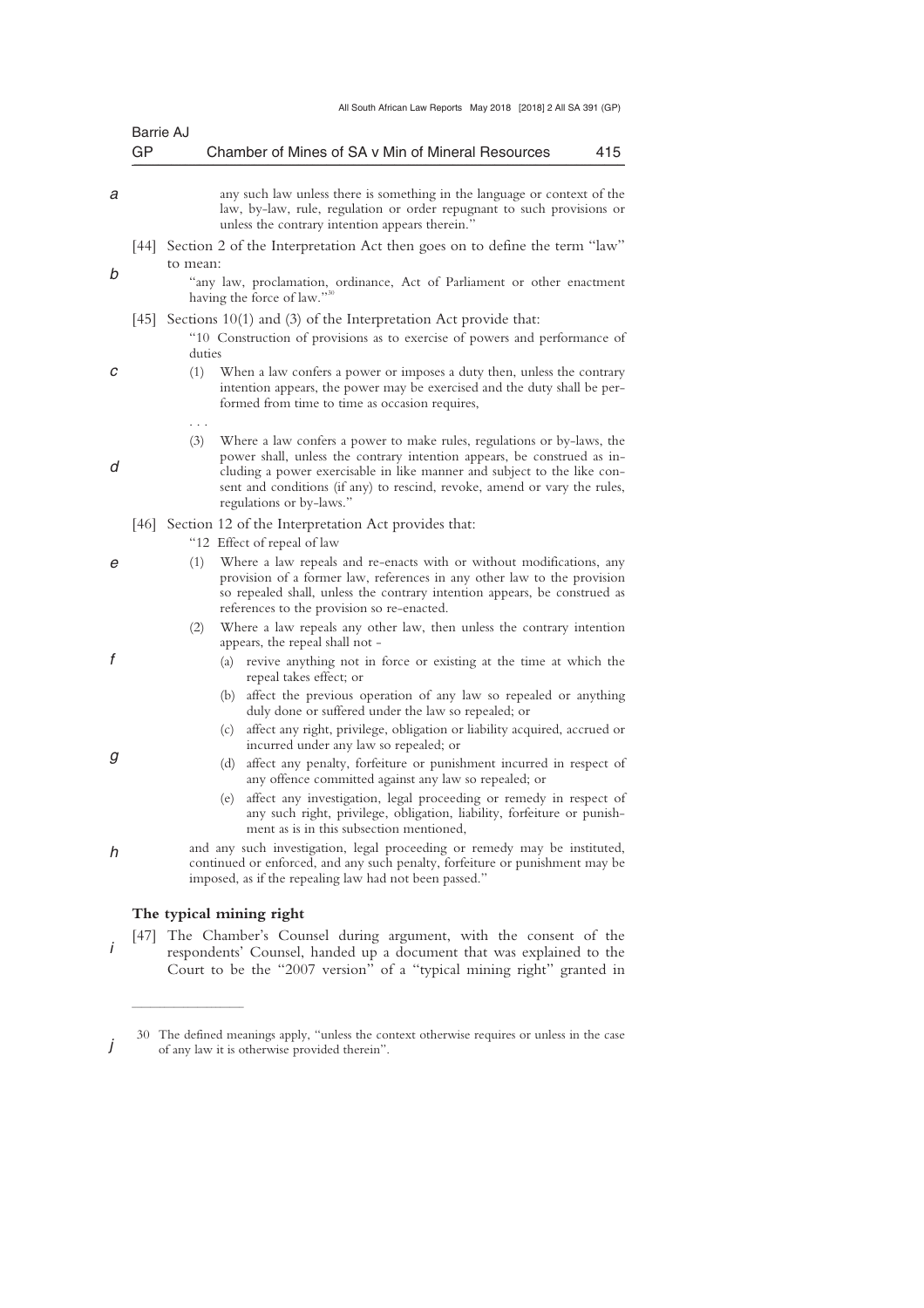any such law unless there is something in the language or context of the law, by-law, rule, regulation or order repugnant to such provisions or unless the contrary intention appears therein."

[44] Section 2 of the Interpretation Act then goes on to define the term "law" to mean:

> "any law, proclamation, ordinance, Act of Parliament or other enactment having the force of law."[30]

[45] Sections 10(1) and (3) of the Interpretation Act provide that:

> "10 Construction of provisions as to exercise of powers and performance of duties
>
> (1) When a law confers a power or imposes a duty then, unless the contrary intention appears, the power may be exercised and the duty shall be performed from time to time as occasion requires,
>
> . . .
>
> (3) Where a law confers a power to make rules, regulations or by-laws, the power shall, unless the contrary intention appears, be construed as including a power exercisable in like manner and subject to the like consent and conditions (if any) to rescind, revoke, amend or vary the rules, regulations or by-laws."

[46] Section 12 of the Interpretation Act provides that:

> "12 Effect of repeal of law
>
> (1) Where a law repeals and re-enacts with or without modifications, any provision of a former law, references in any other law to the provision so repealed shall, unless the contrary intention appears, be construed as references to the provision so re-enacted.
>
> (2) Where a law repeals any other law, then unless the contrary intention appears, the repeal shall not -
>
> (a) revive anything not in force or existing at the time at which the repeal takes effect; or
>
> (b) affect the previous operation of any law so repealed or anything duly done or suffered under the law so repealed; or
>
> (c) affect any right, privilege, obligation or liability acquired, accrued or incurred under any law so repealed; or
>
> (d) affect any penalty, forfeiture or punishment incurred in respect of any offence committed against any law so repealed; or
>
> (e) affect any investigation, legal proceeding or remedy in respect of any such right, privilege, obligation, liability, forfeiture or punishment as is in this subsection mentioned,
>
> and any such investigation, legal proceeding or remedy may be instituted, continued or enforced, and any such penalty, forfeiture or punishment may be imposed, as if the repealing law had not been passed."

**The typical mining right**

[47] The Chamber's Counsel during argument, with the consent of the respondents' Counsel, handed up a document that was explained to the Court to be the "2007 version" of a "typical mining right" granted in

---

30 The defined meanings apply, "unless the context otherwise requires or unless in the case of any law it is otherwise provided therein".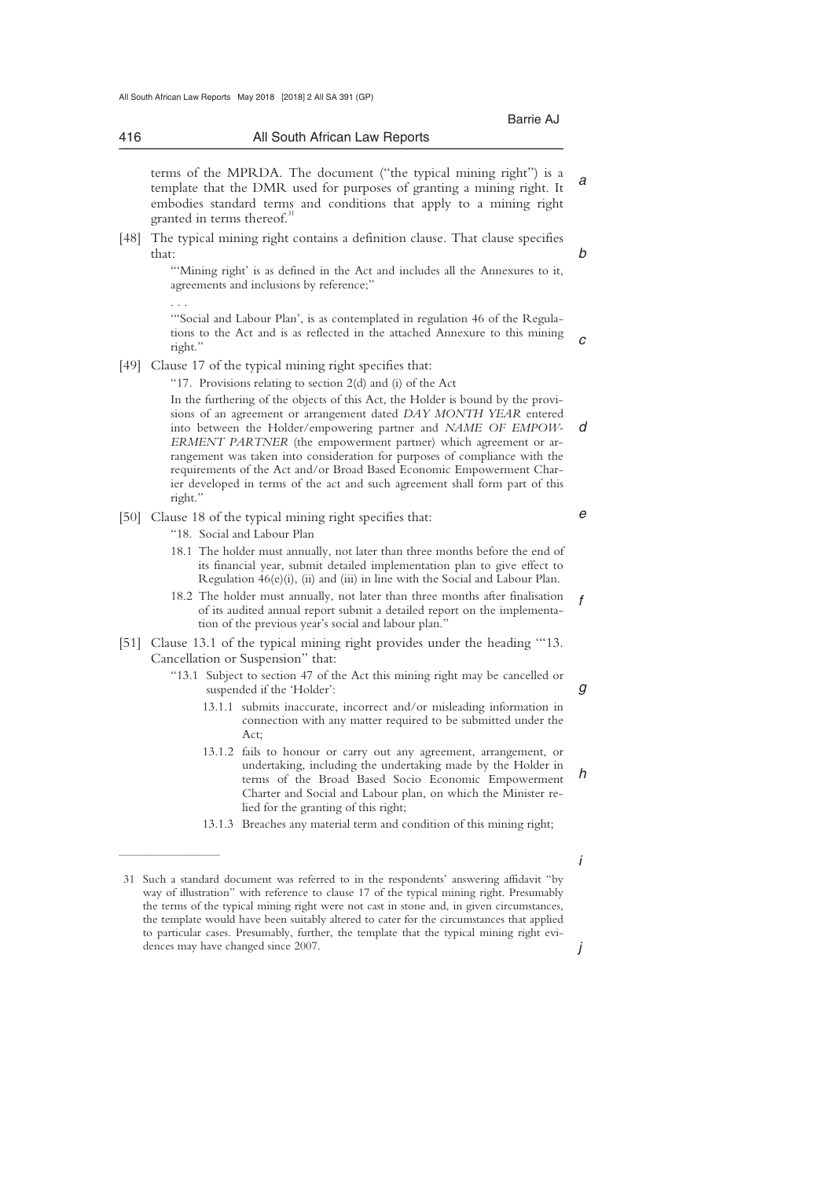terms of the MPRDA. The document ("the typical mining right") is a template that the DMR used for purposes of granting a mining right. It embodies standard terms and conditions that apply to a mining right granted in terms thereof.[31]

[48] The typical mining right contains a definition clause. That clause specifies that:

> "'Mining right' is as defined in the Act and includes all the Annexures to it, agreements and inclusions by reference;"
>
> . . .
>
> "'Social and Labour Plan', is as contemplated in regulation 46 of the Regulations to the Act and is as reflected in the attached Annexure to this mining right."

[49] Clause 17 of the typical mining right specifies that:

> "17. Provisions relating to section 2(d) and (i) of the Act
>
> In the furthering of the objects of this Act, the Holder is bound by the provisions of an agreement or arrangement dated *DAY MONTH YEAR* entered into between the Holder/empowering partner and *NAME OF EMPOWERMENT PARTNER* (the empowerment partner) which agreement or arrangement was taken into consideration for purposes of compliance with the requirements of the Act and/or Broad Based Economic Empowerment Charter developed in terms of the act and such agreement shall form part of this right."

[50] Clause 18 of the typical mining right specifies that:

> "18. Social and Labour Plan
>
> 18.1 The holder must annually, not later than three months before the end of its financial year, submit detailed implementation plan to give effect to Regulation 46(e)(i), (ii) and (iii) in line with the Social and Labour Plan.
>
> 18.2 The holder must annually, not later than three months after finalisation of its audited annual report submit a detailed report on the implementation of the previous year's social and labour plan."

[51] Clause 13.1 of the typical mining right provides under the heading "'13. Cancellation or Suspension" that:

> "13.1 Subject to section 47 of the Act this mining right may be cancelled or suspended if the 'Holder':
>
> 13.1.1 submits inaccurate, incorrect and/or misleading information in connection with any matter required to be submitted under the Act;
>
> 13.1.2 fails to honour or carry out any agreement, arrangement, or undertaking, including the undertaking made by the Holder in terms of the Broad Based Socio Economic Empowerment Charter and Social and Labour plan, on which the Minister relied for the granting of this right;
>
> 13.1.3 Breaches any material term and condition of this mining right;

---

31 Such a standard document was referred to in the respondents' answering affidavit "by way of illustration" with reference to clause 17 of the typical mining right. Presumably the terms of the typical mining right were not cast in stone and, in given circumstances, the template would have been suitably altered to cater for the circumstances that applied to particular cases. Presumably, further, the template that the typical mining right evidences may have changed since 2007.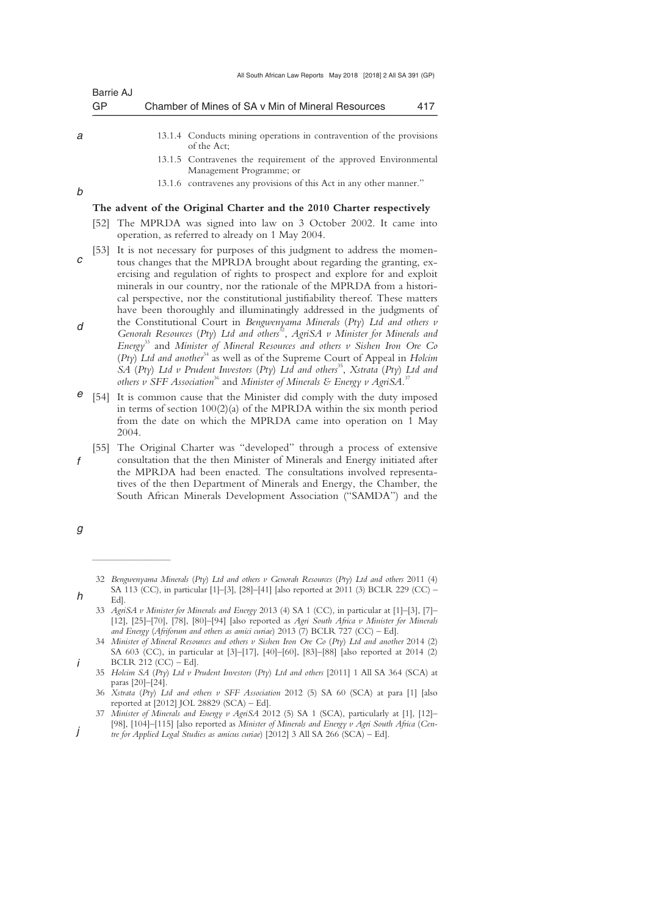13.1.4 Conducts mining operations in contravention of the provisions of the Act;

13.1.5 Contravenes the requirement of the approved Environmental Management Programme; or

13.1.6 contravenes any provisions of this Act in any other manner."

**The advent of the Original Charter and the 2010 Charter respectively**

[52] The MPRDA was signed into law on 3 October 2002. It came into operation, as referred to already on 1 May 2004.

[53] It is not necessary for purposes of this judgment to address the momentous changes that the MPRDA brought about regarding the granting, exercising and regulation of rights to prospect and explore for and exploit minerals in our country, nor the rationale of the MPRDA from a historical perspective, nor the constitutional justifiability thereof. These matters have been thoroughly and illuminatingly addressed in the judgments of the Constitutional Court in *Bengwenyama Minerals (Pty) Ltd and others v Genorah Resources (Pty) Ltd and others*[32], *AgriSA v Minister for Minerals and Energy*[33] and *Minister of Mineral Resources and others v Sishen Iron Ore Co (Pty) Ltd and another*[34] as well as of the Supreme Court of Appeal in *Holcim SA (Pty) Ltd v Prudent Investors (Pty) Ltd and others*[35], *Xstrata (Pty) Ltd and others v SFF Association*[36] and *Minister of Minerals & Energy v AgriSA*.[37]

[54] It is common cause that the Minister did comply with the duty imposed in terms of section 100(2)(a) of the MPRDA within the six month period from the date on which the MPRDA came into operation on 1 May 2004.

[55] The Original Charter was "developed" through a process of extensive consultation that the then Minister of Minerals and Energy initiated after the MPRDA had been enacted. The consultations involved representatives of the then Department of Minerals and Energy, the Chamber, the South African Minerals Development Association ("SAMDA") and the

---

32 *Bengwenyama Minerals (Pty) Ltd and others v Genorah Resources (Pty) Ltd and others* 2011 (4) SA 113 (CC), in particular [1]–[3], [28]–[41] [also reported at 2011 (3) BCLR 229 (CC) – Ed].

33 *AgriSA v Minister for Minerals and Energy* 2013 (4) SA 1 (CC), in particular at [1]–[3], [7]–[12], [25]–[70], [78], [80]–[94] [also reported as *Agri South Africa v Minister for Minerals and Energy (Afriforum and others as amici curiae)* 2013 (7) BCLR 727 (CC) – Ed].

34 *Minister of Mineral Resources and others v Sishen Iron Ore Co (Pty) Ltd and another* 2014 (2) SA 603 (CC), in particular at [3]–[17], [40]–[60], [83]–[88] [also reported at 2014 (2) BCLR 212 (CC) – Ed].

35 *Holcim SA (Pty) Ltd v Prudent Investors (Pty) Ltd and others* [2011] 1 All SA 364 (SCA) at paras [20]–[24].

36 *Xstrata (Pty) Ltd and others v SFF Association* 2012 (5) SA 60 (SCA) at para [1] [also reported at [2012] JOL 28829 (SCA) – Ed].

37 *Minister of Minerals and Energy v AgriSA* 2012 (5) SA 1 (SCA), particularly at [1], [12]–[98], [104]–[115] [also reported as *Minister of Minerals and Energy v Agri South Africa (Centre for Applied Legal Studies as amicus curiae)* [2012] 3 All SA 266 (SCA) – Ed].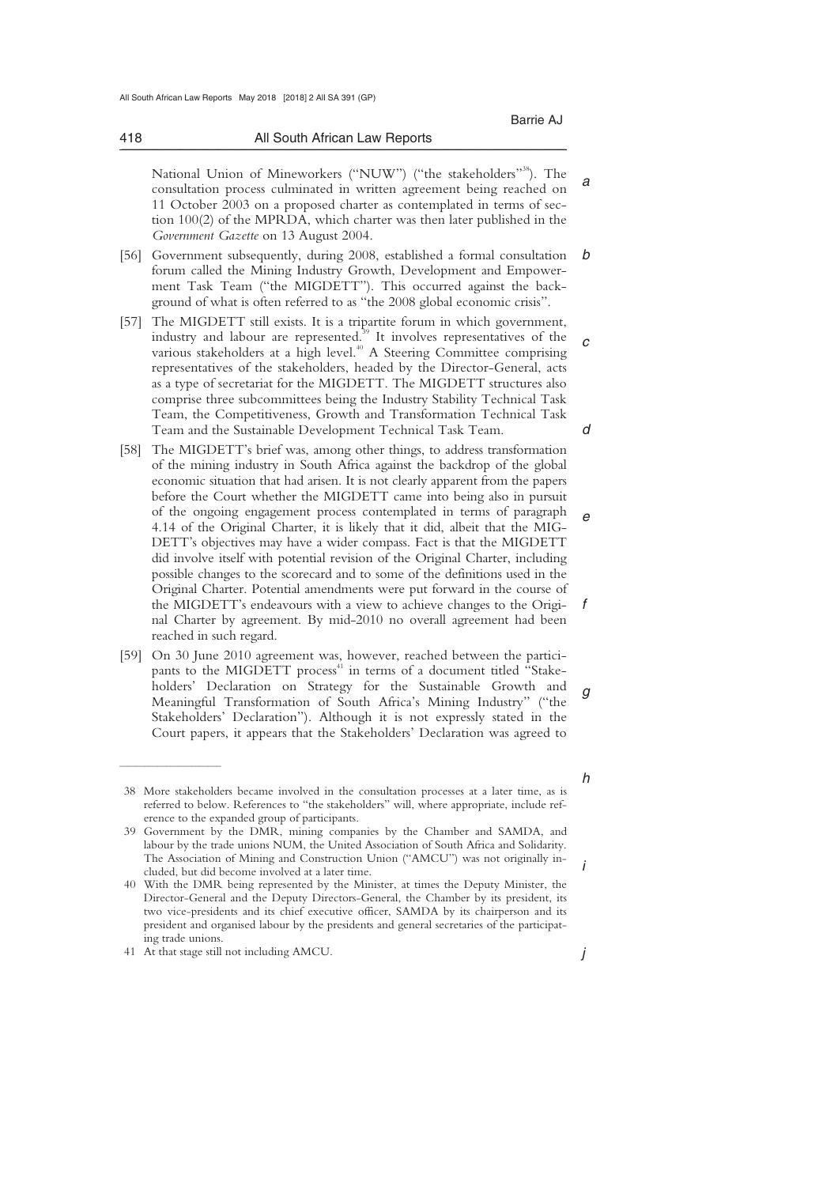National Union of Mineworkers ("NUW") ("the stakeholders"[38]). The consultation process culminated in written agreement being reached on 11 October 2003 on a proposed charter as contemplated in terms of section 100(2) of the MPRDA, which charter was then later published in the *Government Gazette* on 13 August 2004.

[56] Government subsequently, during 2008, established a formal consultation forum called the Mining Industry Growth, Development and Empowerment Task Team ("the MIGDETT"). This occurred against the background of what is often referred to as "the 2008 global economic crisis".

[57] The MIGDETT still exists. It is a tripartite forum in which government, industry and labour are represented.[39] It involves representatives of the various stakeholders at a high level.[40] A Steering Committee comprising representatives of the stakeholders, headed by the Director-General, acts as a type of secretariat for the MIGDETT. The MIGDETT structures also comprise three subcommittees being the Industry Stability Technical Task Team, the Competitiveness, Growth and Transformation Technical Task Team and the Sustainable Development Technical Task Team.

[58] The MIGDETT's brief was, among other things, to address transformation of the mining industry in South Africa against the backdrop of the global economic situation that had arisen. It is not clearly apparent from the papers before the Court whether the MIGDETT came into being also in pursuit of the ongoing engagement process contemplated in terms of paragraph 4.14 of the Original Charter, it is likely that it did, albeit that the MIGDETT's objectives may have a wider compass. Fact is that the MIGDETT did involve itself with potential revision of the Original Charter, including possible changes to the scorecard and to some of the definitions used in the Original Charter. Potential amendments were put forward in the course of the MIGDETT's endeavours with a view to achieve changes to the Original Charter by agreement. By mid-2010 no overall agreement had been reached in such regard.

[59] On 30 June 2010 agreement was, however, reached between the participants to the MIGDETT process[41] in terms of a document titled "Stakeholders' Declaration on Strategy for the Sustainable Growth and Meaningful Transformation of South Africa's Mining Industry" ("the Stakeholders' Declaration"). Although it is not expressly stated in the Court papers, it appears that the Stakeholders' Declaration was agreed to

---

38 More stakeholders became involved in the consultation processes at a later time, as is referred to below. References to "the stakeholders" will, where appropriate, include reference to the expanded group of participants.

39 Government by the DMR, mining companies by the Chamber and SAMDA, and labour by the trade unions NUM, the United Association of South Africa and Solidarity. The Association of Mining and Construction Union ("AMCU") was not originally included, but did become involved at a later time.

40 With the DMR being represented by the Minister, at times the Deputy Minister, the Director-General and the Deputy Directors-General, the Chamber by its president, its two vice-presidents and its chief executive officer, SAMDA by its chairperson and its president and organised labour by the presidents and general secretaries of the participating trade unions.

41 At that stage still not including AMCU.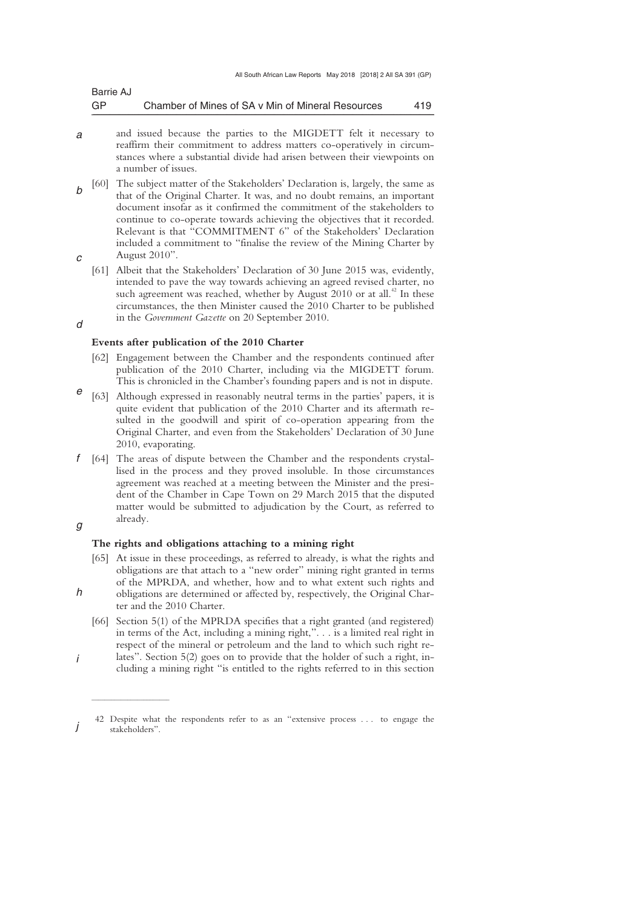and issued because the parties to the MIGDETT felt it necessary to reaffirm their commitment to address matters co-operatively in circumstances where a substantial divide had arisen between their viewpoints on a number of issues.

[60] The subject matter of the Stakeholders' Declaration is, largely, the same as that of the Original Charter. It was, and no doubt remains, an important document insofar as it confirmed the commitment of the stakeholders to continue to co-operate towards achieving the objectives that it recorded. Relevant is that "COMMITMENT 6" of the Stakeholders' Declaration included a commitment to "finalise the review of the Mining Charter by August 2010".

[61] Albeit that the Stakeholders' Declaration of 30 June 2015 was, evidently, intended to pave the way towards achieving an agreed revised charter, no such agreement was reached, whether by August 2010 or at all.[42] In these circumstances, the then Minister caused the 2010 Charter to be published in the *Government Gazette* on 20 September 2010.

### Events after publication of the 2010 Charter

[62] Engagement between the Chamber and the respondents continued after publication of the 2010 Charter, including via the MIGDETT forum. This is chronicled in the Chamber's founding papers and is not in dispute.

[63] Although expressed in reasonably neutral terms in the parties' papers, it is quite evident that publication of the 2010 Charter and its aftermath resulted in the goodwill and spirit of co-operation appearing from the Original Charter, and even from the Stakeholders' Declaration of 30 June 2010, evaporating.

[64] The areas of dispute between the Chamber and the respondents crystallised in the process and they proved insoluble. In those circumstances agreement was reached at a meeting between the Minister and the president of the Chamber in Cape Town on 29 March 2015 that the disputed matter would be submitted to adjudication by the Court, as referred to already.

### The rights and obligations attaching to a mining right

[65] At issue in these proceedings, as referred to already, is what the rights and obligations are that attach to a "new order" mining right granted in terms of the MPRDA, and whether, how and to what extent such rights and obligations are determined or affected by, respectively, the Original Charter and the 2010 Charter.

[66] Section 5(1) of the MPRDA specifies that a right granted (and registered) in terms of the Act, including a mining right,". . . is a limited real right in respect of the mineral or petroleum and the land to which such right relates". Section 5(2) goes on to provide that the holder of such a right, including a mining right "is entitled to the rights referred to in this section

---

42 Despite what the respondents refer to as an "extensive process . . . to engage the stakeholders".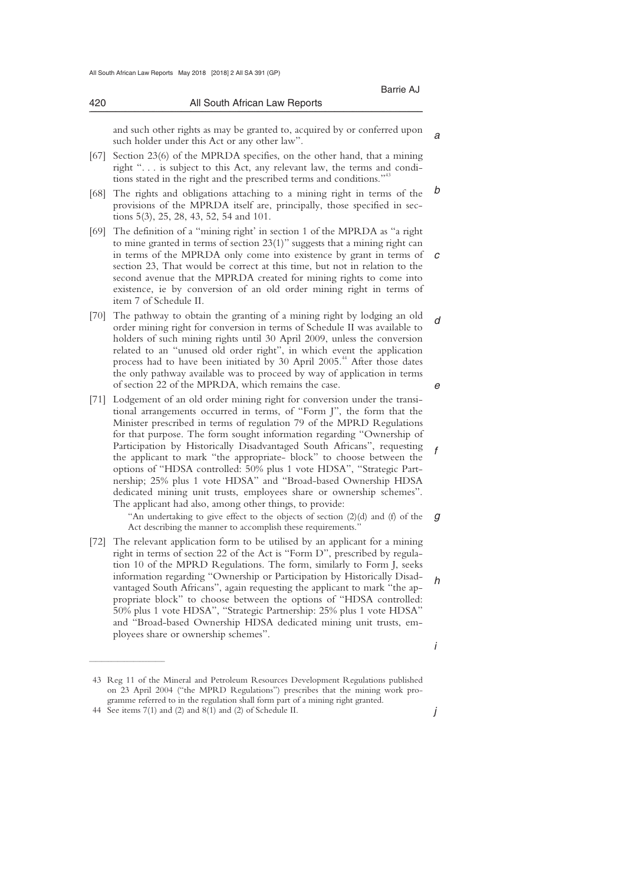and such other rights as may be granted to, acquired by or conferred upon such holder under this Act or any other law".

[67] Section 23(6) of the MPRDA specifies, on the other hand, that a mining right ". . . is subject to this Act, any relevant law, the terms and conditions stated in the right and the prescribed terms and conditions."[43]

[68] The rights and obligations attaching to a mining right in terms of the provisions of the MPRDA itself are, principally, those specified in sections 5(3), 25, 28, 43, 52, 54 and 101.

[69] The definition of a "mining right' in section 1 of the MPRDA as "a right to mine granted in terms of section 23(1)" suggests that a mining right can in terms of the MPRDA only come into existence by grant in terms of section 23, That would be correct at this time, but not in relation to the second avenue that the MPRDA created for mining rights to come into existence, ie by conversion of an old order mining right in terms of item 7 of Schedule II.

[70] The pathway to obtain the granting of a mining right by lodging an old order mining right for conversion in terms of Schedule II was available to holders of such mining rights until 30 April 2009, unless the conversion related to an "unused old order right", in which event the application process had to have been initiated by 30 April 2005.[44] After those dates the only pathway available was to proceed by way of application in terms of section 22 of the MPRDA, which remains the case.

[71] Lodgement of an old order mining right for conversion under the transitional arrangements occurred in terms, of "Form J", the form that the Minister prescribed in terms of regulation 79 of the MPRD Regulations for that purpose. The form sought information regarding "Ownership of Participation by Historically Disadvantaged South Africans", requesting the applicant to mark "the appropriate- block" to choose between the options of "HDSA controlled: 50% plus 1 vote HDSA", "Strategic Partnership; 25% plus 1 vote HDSA" and "Broad-based Ownership HDSA dedicated mining unit trusts, employees share or ownership schemes". The applicant had also, among other things, to provide:

> "An undertaking to give effect to the objects of section (2)(d) and (f) of the Act describing the manner to accomplish these requirements."

[72] The relevant application form to be utilised by an applicant for a mining right in terms of section 22 of the Act is "Form D", prescribed by regulation 10 of the MPRD Regulations. The form, similarly to Form J, seeks information regarding "Ownership or Participation by Historically Disadvantaged South Africans", again requesting the applicant to mark "the appropriate block" to choose between the options of "HDSA controlled: 50% plus 1 vote HDSA", "Strategic Partnership: 25% plus 1 vote HDSA" and "Broad-based Ownership HDSA dedicated mining unit trusts, employees share or ownership schemes".

---

43 Reg 11 of the Mineral and Petroleum Resources Development Regulations published on 23 April 2004 ("the MPRD Regulations") prescribes that the mining work programme referred to in the regulation shall form part of a mining right granted.

44 See items 7(1) and (2) and 8(1) and (2) of Schedule II.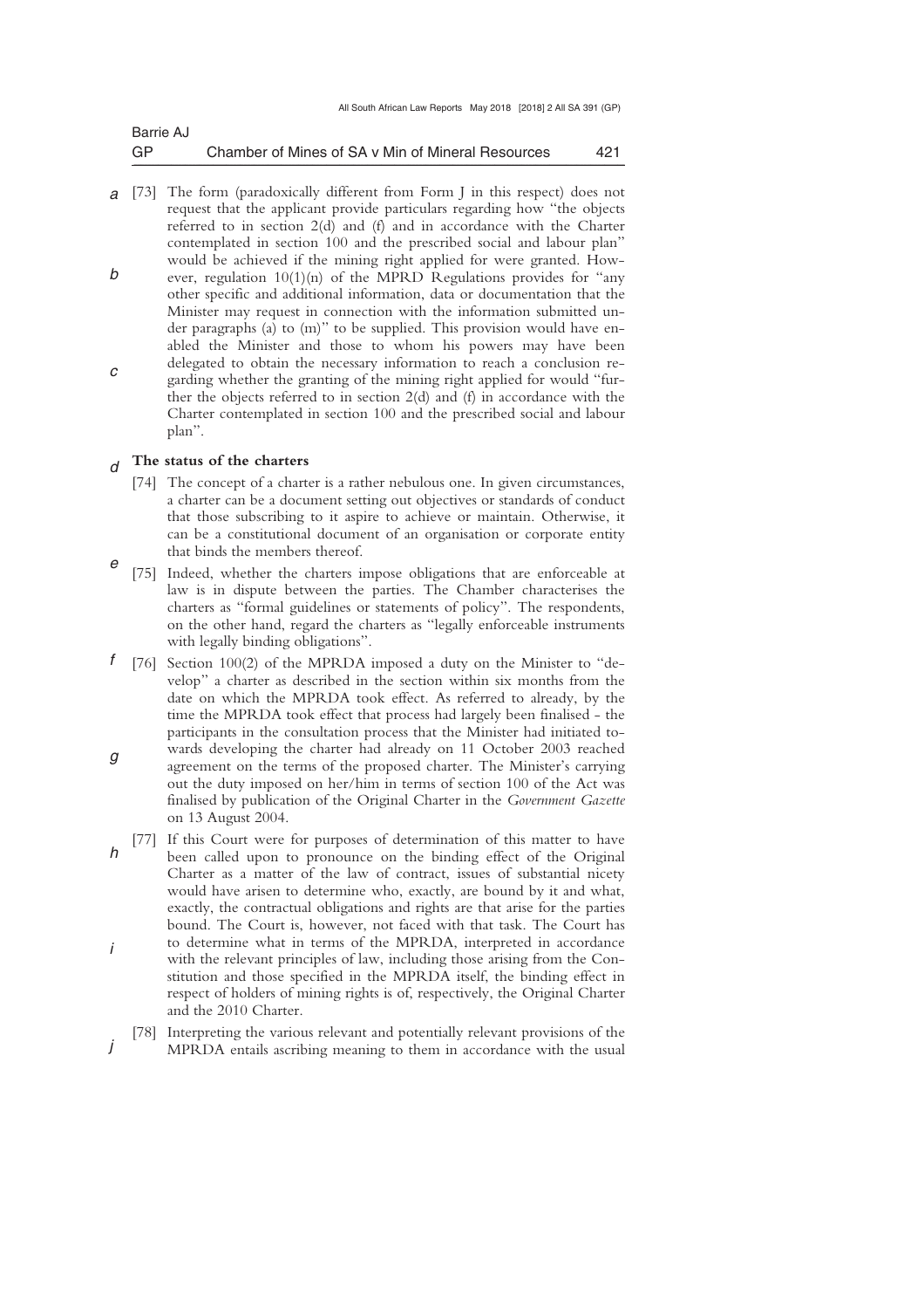[73] The form (paradoxically different from Form J in this respect) does not request that the applicant provide particulars regarding how "the objects referred to in section 2(d) and (f) and in accordance with the Charter contemplated in section 100 and the prescribed social and labour plan" would be achieved if the mining right applied for were granted. However, regulation 10(1)(n) of the MPRD Regulations provides for "any other specific and additional information, data or documentation that the Minister may request in connection with the information submitted under paragraphs (a) to (m)" to be supplied. This provision would have enabled the Minister and those to whom his powers may have been delegated to obtain the necessary information to reach a conclusion regarding whether the granting of the mining right applied for would "further the objects referred to in section 2(d) and (f) in accordance with the Charter contemplated in section 100 and the prescribed social and labour plan".

**The status of the charters**

[74] The concept of a charter is a rather nebulous one. In given circumstances, a charter can be a document setting out objectives or standards of conduct that those subscribing to it aspire to achieve or maintain. Otherwise, it can be a constitutional document of an organisation or corporate entity that binds the members thereof.

[75] Indeed, whether the charters impose obligations that are enforceable at law is in dispute between the parties. The Chamber characterises the charters as "formal guidelines or statements of policy". The respondents, on the other hand, regard the charters as "legally enforceable instruments with legally binding obligations".

[76] Section 100(2) of the MPRDA imposed a duty on the Minister to "develop" a charter as described in the section within six months from the date on which the MPRDA took effect. As referred to already, by the time the MPRDA took effect that process had largely been finalised - the participants in the consultation process that the Minister had initiated towards developing the charter had already on 11 October 2003 reached agreement on the terms of the proposed charter. The Minister's carrying out the duty imposed on her/him in terms of section 100 of the Act was finalised by publication of the Original Charter in the *Government Gazette* on 13 August 2004.

[77] If this Court were for purposes of determination of this matter to have been called upon to pronounce on the binding effect of the Original Charter as a matter of the law of contract, issues of substantial nicety would have arisen to determine who, exactly, are bound by it and what, exactly, the contractual obligations and rights are that arise for the parties bound. The Court is, however, not faced with that task. The Court has to determine what in terms of the MPRDA, interpreted in accordance with the relevant principles of law, including those arising from the Constitution and those specified in the MPRDA itself, the binding effect in respect of holders of mining rights is of, respectively, the Original Charter and the 2010 Charter.

[78] Interpreting the various relevant and potentially relevant provisions of the MPRDA entails ascribing meaning to them in accordance with the usual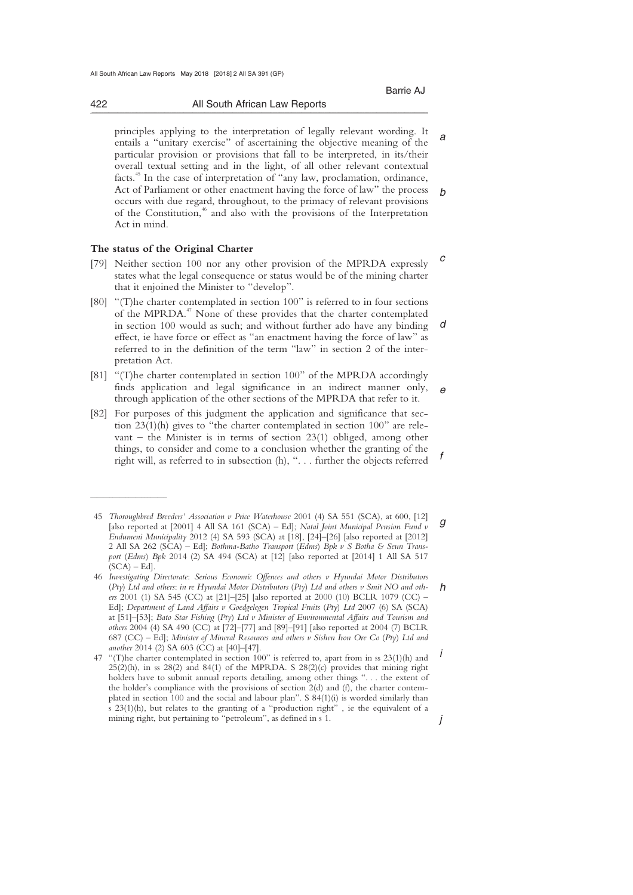principles applying to the interpretation of legally relevant wording. It entails a "unitary exercise" of ascertaining the objective meaning of the particular provision or provisions that fall to be interpreted, in its/their overall textual setting and in the light, of all other relevant contextual facts.[45] In the case of interpretation of "any law, proclamation, ordinance, Act of Parliament or other enactment having the force of law" the process occurs with due regard, throughout, to the primacy of relevant provisions of the Constitution,[46] and also with the provisions of the Interpretation Act in mind.

**The status of the Original Charter**

[79] Neither section 100 nor any other provision of the MPRDA expressly states what the legal consequence or status would be of the mining charter that it enjoined the Minister to "develop".

[80] "(T)he charter contemplated in section 100" is referred to in four sections of the MPRDA.[47] None of these provides that the charter contemplated in section 100 would as such; and without further ado have any binding effect, ie have force or effect as "an enactment having the force of law" as referred to in the definition of the term "law" in section 2 of the interpretation Act.

[81] "(T)he charter contemplated in section 100" of the MPRDA accordingly finds application and legal significance in an indirect manner only, through application of the other sections of the MPRDA that refer to it.

[82] For purposes of this judgment the application and significance that section 23(1)(h) gives to "the charter contemplated in section 100" are relevant – the Minister is in terms of section 23(1) obliged, among other things, to consider and come to a conclusion whether the granting of the right will, as referred to in subsection (h), ". . . further the objects referred

---

45 *Thoroughbred Breeders' Association v Price Waterhouse* 2001 (4) SA 551 (SCA), at 600, [12] [also reported at [2001] 4 All SA 161 (SCA) – Ed]; *Natal Joint Municipal Pension Fund v Endumeni Municipality* 2012 (4) SA 593 (SCA) at [18], [24]–[26] [also reported at [2012] 2 All SA 262 (SCA) – Ed]; *Bothma-Batho Transport (Edms) Bpk v S Botha & Seun Transport (Edms) Bpk* 2014 (2) SA 494 (SCA) at [12] [also reported at [2014] 1 All SA 517 (SCA) – Ed].

46 *Investigating Directorate: Serious Economic Offences and others v Hyundai Motor Distributors (Pty) Ltd and others: in re Hyundai Motor Distributors (Pty) Ltd and others v Smit NO and others* 2001 (1) SA 545 (CC) at [21]–[25] [also reported at 2000 (10) BCLR 1079 (CC) – Ed]; *Department of Land Affairs v Goedgelegen Tropical Fruits (Pty) Ltd* 2007 (6) SA (SCA) at [51]–[53]; *Bato Star Fishing (Pty) Ltd v Minister of Environmental Affairs and Tourism and others* 2004 (4) SA 490 (CC) at [72]–[77] and [89]–[91] [also reported at 2004 (7) BCLR 687 (CC) – Ed]; *Minister of Mineral Resources and others v Sishen Iron Ore Co (Pty) Ltd and another* 2014 (2) SA 603 (CC) at [40]–[47].

47 "(T)he charter contemplated in section 100" is referred to, apart from in ss 23(1)(h) and 25(2)(h), in ss 28(2) and 84(1) of the MPRDA. S 28(2)(c) provides that mining right holders have to submit annual reports detailing, among other things ". . . the extent of the holder's compliance with the provisions of section 2(d) and (f), the charter contemplated in section 100 and the social and labour plan". S 84(1)(i) is worded similarly than s 23(1)(h), but relates to the granting of a "production right" , ie the equivalent of a mining right, but pertaining to "petroleum", as defined in s 1.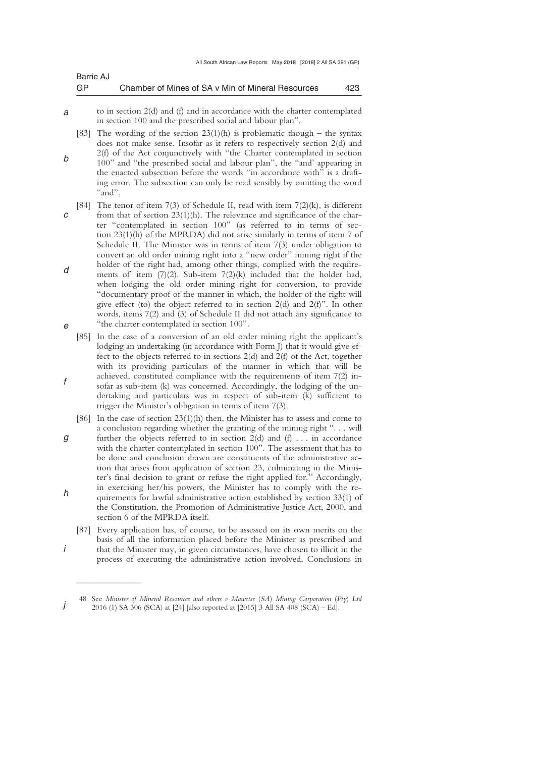to in section 2(d) and (f) and in accordance with the charter contemplated in section 100 and the prescribed social and labour plan".

[83] The wording of the section 23(1)(h) is problematic though – the syntax does not make sense. Insofar as it refers to respectively section 2(d) and 2(f) of the Act conjunctively with "the Charter contemplated in section 100" and "the prescribed social and labour plan", the "and' appearing in the enacted subsection before the words "in accordance with" is a drafting error. The subsection can only be read sensibly by omitting the word "and".

[84] The tenor of item 7(3) of Schedule II, read with item 7(2)(k), is different from that of section 23(1)(h). The relevance and significance of the charter "contemplated in section 100" (as referred to in terms of section 23(1)(h) of the MPRDA) did not arise similarly in terms of item 7 of Schedule II. The Minister was in terms of item 7(3) under obligation to convert an old order mining right into a "new order" mining right if the holder of the right had, among other things, complied with the requirements of' item (7)(2). Sub-item 7(2)(k) included that the holder had, when lodging the old order mining right for conversion, to provide "documentary proof of the manner in which, the holder of the right will give effect (to) the object referred to in section 2(d) and 2(f)". In other words, items 7(2) and (3) of Schedule II did not attach any significance to "the charter contemplated in section 100".

[85] In the case of a conversion of an old order mining right the applicant's lodging an undertaking (in accordance with Form J) that it would give effect to the objects referred to in sections 2(d) and 2(f) of the Act, together with its providing particulars of the manner in which that will be achieved, constituted compliance with the requirements of item 7(2) insofar as sub-item (k) was concerned. Accordingly, the lodging of the undertaking and particulars was in respect of sub-item (k) sufficient to trigger the Minister's obligation in terms of item 7(3).

[86] In the case of section 23(1)(h) then, the Minister has to assess and come to a conclusion regarding whether the granting of the mining right ". . . will further the objects referred to in section 2(d) and (f) . . . in accordance with the charter contemplated in section 100". The assessment that has to be done and conclusion drawn are constituents of the administrative action that arises from application of section 23, culminating in the Minister's final decision to grant or refuse the right applied for.[48] Accordingly, in exercising her/his powers, the Minister has to comply with the requirements for lawful administrative action established by section 33(1) of the Constitution, the Promotion of Administrative Justice Act, 2000, and section 6 of the MPRDA itself.

[87] Every application has, of course, to be assessed on its own merits on the basis of all the information placed before the Minister as prescribed and that the Minister may, in given circumstances, have chosen to illicit in the process of executing the administrative action involved. Conclusions in

---

48 See *Minister of Mineral Resources and others v Mawetse (SA) Mining Corporation (Pty) Ltd* 2016 (1) SA 306 (SCA) at [24] [also reported at [2015] 3 All SA 408 (SCA) – Ed].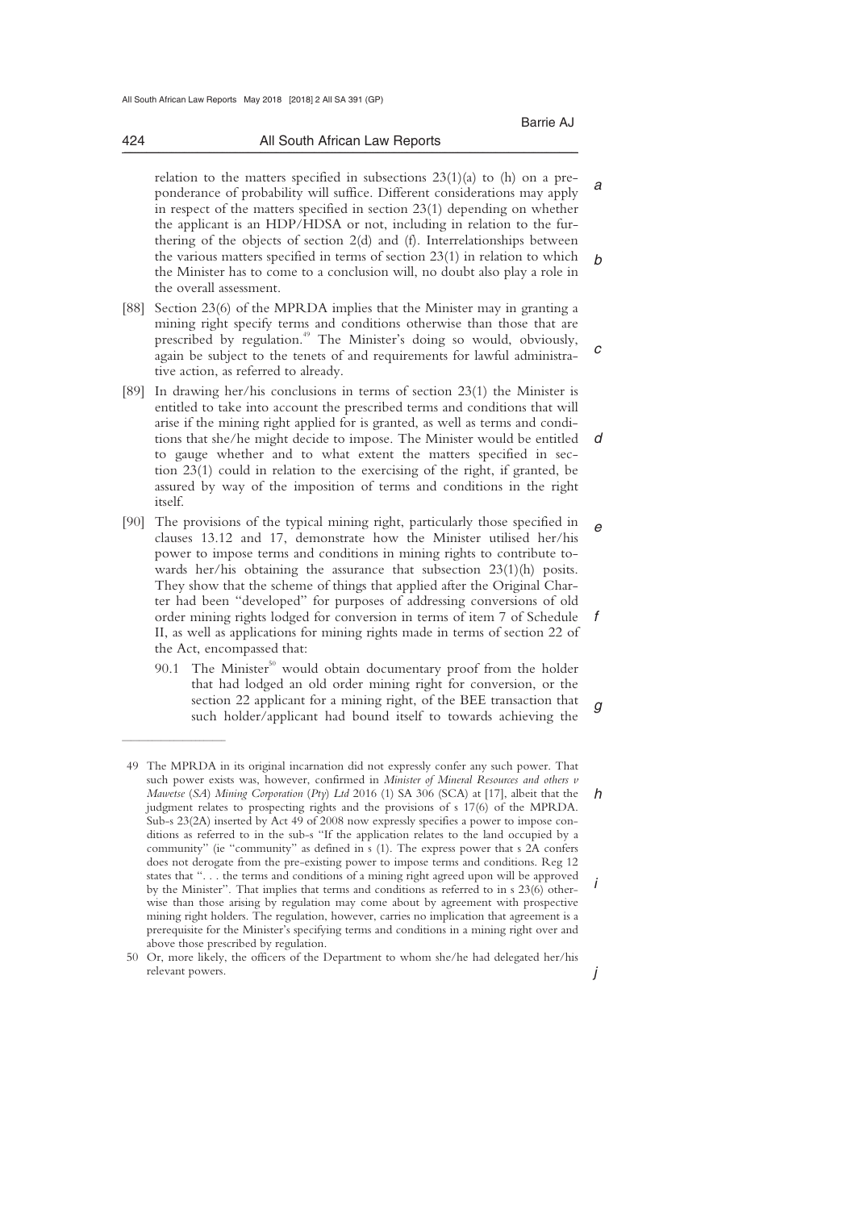relation to the matters specified in subsections 23(1)(a) to (h) on a preponderance of probability will suffice. Different considerations may apply in respect of the matters specified in section 23(1) depending on whether the applicant is an HDP/HDSA or not, including in relation to the furthering of the objects of section 2(d) and (f). Interrelationships between the various matters specified in terms of section 23(1) in relation to which the Minister has to come to a conclusion will, no doubt also play a role in the overall assessment.

[88] Section 23(6) of the MPRDA implies that the Minister may in granting a mining right specify terms and conditions otherwise than those that are prescribed by regulation.[49] The Minister's doing so would, obviously, again be subject to the tenets of and requirements for lawful administrative action, as referred to already.

[89] In drawing her/his conclusions in terms of section 23(1) the Minister is entitled to take into account the prescribed terms and conditions that will arise if the mining right applied for is granted, as well as terms and conditions that she/he might decide to impose. The Minister would be entitled to gauge whether and to what extent the matters specified in section 23(1) could in relation to the exercising of the right, if granted, be assured by way of the imposition of terms and conditions in the right itself.

[90] The provisions of the typical mining right, particularly those specified in clauses 13.12 and 17, demonstrate how the Minister utilised her/his power to impose terms and conditions in mining rights to contribute towards her/his obtaining the assurance that subsection 23(1)(h) posits. They show that the scheme of things that applied after the Original Charter had been "developed" for purposes of addressing conversions of old order mining rights lodged for conversion in terms of item 7 of Schedule II, as well as applications for mining rights made in terms of section 22 of the Act, encompassed that:

90.1 The Minister[50] would obtain documentary proof from the holder that had lodged an old order mining right for conversion, or the section 22 applicant for a mining right, of the BEE transaction that such holder/applicant had bound itself to towards achieving the

---

49 The MPRDA in its original incarnation did not expressly confer any such power. That such power exists was, however, confirmed in *Minister of Mineral Resources and others v Mawetse (SA) Mining Corporation (Pty) Ltd* 2016 (1) SA 306 (SCA) at [17], albeit that the judgment relates to prospecting rights and the provisions of s 17(6) of the MPRDA. Sub-s 23(2A) inserted by Act 49 of 2008 now expressly specifies a power to impose conditions as referred to in the sub-s "If the application relates to the land occupied by a community" (ie "community" as defined in s (1). The express power that s 2A confers does not derogate from the pre-existing power to impose terms and conditions. Reg 12 states that ". . . the terms and conditions of a mining right agreed upon will be approved by the Minister". That implies that terms and conditions as referred to in s 23(6) otherwise than those arising by regulation may come about by agreement with prospective mining right holders. The regulation, however, carries no implication that agreement is a prerequisite for the Minister's specifying terms and conditions in a mining right over and above those prescribed by regulation.

50 Or, more likely, the officers of the Department to whom she/he had delegated her/his relevant powers.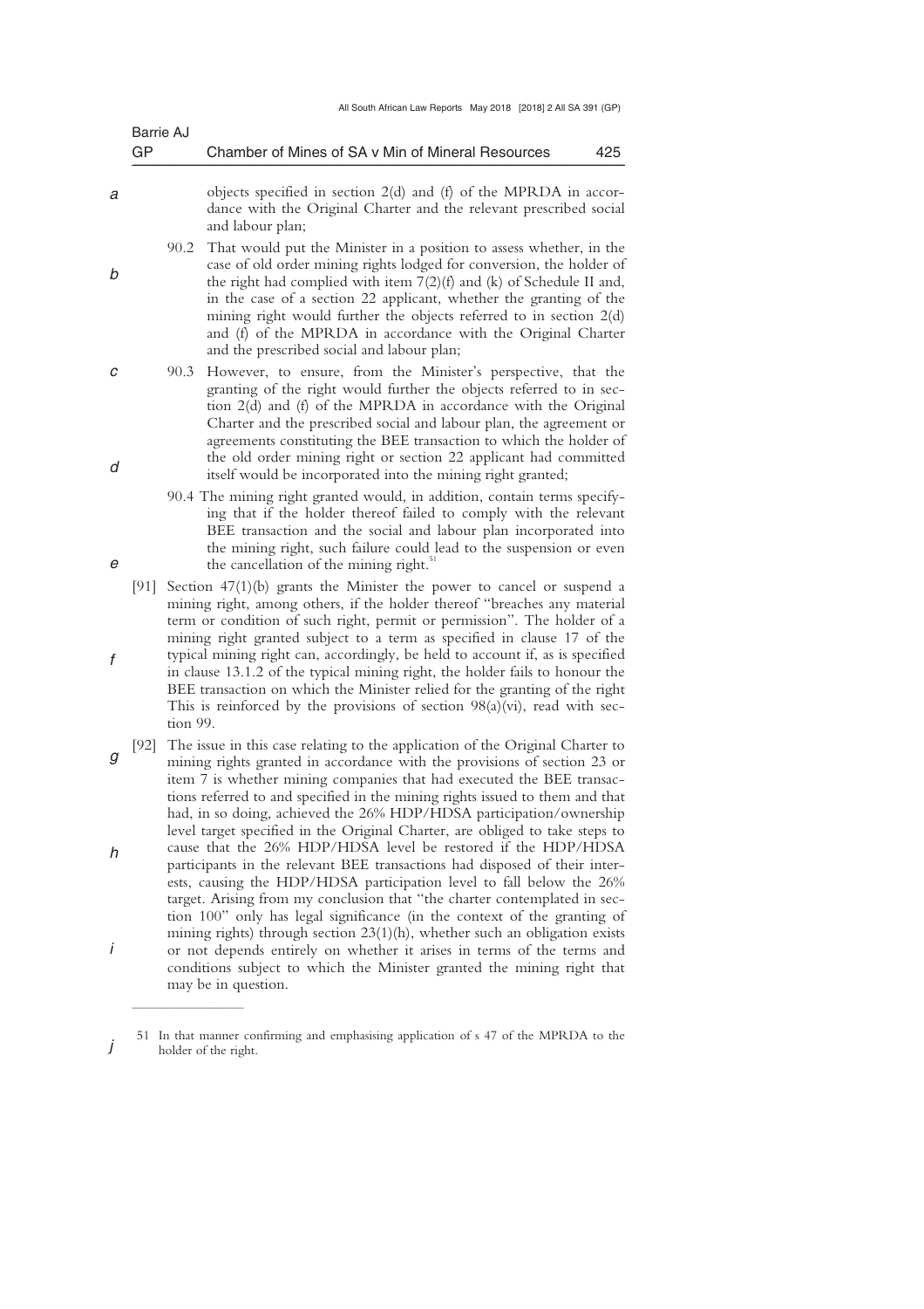objects specified in section 2(d) and (f) of the MPRDA in accordance with the Original Charter and the relevant prescribed social and labour plan;

90.2 That would put the Minister in a position to assess whether, in the case of old order mining rights lodged for conversion, the holder of the right had complied with item 7(2)(f) and (k) of Schedule II and, in the case of a section 22 applicant, whether the granting of the mining right would further the objects referred to in section 2(d) and (f) of the MPRDA in accordance with the Original Charter and the prescribed social and labour plan;

90.3 However, to ensure, from the Minister's perspective, that the granting of the right would further the objects referred to in section 2(d) and (f) of the MPRDA in accordance with the Original Charter and the prescribed social and labour plan, the agreement or agreements constituting the BEE transaction to which the holder of the old order mining right or section 22 applicant had committed itself would be incorporated into the mining right granted;

90.4 The mining right granted would, in addition, contain terms specifying that if the holder thereof failed to comply with the relevant BEE transaction and the social and labour plan incorporated into the mining right, such failure could lead to the suspension or even the cancellation of the mining right.[51]

[91] Section 47(1)(b) grants the Minister the power to cancel or suspend a mining right, among others, if the holder thereof "breaches any material term or condition of such right, permit or permission". The holder of a mining right granted subject to a term as specified in clause 17 of the typical mining right can, accordingly, be held to account if, as is specified in clause 13.1.2 of the typical mining right, the holder fails to honour the BEE transaction on which the Minister relied for the granting of the right This is reinforced by the provisions of section 98(a)(vi), read with section 99.

[92] The issue in this case relating to the application of the Original Charter to mining rights granted in accordance with the provisions of section 23 or item 7 is whether mining companies that had executed the BEE transactions referred to and specified in the mining rights issued to them and that had, in so doing, achieved the 26% HDP/HDSA participation/ownership level target specified in the Original Charter, are obliged to take steps to cause that the 26% HDP/HDSA level be restored if the HDP/HDSA participants in the relevant BEE transactions had disposed of their interests, causing the HDP/HDSA participation level to fall below the 26% target. Arising from my conclusion that "the charter contemplated in section 100" only has legal significance (in the context of the granting of mining rights) through section 23(1)(h), whether such an obligation exists or not depends entirely on whether it arises in terms of the terms and conditions subject to which the Minister granted the mining right that may be in question.

---

51 In that manner confirming and emphasising application of s 47 of the MPRDA to the holder of the right.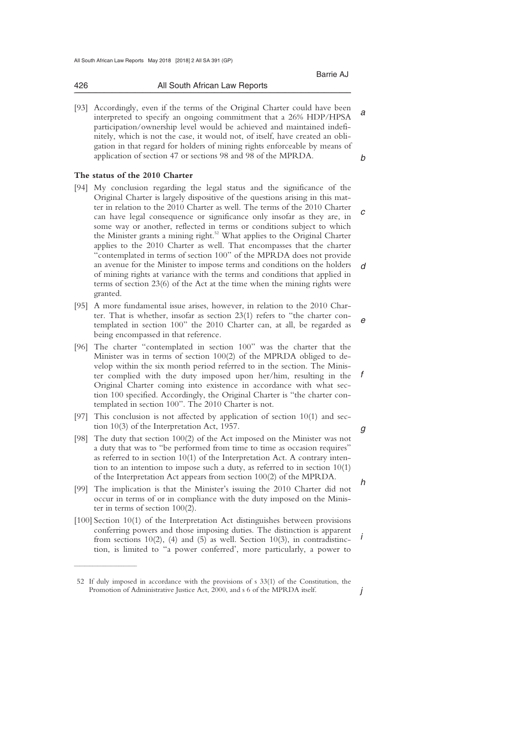[93] Accordingly, even if the terms of the Original Charter could have been interpreted to specify an ongoing commitment that a 26% HDP/HPSA participation/ownership level would be achieved and maintained indefinitely, which is not the case, it would not, of itself, have created an obligation in that regard for holders of mining rights enforceable by means of application of section 47 or sections 98 and 98 of the MPRDA.

**The status of the 2010 Charter**

[94] My conclusion regarding the legal status and the significance of the Original Charter is largely dispositive of the questions arising in this matter in relation to the 2010 Charter as well. The terms of the 2010 Charter can have legal consequence or significance only insofar as they are, in some way or another, reflected in terms or conditions subject to which the Minister grants a mining right.[52] What applies to the Original Charter applies to the 2010 Charter as well. That encompasses that the charter "contemplated in terms of section 100" of the MPRDA does not provide an avenue for the Minister to impose terms and conditions on the holders of mining rights at variance with the terms and conditions that applied in terms of section 23(6) of the Act at the time when the mining rights were granted.

[95] A more fundamental issue arises, however, in relation to the 2010 Charter. That is whether, insofar as section 23(1) refers to "the charter contemplated in section 100" the 2010 Charter can, at all, be regarded as being encompassed in that reference.

[96] The charter "contemplated in section 100" was the charter that the Minister was in terms of section 100(2) of the MPRDA obliged to develop within the six month period referred to in the section. The Minister complied with the duty imposed upon her/him, resulting in the Original Charter coming into existence in accordance with what section 100 specified. Accordingly, the Original Charter is "the charter contemplated in section 100". The 2010 Charter is not.

[97] This conclusion is not affected by application of section 10(1) and section 10(3) of the Interpretation Act, 1957.

[98] The duty that section 100(2) of the Act imposed on the Minister was not a duty that was to "be performed from time to time as occasion requires" as referred to in section 10(1) of the Interpretation Act. A contrary intention to an intention to impose such a duty, as referred to in section 10(1) of the Interpretation Act appears from section 100(2) of the MPRDA.

[99] The implication is that the Minister's issuing the 2010 Charter did not occur in terms of or in compliance with the duty imposed on the Minister in terms of section 100(2).

[100] Section 10(1) of the Interpretation Act distinguishes between provisions conferring powers and those imposing duties. The distinction is apparent from sections 10(2), (4) and (5) as well. Section 10(3), in contradistinction, is limited to "a power conferred', more particularly, a power to

---

52 If duly imposed in accordance with the provisions of s 33(1) of the Constitution, the Promotion of Administrative Justice Act, 2000, and s 6 of the MPRDA itself.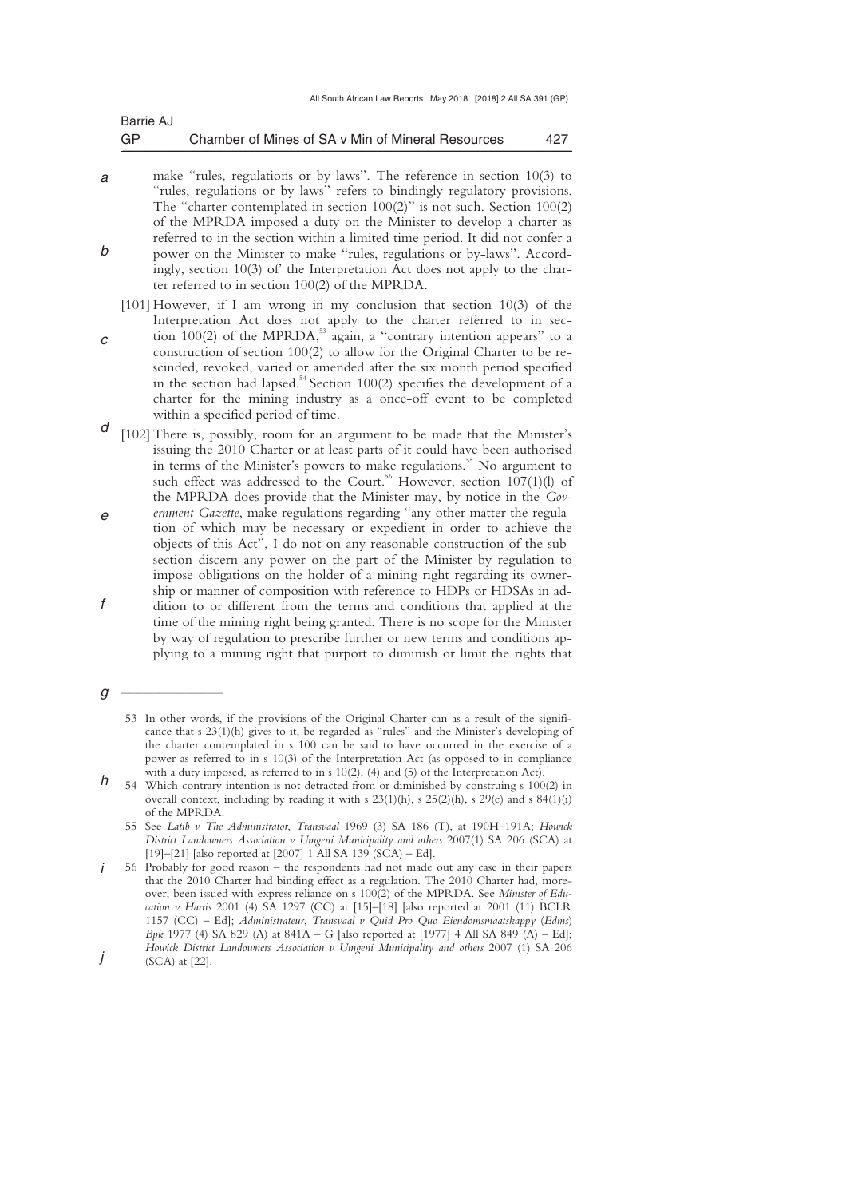make "rules, regulations or by-laws". The reference in section 10(3) to "rules, regulations or by-laws" refers to bindingly regulatory provisions. The "charter contemplated in section 100(2)" is not such. Section 100(2) of the MPRDA imposed a duty on the Minister to develop a charter as referred to in the section within a limited time period. It did not confer a power on the Minister to make "rules, regulations or by-laws". Accordingly, section 10(3) of' the Interpretation Act does not apply to the charter referred to in section 100(2) of the MPRDA.

[101] However, if I am wrong in my conclusion that section 10(3) of the Interpretation Act does not apply to the charter referred to in section 100(2) of the MPRDA,[53] again, a "contrary intention appears" to a construction of section 100(2) to allow for the Original Charter to be rescinded, revoked, varied or amended after the six month period specified in the section had lapsed.[54] Section 100(2) specifies the development of a charter for the mining industry as a once-off event to be completed within a specified period of time.

[102] There is, possibly, room for an argument to be made that the Minister's issuing the 2010 Charter or at least parts of it could have been authorised in terms of the Minister's powers to make regulations.[55] No argument to such effect was addressed to the Court.[56] However, section 107(1)(l) of the MPRDA does provide that the Minister may, by notice in the *Government Gazette*, make regulations regarding "any other matter the regulation of which may be necessary or expedient in order to achieve the objects of this Act", I do not on any reasonable construction of the subsection discern any power on the part of the Minister by regulation to impose obligations on the holder of a mining right regarding its ownership or manner of composition with reference to HDPs or HDSAs in addition to or different from the terms and conditions that applied at the time of the mining right being granted. There is no scope for the Minister by way of regulation to prescribe further or new terms and conditions applying to a mining right that purport to diminish or limit the rights that

---

53 In other words, if the provisions of the Original Charter can as a result of the significance that s 23(1)(h) gives to it, be regarded as "rules" and the Minister's developing of the charter contemplated in s 100 can be said to have occurred in the exercise of a power as referred to in s 10(3) of the Interpretation Act (as opposed to in compliance with a duty imposed, as referred to in s 10(2), (4) and (5) of the Interpretation Act).

54 Which contrary intention is not detracted from or diminished by construing s 100(2) in overall context, including by reading it with s 23(1)(h), s 25(2)(h), s 29(c) and s 84(1)(i) of the MPRDA.

55 See *Latib v The Administrator, Transvaal* 1969 (3) SA 186 (T), at 190H–191A; *Howick District Landowners Association v Umgeni Municipality and others* 2007(1) SA 206 (SCA) at [19]–[21] [also reported at [2007] 1 All SA 139 (SCA) – Ed].

56 Probably for good reason – the respondents had not made out any case in their papers that the 2010 Charter had binding effect as a regulation. The 2010 Charter had, moreover, been issued with express reliance on s 100(2) of the MPRDA. See *Minister of Education v Harris* 2001 (4) SA 1297 (CC) at [15]–[18] [also reported at 2001 (11) BCLR 1157 (CC) – Ed]; *Administrateur, Transvaal v Quid Pro Quo Eiendomsmaatskappy (Edms) Bpk* 1977 (4) SA 829 (A) at 841A – G [also reported at [1977] 4 All SA 849 (A) – Ed]; *Howick District Landowners Association v Umgeni Municipality and others* 2007 (1) SA 206 (SCA) at [22].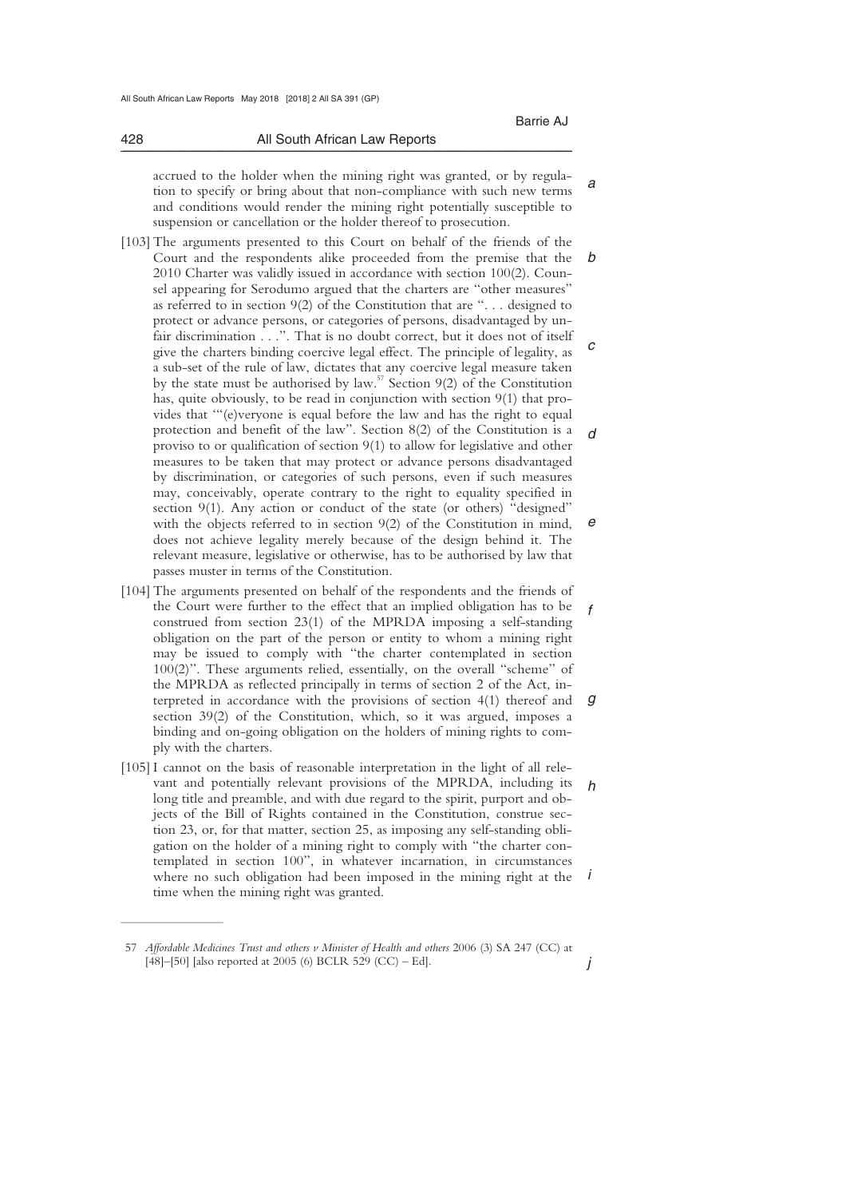accrued to the holder when the mining right was granted, or by regulation to specify or bring about that non-compliance with such new terms and conditions would render the mining right potentially susceptible to suspension or cancellation or the holder thereof to prosecution.

[103] The arguments presented to this Court on behalf of the friends of the Court and the respondents alike proceeded from the premise that the 2010 Charter was validly issued in accordance with section 100(2). Counsel appearing for Serodumo argued that the charters are "other measures" as referred to in section 9(2) of the Constitution that are ". . . designed to protect or advance persons, or categories of persons, disadvantaged by unfair discrimination . . .". That is no doubt correct, but it does not of itself give the charters binding coercive legal effect. The principle of legality, as a sub-set of the rule of law, dictates that any coercive legal measure taken by the state must be authorised by law.[57] Section 9(2) of the Constitution has, quite obviously, to be read in conjunction with section 9(1) that provides that "(e)veryone is equal before the law and has the right to equal protection and benefit of the law". Section 8(2) of the Constitution is a proviso to or qualification of section 9(1) to allow for legislative and other measures to be taken that may protect or advance persons disadvantaged by discrimination, or categories of such persons, even if such measures may, conceivably, operate contrary to the right to equality specified in section 9(1). Any action or conduct of the state (or others) "designed" with the objects referred to in section 9(2) of the Constitution in mind, does not achieve legality merely because of the design behind it. The relevant measure, legislative or otherwise, has to be authorised by law that passes muster in terms of the Constitution.

[104] The arguments presented on behalf of the respondents and the friends of the Court were further to the effect that an implied obligation has to be construed from section 23(1) of the MPRDA imposing a self-standing obligation on the part of the person or entity to whom a mining right may be issued to comply with "the charter contemplated in section 100(2)". These arguments relied, essentially, on the overall "scheme" of the MPRDA as reflected principally in terms of section 2 of the Act, interpreted in accordance with the provisions of section 4(1) thereof and section 39(2) of the Constitution, which, so it was argued, imposes a binding and on-going obligation on the holders of mining rights to comply with the charters.

[105] I cannot on the basis of reasonable interpretation in the light of all relevant and potentially relevant provisions of the MPRDA, including its long title and preamble, and with due regard to the spirit, purport and objects of the Bill of Rights contained in the Constitution, construe section 23, or, for that matter, section 25, as imposing any self-standing obligation on the holder of a mining right to comply with "the charter contemplated in section 100", in whatever incarnation, in circumstances where no such obligation had been imposed in the mining right at the time when the mining right was granted.

---

57 *Affordable Medicines Trust and others v Minister of Health and others* 2006 (3) SA 247 (CC) at [48]–[50] [also reported at 2005 (6) BCLR 529 (CC) – Ed].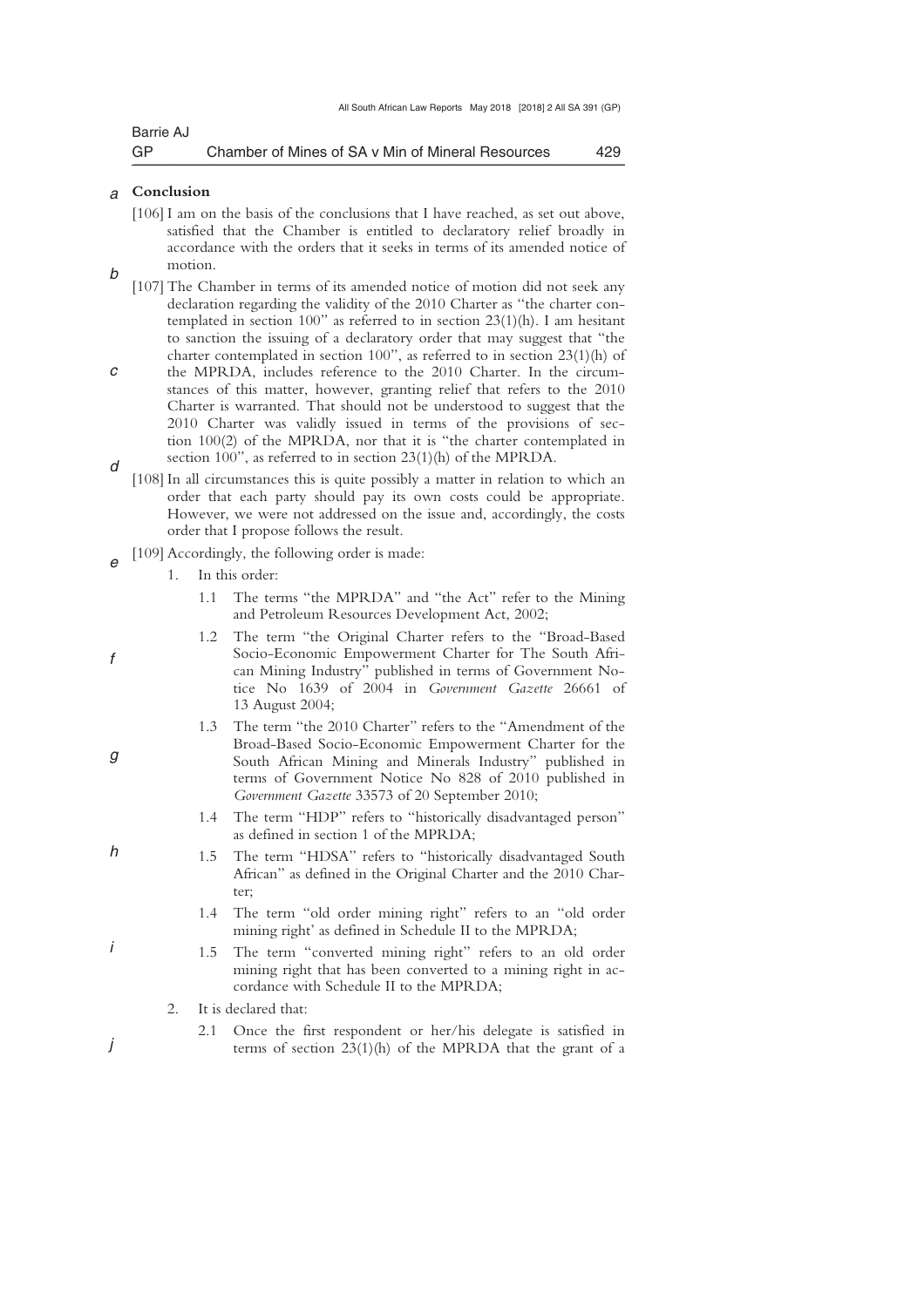## Conclusion

[106] I am on the basis of the conclusions that I have reached, as set out above, satisfied that the Chamber is entitled to declaratory relief broadly in accordance with the orders that it seeks in terms of its amended notice of motion.

[107] The Chamber in terms of its amended notice of motion did not seek any declaration regarding the validity of the 2010 Charter as "the charter contemplated in section 100" as referred to in section 23(1)(h). I am hesitant to sanction the issuing of a declaratory order that may suggest that "the charter contemplated in section 100", as referred to in section 23(1)(h) of the MPRDA, includes reference to the 2010 Charter. In the circumstances of this matter, however, granting relief that refers to the 2010 Charter is warranted. That should not be understood to suggest that the 2010 Charter was validly issued in terms of the provisions of section 100(2) of the MPRDA, nor that it is "the charter contemplated in section 100", as referred to in section 23(1)(h) of the MPRDA.

[108] In all circumstances this is quite possibly a matter in relation to which an order that each party should pay its own costs could be appropriate. However, we were not addressed on the issue and, accordingly, the costs order that I propose follows the result.

[109] Accordingly, the following order is made:

1. In this order:

   1.1 The terms "the MPRDA" and "the Act" refer to the Mining and Petroleum Resources Development Act, 2002;

   1.2 The term "the Original Charter refers to the "Broad-Based Socio-Economic Empowerment Charter for The South African Mining Industry" published in terms of Government Notice No 1639 of 2004 in *Government Gazette* 26661 of 13 August 2004;

   1.3 The term "the 2010 Charter" refers to the "Amendment of the Broad-Based Socio-Economic Empowerment Charter for the South African Mining and Minerals Industry" published in terms of Government Notice No 828 of 2010 published in *Government Gazette* 33573 of 20 September 2010;

   1.4 The term "HDP" refers to "historically disadvantaged person" as defined in section 1 of the MPRDA;

   1.5 The term "HDSA" refers to "historically disadvantaged South African" as defined in the Original Charter and the 2010 Charter;

   1.4 The term "old order mining right" refers to an "old order mining right' as defined in Schedule II to the MPRDA;

   1.5 The term "converted mining right" refers to an old order mining right that has been converted to a mining right in accordance with Schedule II to the MPRDA;

2. It is declared that:

   2.1 Once the first respondent or her/his delegate is satisfied in terms of section 23(1)(h) of the MPRDA that the grant of a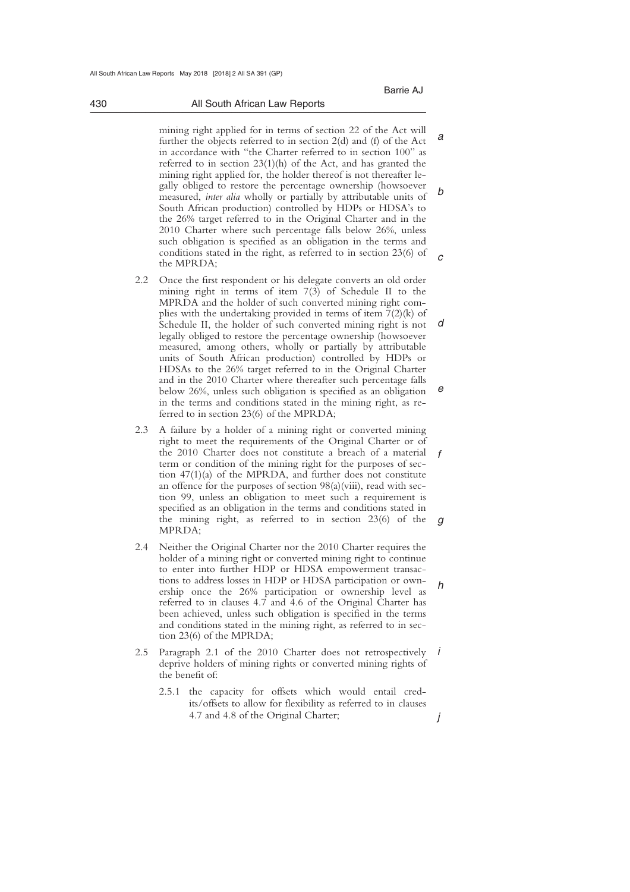mining right applied for in terms of section 22 of the Act will further the objects referred to in section 2(d) and (f) of the Act in accordance with "the Charter referred to in section 100" as referred to in section 23(1)(h) of the Act, and has granted the mining right applied for, the holder thereof is not thereafter legally obliged to restore the percentage ownership (howsoever measured, *inter alia* wholly or partially by attributable units of South African production) controlled by HDPs or HDSA's to the 26% target referred to in the Original Charter and in the 2010 Charter where such percentage falls below 26%, unless such obligation is specified as an obligation in the terms and conditions stated in the right, as referred to in section 23(6) of the MPRDA;

2.2 Once the first respondent or his delegate converts an old order mining right in terms of item 7(3) of Schedule II to the MPRDA and the holder of such converted mining right complies with the undertaking provided in terms of item 7(2)(k) of Schedule II, the holder of such converted mining right is not legally obliged to restore the percentage ownership (howsoever measured, among others, wholly or partially by attributable units of South African production) controlled by HDPs or HDSAs to the 26% target referred to in the Original Charter and in the 2010 Charter where thereafter such percentage falls below 26%, unless such obligation is specified as an obligation in the terms and conditions stated in the mining right, as referred to in section 23(6) of the MPRDA;

2.3 A failure by a holder of a mining right or converted mining right to meet the requirements of the Original Charter or of the 2010 Charter does not constitute a breach of a material term or condition of the mining right for the purposes of section 47(1)(a) of the MPRDA, and further does not constitute an offence for the purposes of section 98(a)(viii), read with section 99, unless an obligation to meet such a requirement is specified as an obligation in the terms and conditions stated in the mining right, as referred to in section 23(6) of the MPRDA;

2.4 Neither the Original Charter nor the 2010 Charter requires the holder of a mining right or converted mining right to continue to enter into further HDP or HDSA empowerment transactions to address losses in HDP or HDSA participation or ownership once the 26% participation or ownership level as referred to in clauses 4.7 and 4.6 of the Original Charter has been achieved, unless such obligation is specified in the terms and conditions stated in the mining right, as referred to in section 23(6) of the MPRDA;

2.5 Paragraph 2.1 of the 2010 Charter does not retrospectively deprive holders of mining rights or converted mining rights of the benefit of:

2.5.1 the capacity for offsets which would entail credits/offsets to allow for flexibility as referred to in clauses 4.7 and 4.8 of the Original Charter;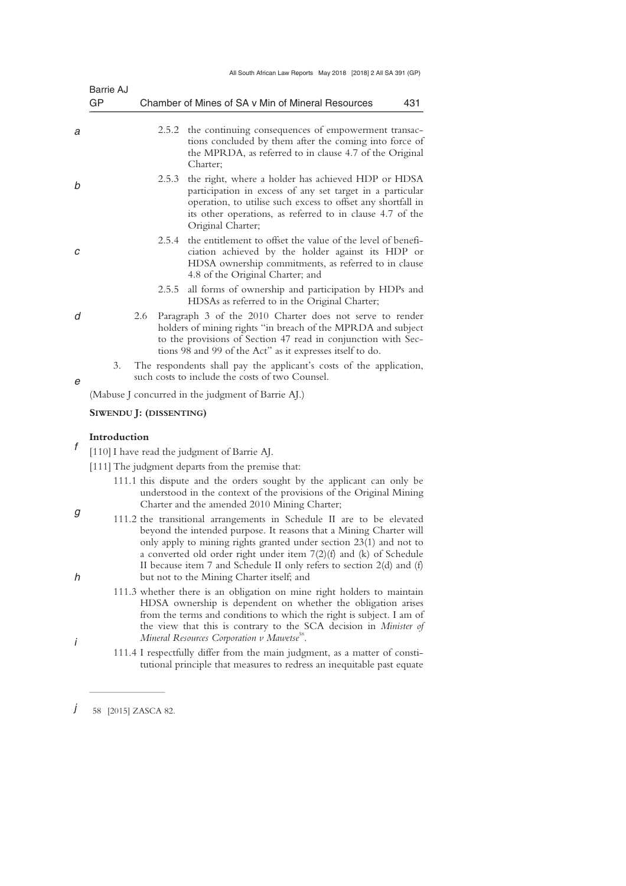2.5.2 the continuing consequences of empowerment transactions concluded by them after the coming into force of the MPRDA, as referred to in clause 4.7 of the Original Charter;

2.5.3 the right, where a holder has achieved HDP or HDSA participation in excess of any set target in a particular operation, to utilise such excess to offset any shortfall in its other operations, as referred to in clause 4.7 of the Original Charter;

2.5.4 the entitlement to offset the value of the level of beneficiation achieved by the holder against its HDP or HDSA ownership commitments, as referred to in clause 4.8 of the Original Charter; and

2.5.5 all forms of ownership and participation by HDPs and HDSAs as referred to in the Original Charter;

2.6 Paragraph 3 of the 2010 Charter does not serve to render holders of mining rights "in breach of the MPRDA and subject to the provisions of Section 47 read in conjunction with Sections 98 and 99 of the Act" as it expresses itself to do.

3. The respondents shall pay the applicant's costs of the application, such costs to include the costs of two Counsel.

(Mabuse J concurred in the judgment of Barrie AJ.)

**SIWENDU J: (DISSENTING)**

**Introduction**

[110] I have read the judgment of Barrie AJ.

[111] The judgment departs from the premise that:

111.1 this dispute and the orders sought by the applicant can only be understood in the context of the provisions of the Original Mining Charter and the amended 2010 Mining Charter;

111.2 the transitional arrangements in Schedule II are to be elevated beyond the intended purpose. It reasons that a Mining Charter will only apply to mining rights granted under section 23(1) and not to a converted old order right under item 7(2)(f) and (k) of Schedule II because item 7 and Schedule II only refers to section 2(d) and (f) but not to the Mining Charter itself; and

111.3 whether there is an obligation on mine right holders to maintain HDSA ownership is dependent on whether the obligation arises from the terms and conditions to which the right is subject. I am of the view that this is contrary to the SCA decision in *Minister of Mineral Resources Corporation v Mawetse*[58].

111.4 I respectfully differ from the main judgment, as a matter of constitutional principle that measures to redress an inequitable past equate

---

58 [2015] ZASCA 82.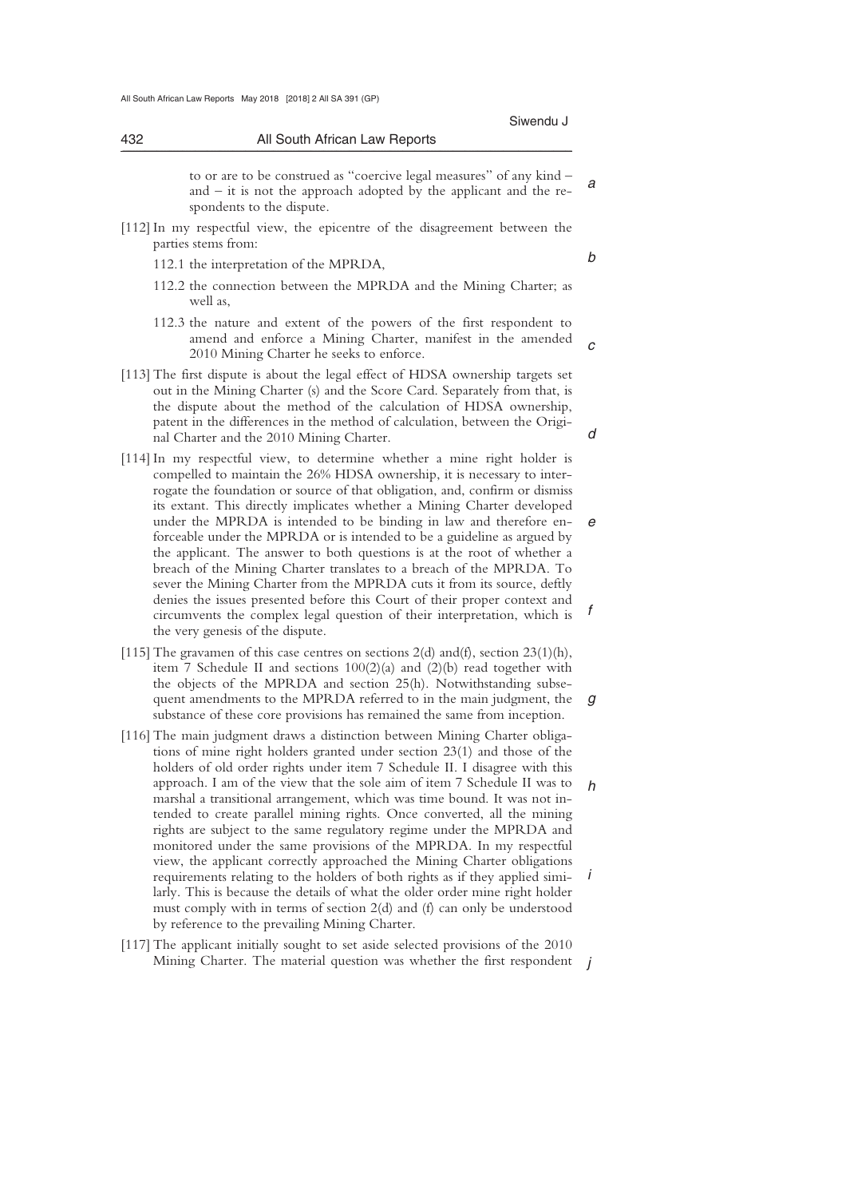to or are to be construed as "coercive legal measures" of any kind – and – it is not the approach adopted by the applicant and the respondents to the dispute.

[112] In my respectful view, the epicentre of the disagreement between the parties stems from:

112.1 the interpretation of the MPRDA,

112.2 the connection between the MPRDA and the Mining Charter; as well as,

112.3 the nature and extent of the powers of the first respondent to amend and enforce a Mining Charter, manifest in the amended 2010 Mining Charter he seeks to enforce.

[113] The first dispute is about the legal effect of HDSA ownership targets set out in the Mining Charter (s) and the Score Card. Separately from that, is the dispute about the method of the calculation of HDSA ownership, patent in the differences in the method of calculation, between the Original Charter and the 2010 Mining Charter.

[114] In my respectful view, to determine whether a mine right holder is compelled to maintain the 26% HDSA ownership, it is necessary to interrogate the foundation or source of that obligation, and, confirm or dismiss its extant. This directly implicates whether a Mining Charter developed under the MPRDA is intended to be binding in law and therefore enforceable under the MPRDA or is intended to be a guideline as argued by the applicant. The answer to both questions is at the root of whether a breach of the Mining Charter translates to a breach of the MPRDA. To sever the Mining Charter from the MPRDA cuts it from its source, deftly denies the issues presented before this Court of their proper context and circumvents the complex legal question of their interpretation, which is the very genesis of the dispute.

[115] The gravamen of this case centres on sections 2(d) and(f), section 23(1)(h), item 7 Schedule II and sections 100(2)(a) and (2)(b) read together with the objects of the MPRDA and section 25(h). Notwithstanding subsequent amendments to the MPRDA referred to in the main judgment, the substance of these core provisions has remained the same from inception.

[116] The main judgment draws a distinction between Mining Charter obligations of mine right holders granted under section 23(1) and those of the holders of old order rights under item 7 Schedule II. I disagree with this approach. I am of the view that the sole aim of item 7 Schedule II was to marshal a transitional arrangement, which was time bound. It was not intended to create parallel mining rights. Once converted, all the mining rights are subject to the same regulatory regime under the MPRDA and monitored under the same provisions of the MPRDA. In my respectful view, the applicant correctly approached the Mining Charter obligations requirements relating to the holders of both rights as if they applied similarly. This is because the details of what the older order mine right holder must comply with in terms of section 2(d) and (f) can only be understood by reference to the prevailing Mining Charter.

[117] The applicant initially sought to set aside selected provisions of the 2010 Mining Charter. The material question was whether the first respondent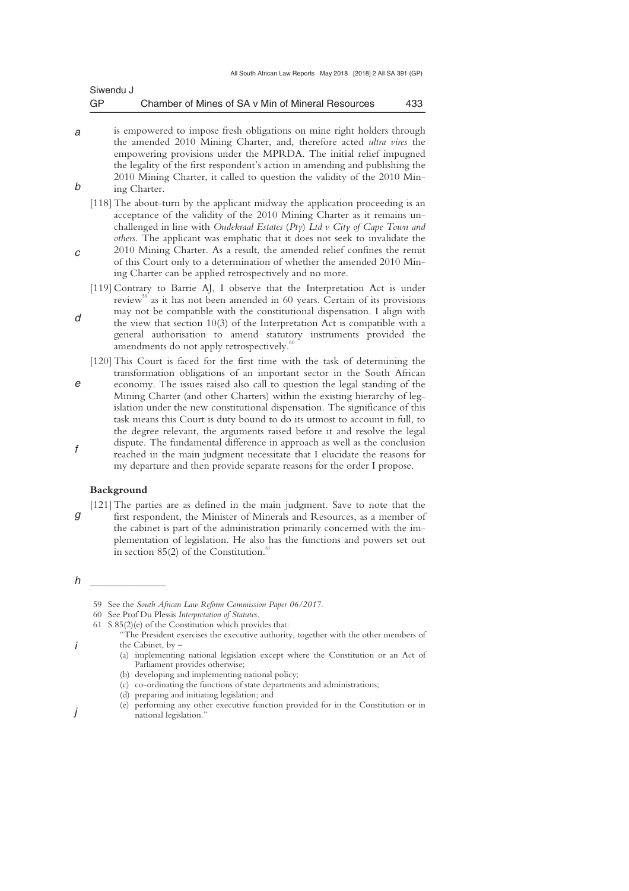is empowered to impose fresh obligations on mine right holders through the amended 2010 Mining Charter, and, therefore acted *ultra vires* the empowering provisions under the MPRDA. The initial relief impugned the legality of the first respondent's action in amending and publishing the 2010 Mining Charter, it called to question the validity of the 2010 Mining Charter.

[118] The about-turn by the applicant midway the application proceeding is an acceptance of the validity of the 2010 Mining Charter as it remains unchallenged in line with *Oudekraal Estates (Pty) Ltd v City of Cape Town and others*. The applicant was emphatic that it does not seek to invalidate the 2010 Mining Charter. As a result, the amended relief confines the remit of this Court only to a determination of whether the amended 2010 Mining Charter can be applied retrospectively and no more.

[119] Contrary to Barrie AJ, I observe that the Interpretation Act is under review[59] as it has not been amended in 60 years. Certain of its provisions may not be compatible with the constitutional dispensation. I align with the view that section 10(3) of the Interpretation Act is compatible with a general authorisation to amend statutory instruments provided the amendments do not apply retrospectively.[60]

[120] This Court is faced for the first time with the task of determining the transformation obligations of an important sector in the South African economy. The issues raised also call to question the legal standing of the Mining Charter (and other Charters) within the existing hierarchy of legislation under the new constitutional dispensation. The significance of this task means this Court is duty bound to do its utmost to account in full, to the degree relevant, the arguments raised before it and resolve the legal dispute. The fundamental difference in approach as well as the conclusion reached in the main judgment necessitate that I elucidate the reasons for my departure and then provide separate reasons for the order I propose.

**Background**

[121] The parties are as defined in the main judgment. Save to note that the first respondent, the Minister of Minerals and Resources, as a member of the cabinet is part of the administration primarily concerned with the implementation of legislation. He also has the functions and powers set out in section 85(2) of the Constitution.[61]

---

59 See the *South African Law Reform Commission Paper 06/2017*.

60 See Prof Du Plessis *Interpretation of Statutes*.

61 S 85(2)(e) of the Constitution which provides that:

"The President exercises the executive authority, together with the other members of the Cabinet, by –

(a) implementing national legislation except where the Constitution or an Act of Parliament provides otherwise;
(b) developing and implementing national policy;
(c) co-ordinating the functions of state departments and administrations;
(d) preparing and initiating legislation; and
(e) performing any other executive function provided for in the Constitution or in national legislation."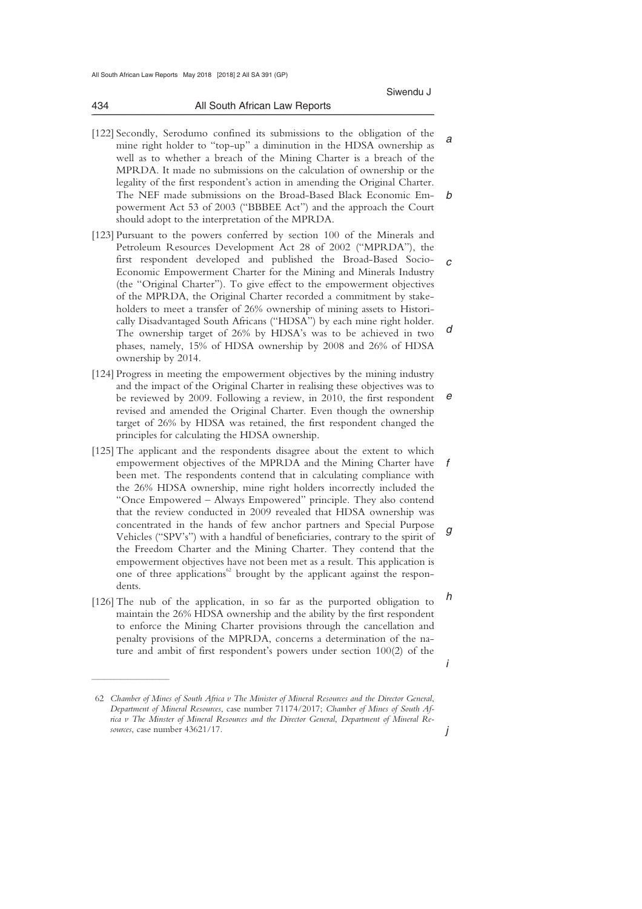[122] Secondly, Serodumo confined its submissions to the obligation of the mine right holder to "top-up" a diminution in the HDSA ownership as well as to whether a breach of the Mining Charter is a breach of the MPRDA. It made no submissions on the calculation of ownership or the legality of the first respondent's action in amending the Original Charter. The NEF made submissions on the Broad-Based Black Economic Empowerment Act 53 of 2003 ("BBBEE Act") and the approach the Court should adopt to the interpretation of the MPRDA.

[123] Pursuant to the powers conferred by section 100 of the Minerals and Petroleum Resources Development Act 28 of 2002 ("MPRDA"), the first respondent developed and published the Broad-Based Socio-Economic Empowerment Charter for the Mining and Minerals Industry (the "Original Charter"). To give effect to the empowerment objectives of the MPRDA, the Original Charter recorded a commitment by stakeholders to meet a transfer of 26% ownership of mining assets to Historically Disadvantaged South Africans ("HDSA") by each mine right holder. The ownership target of 26% by HDSA's was to be achieved in two phases, namely, 15% of HDSA ownership by 2008 and 26% of HDSA ownership by 2014.

[124] Progress in meeting the empowerment objectives by the mining industry and the impact of the Original Charter in realising these objectives was to be reviewed by 2009. Following a review, in 2010, the first respondent revised and amended the Original Charter. Even though the ownership target of 26% by HDSA was retained, the first respondent changed the principles for calculating the HDSA ownership.

[125] The applicant and the respondents disagree about the extent to which empowerment objectives of the MPRDA and the Mining Charter have been met. The respondents contend that in calculating compliance with the 26% HDSA ownership, mine right holders incorrectly included the "Once Empowered – Always Empowered" principle. They also contend that the review conducted in 2009 revealed that HDSA ownership was concentrated in the hands of few anchor partners and Special Purpose Vehicles ("SPV's") with a handful of beneficiaries, contrary to the spirit of the Freedom Charter and the Mining Charter. They contend that the empowerment objectives have not been met as a result. This application is one of three applications[62] brought by the applicant against the respondents.

[126] The nub of the application, in so far as the purported obligation to maintain the 26% HDSA ownership and the ability by the first respondent to enforce the Mining Charter provisions through the cancellation and penalty provisions of the MPRDA, concerns a determination of the nature and ambit of first respondent's powers under section 100(2) of the

---

62 *Chamber of Mines of South Africa v The Minister of Mineral Resources and the Director General, Department of Mineral Resources*, case number 71174/2017; *Chamber of Mines of South Africa v The Minster of Mineral Resources and the Director General, Department of Mineral Resources*, case number 43621/17.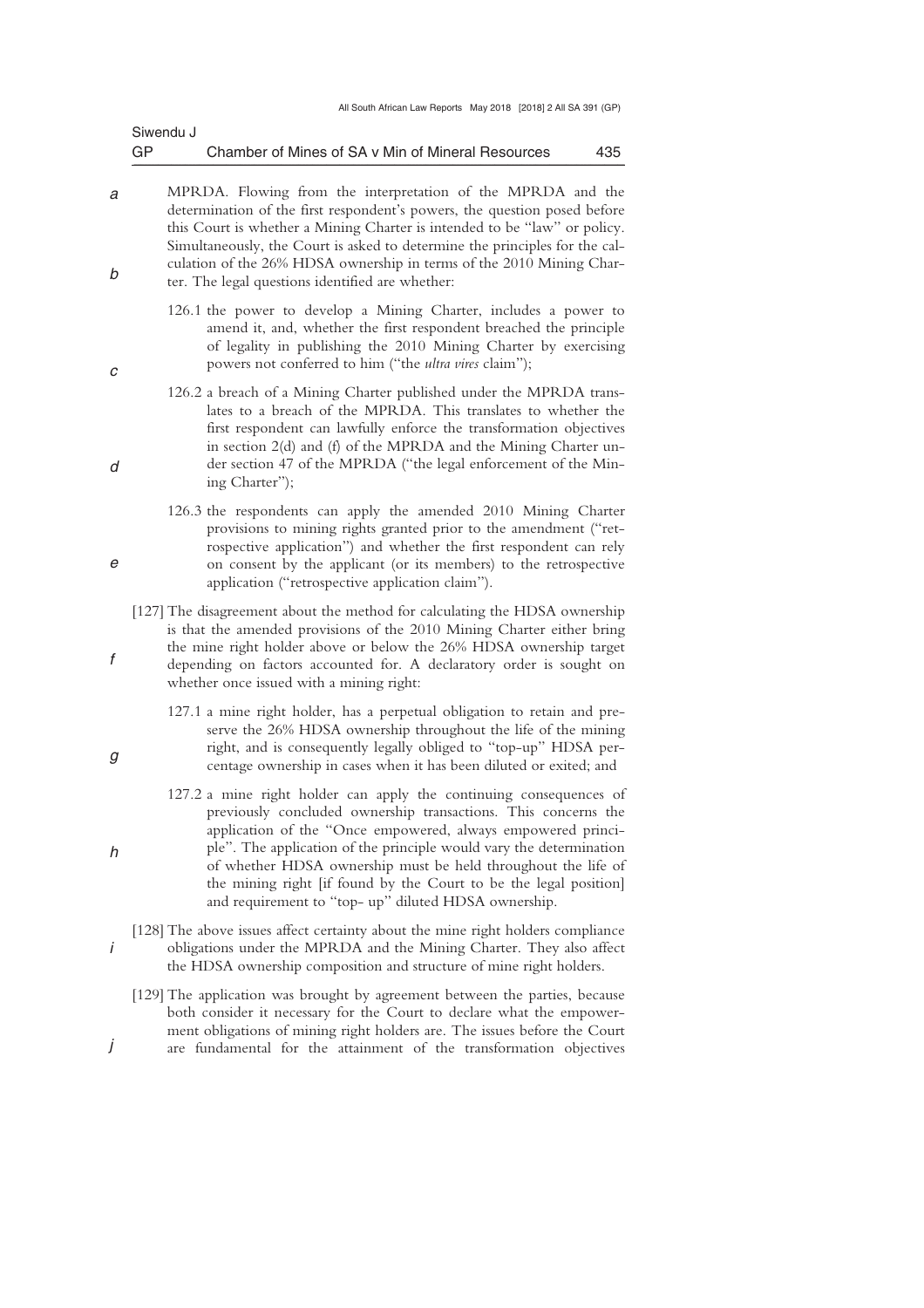MPRDA. Flowing from the interpretation of the MPRDA and the determination of the first respondent's powers, the question posed before this Court is whether a Mining Charter is intended to be "law" or policy. Simultaneously, the Court is asked to determine the principles for the calculation of the 26% HDSA ownership in terms of the 2010 Mining Charter. The legal questions identified are whether:

126.1 the power to develop a Mining Charter, includes a power to amend it, and, whether the first respondent breached the principle of legality in publishing the 2010 Mining Charter by exercising powers not conferred to him ("the *ultra vires* claim");

126.2 a breach of a Mining Charter published under the MPRDA translates to a breach of the MPRDA. This translates to whether the first respondent can lawfully enforce the transformation objectives in section 2(d) and (f) of the MPRDA and the Mining Charter under section 47 of the MPRDA ("the legal enforcement of the Mining Charter");

126.3 the respondents can apply the amended 2010 Mining Charter provisions to mining rights granted prior to the amendment ("retrospective application") and whether the first respondent can rely on consent by the applicant (or its members) to the retrospective application ("retrospective application claim").

[127] The disagreement about the method for calculating the HDSA ownership is that the amended provisions of the 2010 Mining Charter either bring the mine right holder above or below the 26% HDSA ownership target depending on factors accounted for. A declaratory order is sought on whether once issued with a mining right:

127.1 a mine right holder, has a perpetual obligation to retain and preserve the 26% HDSA ownership throughout the life of the mining right, and is consequently legally obliged to "top-up" HDSA percentage ownership in cases when it has been diluted or exited; and

127.2 a mine right holder can apply the continuing consequences of previously concluded ownership transactions. This concerns the application of the "Once empowered, always empowered principle". The application of the principle would vary the determination of whether HDSA ownership must be held throughout the life of the mining right [if found by the Court to be the legal position] and requirement to "top- up" diluted HDSA ownership.

[128] The above issues affect certainty about the mine right holders compliance obligations under the MPRDA and the Mining Charter. They also affect the HDSA ownership composition and structure of mine right holders.

[129] The application was brought by agreement between the parties, because both consider it necessary for the Court to declare what the empowerment obligations of mining right holders are. The issues before the Court are fundamental for the attainment of the transformation objectives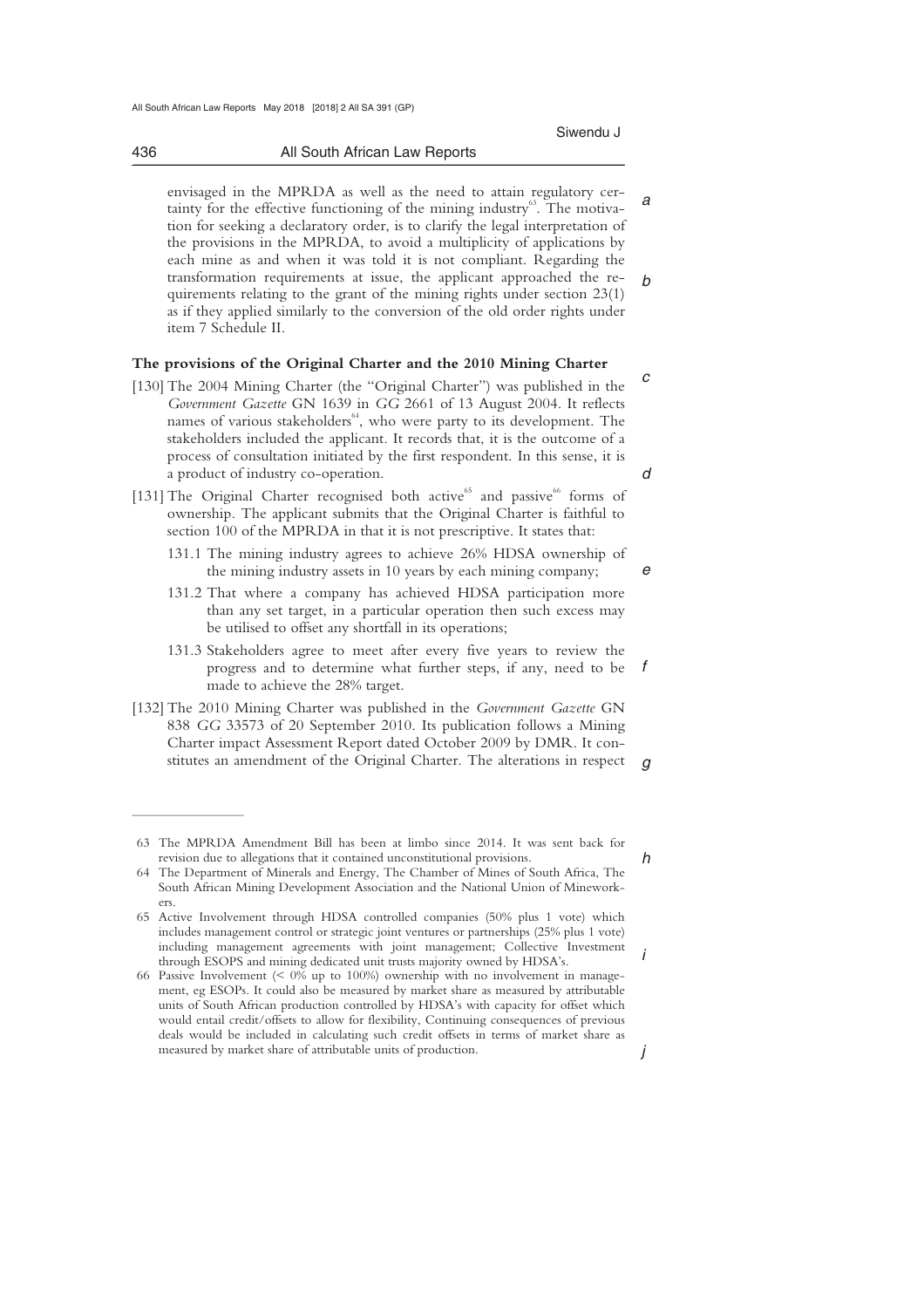envisaged in the MPRDA as well as the need to attain regulatory certainty for the effective functioning of the mining industry[63]. The motivation for seeking a declaratory order, is to clarify the legal interpretation of the provisions in the MPRDA, to avoid a multiplicity of applications by each mine as and when it was told it is not compliant. Regarding the transformation requirements at issue, the applicant approached the requirements relating to the grant of the mining rights under section 23(1) as if they applied similarly to the conversion of the old order rights under item 7 Schedule II.

**The provisions of the Original Charter and the 2010 Mining Charter**

[130] The 2004 Mining Charter (the "Original Charter") was published in the *Government Gazette* GN 1639 in *GG* 2661 of 13 August 2004. It reflects names of various stakeholders[64], who were party to its development. The stakeholders included the applicant. It records that, it is the outcome of a process of consultation initiated by the first respondent. In this sense, it is a product of industry co-operation.

[131] The Original Charter recognised both active[65] and passive[66] forms of ownership. The applicant submits that the Original Charter is faithful to section 100 of the MPRDA in that it is not prescriptive. It states that:

131.1 The mining industry agrees to achieve 26% HDSA ownership of the mining industry assets in 10 years by each mining company;

131.2 That where a company has achieved HDSA participation more than any set target, in a particular operation then such excess may be utilised to offset any shortfall in its operations;

131.3 Stakeholders agree to meet after every five years to review the progress and to determine what further steps, if any, need to be made to achieve the 28% target.

[132] The 2010 Mining Charter was published in the *Government Gazette* GN 838 *GG* 33573 of 20 September 2010. Its publication follows a Mining Charter impact Assessment Report dated October 2009 by DMR. It constitutes an amendment of the Original Charter. The alterations in respect

---

63 The MPRDA Amendment Bill has been at limbo since 2014. It was sent back for revision due to allegations that it contained unconstitutional provisions.

64 The Department of Minerals and Energy, The Chamber of Mines of South Africa, The South African Mining Development Association and the National Union of Mineworkers.

65 Active Involvement through HDSA controlled companies (50% plus 1 vote) which includes management control or strategic joint ventures or partnerships (25% plus 1 vote) including management agreements with joint management; Collective Investment through ESOPS and mining dedicated unit trusts majority owned by HDSA's.

66 Passive Involvement (< 0% up to 100%) ownership with no involvement in management, eg ESOPs. It could also be measured by market share as measured by attributable units of South African production controlled by HDSA's with capacity for offset which would entail credit/offsets to allow for flexibility, Continuing consequences of previous deals would be included in calculating such credit offsets in terms of market share as measured by market share of attributable units of production.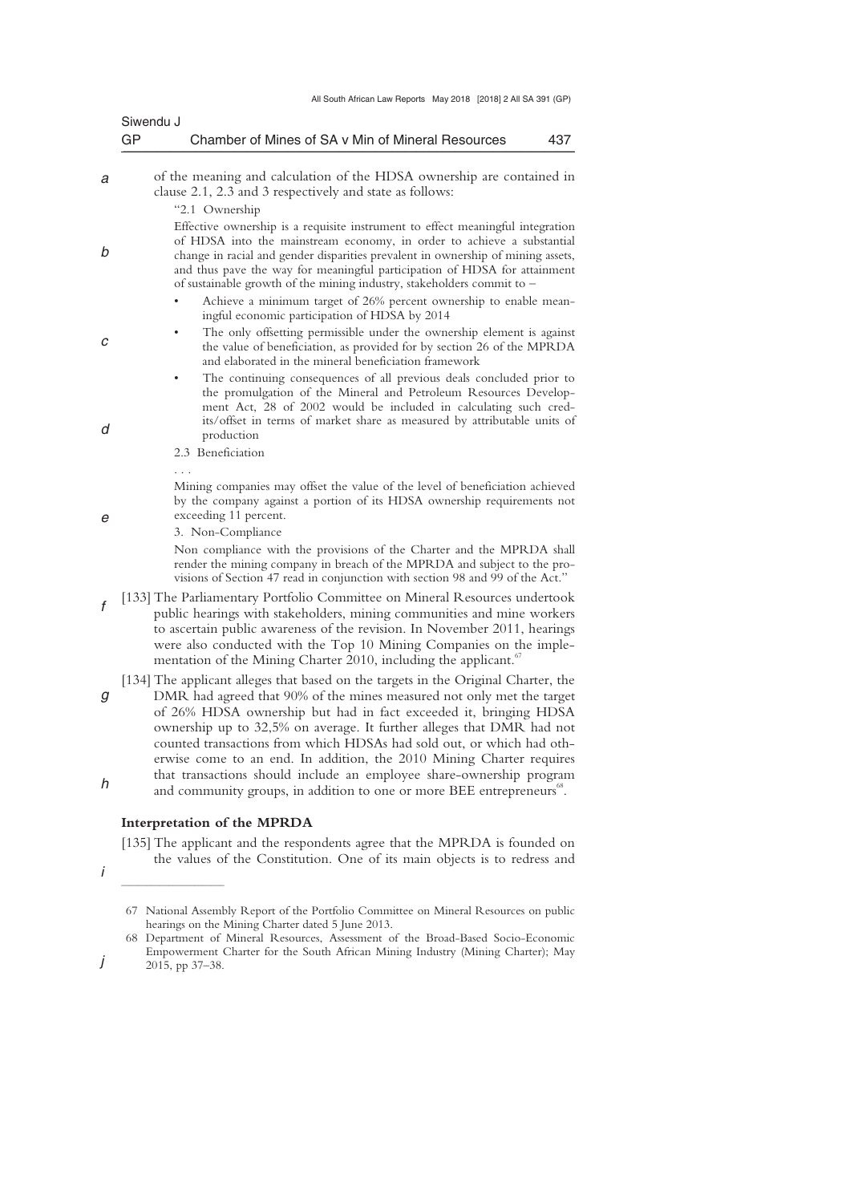of the meaning and calculation of the HDSA ownership are contained in clause 2.1, 2.3 and 3 respectively and state as follows:

> "2.1 Ownership
>
> Effective ownership is a requisite instrument to effect meaningful integration of HDSA into the mainstream economy, in order to achieve a substantial change in racial and gender disparities prevalent in ownership of mining assets, and thus pave the way for meaningful participation of HDSA for attainment of sustainable growth of the mining industry, stakeholders commit to –
>
> - Achieve a minimum target of 26% percent ownership to enable meaningful economic participation of HDSA by 2014
> - The only offsetting permissible under the ownership element is against the value of beneficiation, as provided for by section 26 of the MPRDA and elaborated in the mineral beneficiation framework
> - The continuing consequences of all previous deals concluded prior to the promulgation of the Mineral and Petroleum Resources Development Act, 28 of 2002 would be included in calculating such credits/offset in terms of market share as measured by attributable units of production
>
> 2.3 Beneficiation
>
> . . .
>
> Mining companies may offset the value of the level of beneficiation achieved by the company against a portion of its HDSA ownership requirements not exceeding 11 percent.
>
> 3. Non-Compliance
>
> Non compliance with the provisions of the Charter and the MPRDA shall render the mining company in breach of the MPRDA and subject to the provisions of Section 47 read in conjunction with section 98 and 99 of the Act."

[133] The Parliamentary Portfolio Committee on Mineral Resources undertook public hearings with stakeholders, mining communities and mine workers to ascertain public awareness of the revision. In November 2011, hearings were also conducted with the Top 10 Mining Companies on the implementation of the Mining Charter 2010, including the applicant.[67]

[134] The applicant alleges that based on the targets in the Original Charter, the DMR had agreed that 90% of the mines measured not only met the target of 26% HDSA ownership but had in fact exceeded it, bringing HDSA ownership up to 32,5% on average. It further alleges that DMR had not counted transactions from which HDSAs had sold out, or which had otherwise come to an end. In addition, the 2010 Mining Charter requires that transactions should include an employee share-ownership program and community groups, in addition to one or more BEE entrepreneurs[68].

**Interpretation of the MPRDA**

[135] The applicant and the respondents agree that the MPRDA is founded on the values of the Constitution. One of its main objects is to redress and

---

67 National Assembly Report of the Portfolio Committee on Mineral Resources on public hearings on the Mining Charter dated 5 June 2013.

68 Department of Mineral Resources, Assessment of the Broad-Based Socio-Economic Empowerment Charter for the South African Mining Industry (Mining Charter); May 2015, pp 37–38.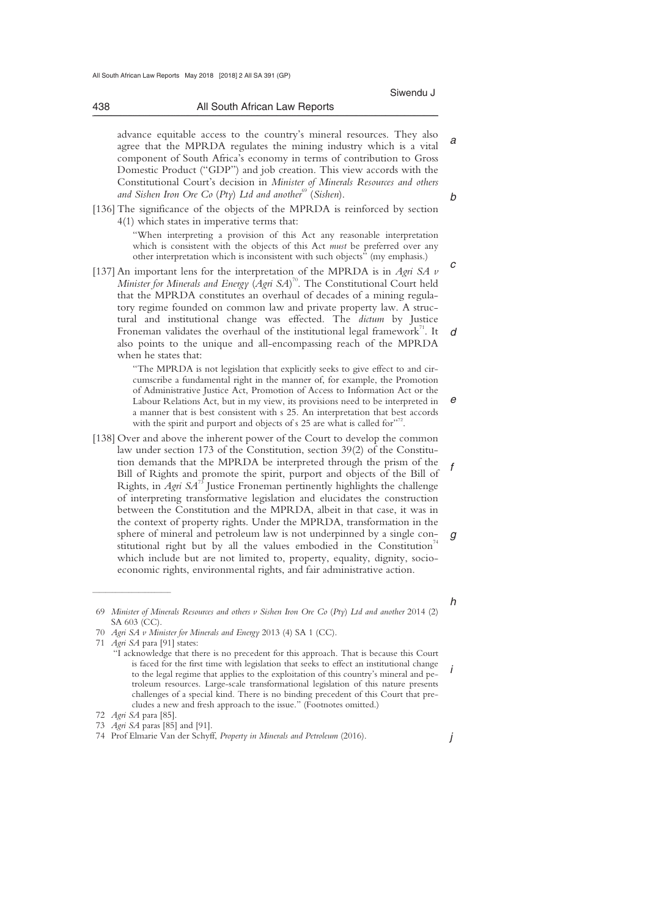advance equitable access to the country's mineral resources. They also agree that the MPRDA regulates the mining industry which is a vital component of South Africa's economy in terms of contribution to Gross Domestic Product ("GDP") and job creation. This view accords with the Constitutional Court's decision in *Minister of Minerals Resources and others and Sishen Iron Ore Co (Pty) Ltd and another*[69] (*Sishen*).

[136] The significance of the objects of the MPRDA is reinforced by section 4(1) which states in imperative terms that:

> "When interpreting a provision of this Act any reasonable interpretation which is consistent with the objects of this Act *must* be preferred over any other interpretation which is inconsistent with such objects" (my emphasis.)

[137] An important lens for the interpretation of the MPRDA is in *Agri SA v Minister for Minerals and Energy* (*Agri SA*)[70]. The Constitutional Court held that the MPRDA constitutes an overhaul of decades of a mining regulatory regime founded on common law and private property law. A structural and institutional change was effected. The *dictum* by Justice Froneman validates the overhaul of the institutional legal framework[71]. It also points to the unique and all-encompassing reach of the MPRDA when he states that:

> "The MPRDA is not legislation that explicitly seeks to give effect to and circumscribe a fundamental right in the manner of, for example, the Promotion of Administrative Justice Act, Promotion of Access to Information Act or the Labour Relations Act, but in my view, its provisions need to be interpreted in a manner that is best consistent with s 25. An interpretation that best accords with the spirit and purport and objects of s 25 are what is called for"[72].

[138] Over and above the inherent power of the Court to develop the common law under section 173 of the Constitution, section 39(2) of the Constitution demands that the MPRDA be interpreted through the prism of the Bill of Rights and promote the spirit, purport and objects of the Bill of Rights, in *Agri SA*[73] Justice Froneman pertinently highlights the challenge of interpreting transformative legislation and elucidates the construction between the Constitution and the MPRDA, albeit in that case, it was in the context of property rights. Under the MPRDA, transformation in the sphere of mineral and petroleum law is not underpinned by a single constitutional right but by all the values embodied in the Constitution[74] which include but are not limited to, property, equality, dignity, socio-economic rights, environmental rights, and fair administrative action.

---

69 *Minister of Minerals Resources and others v Sishen Iron Ore Co (Pty) Ltd and another* 2014 (2) SA 603 (CC).

70 *Agri SA v Minister for Minerals and Energy* 2013 (4) SA 1 (CC).

71 *Agri SA* para [91] states:

> "I acknowledge that there is no precedent for this approach. That is because this Court is faced for the first time with legislation that seeks to effect an institutional change to the legal regime that applies to the exploitation of this country's mineral and petroleum resources. Large-scale transformational legislation of this nature presents challenges of a special kind. There is no binding precedent of this Court that precludes a new and fresh approach to the issue." (Footnotes omitted.)

72 *Agri SA* para [85].

73 *Agri SA* paras [85] and [91].

74 Prof Elmarie Van der Schyff, *Property in Minerals and Petroleum* (2016).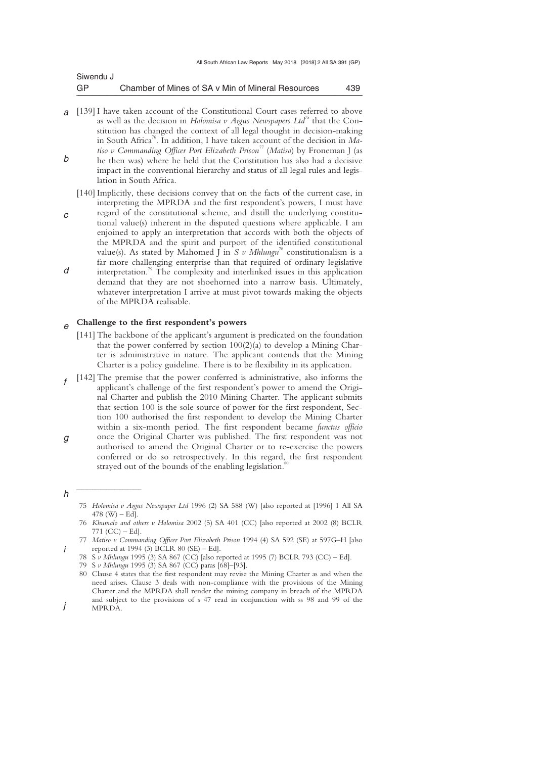[139] I have taken account of the Constitutional Court cases referred to above as well as the decision in *Holomisa v Argus Newspapers Ltd*[75] that the Constitution has changed the context of all legal thought in decision-making in South Africa[76]. In addition, I have taken account of the decision in *Matiso v Commanding Officer Port Elizabeth Prison*[77] (*Matiso*) by Froneman J (as he then was) where he held that the Constitution has also had a decisive impact in the conventional hierarchy and status of all legal rules and legislation in South Africa.

[140] Implicitly, these decisions convey that on the facts of the current case, in interpreting the MPRDA and the first respondent's powers, I must have regard of the constitutional scheme, and distill the underlying constitutional value(s) inherent in the disputed questions where applicable. I am enjoined to apply an interpretation that accords with both the objects of the MPRDA and the spirit and purport of the identified constitutional value(s). As stated by Mahomed J in *S v Mhlungu*[78] constitutionalism is a far more challenging enterprise than that required of ordinary legislative interpretation.[79] The complexity and interlinked issues in this application demand that they are not shoehorned into a narrow basis. Ultimately, whatever interpretation I arrive at must pivot towards making the objects of the MPRDA realisable.

**Challenge to the first respondent's powers**

[141] The backbone of the applicant's argument is predicated on the foundation that the power conferred by section 100(2)(a) to develop a Mining Charter is administrative in nature. The applicant contends that the Mining Charter is a policy guideline. There is to be flexibility in its application.

[142] The premise that the power conferred is administrative, also informs the applicant's challenge of the first respondent's power to amend the Original Charter and publish the 2010 Mining Charter. The applicant submits that section 100 is the sole source of power for the first respondent, Section 100 authorised the first respondent to develop the Mining Charter within a six-month period. The first respondent became *functus officio* once the Original Charter was published. The first respondent was not authorised to amend the Original Charter or to re-exercise the powers conferred or do so retrospectively. In this regard, the first respondent strayed out of the bounds of the enabling legislation.[80]

---

75 *Holomisa v Argus Newspaper Ltd* 1996 (2) SA 588 (W) [also reported at [1996] 1 All SA 478 (W) – Ed].

76 *Khumalo and others v Holomisa* 2002 (5) SA 401 (CC) [also reported at 2002 (8) BCLR 771 (CC) – Ed].

77 *Matiso v Commanding Officer Port Elizabeth Prison* 1994 (4) SA 592 (SE) at 597G–H [also reported at 1994 (3) BCLR 80 (SE) – Ed].

78 *S v Mhlungu* 1995 (3) SA 867 (CC) [also reported at 1995 (7) BCLR 793 (CC) – Ed].

79 *S v Mhlungu* 1995 (3) SA 867 (CC) paras [68]–[93].

80 Clause 4 states that the first respondent may revise the Mining Charter as and when the need arises. Clause 3 deals with non-compliance with the provisions of the Mining Charter and the MPRDA shall render the mining company in breach of the MPRDA and subject to the provisions of s 47 read in conjunction with ss 98 and 99 of the MPRDA.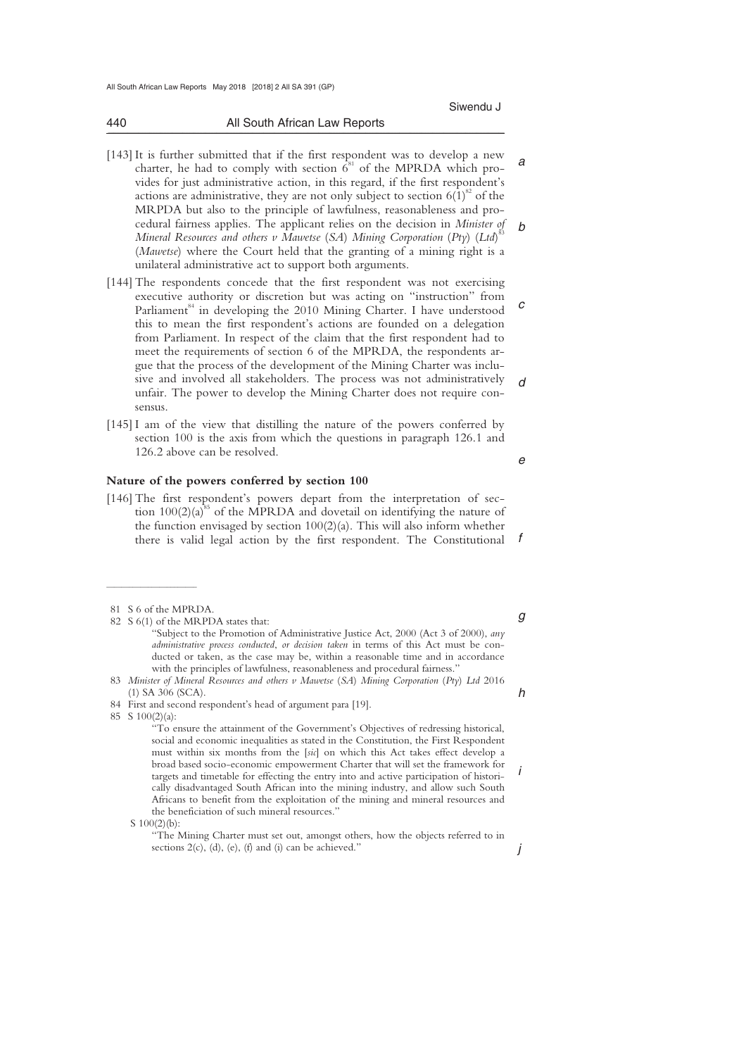[143] It is further submitted that if the first respondent was to develop a new charter, he had to comply with section 6[81] of the MPRDA which provides for just administrative action, in this regard, if the first respondent's actions are administrative, they are not only subject to section 6(1)[82] of the MRPDA but also to the principle of lawfulness, reasonableness and procedural fairness applies. The applicant relies on the decision in *Minister of Mineral Resources and others v Mawetse (SA) Mining Corporation (Pty) (Ltd)*[83] (*Mawetse*) where the Court held that the granting of a mining right is a unilateral administrative act to support both arguments.

[144] The respondents concede that the first respondent was not exercising executive authority or discretion but was acting on "instruction" from Parliament[84] in developing the 2010 Mining Charter. I have understood this to mean the first respondent's actions are founded on a delegation from Parliament. In respect of the claim that the first respondent had to meet the requirements of section 6 of the MPRDA, the respondents argue that the process of the development of the Mining Charter was inclusive and involved all stakeholders. The process was not administratively unfair. The power to develop the Mining Charter does not require consensus.

[145] I am of the view that distilling the nature of the powers conferred by section 100 is the axis from which the questions in paragraph 126.1 and 126.2 above can be resolved.

**Nature of the powers conferred by section 100**

[146] The first respondent's powers depart from the interpretation of section 100(2)(a)[85] of the MPRDA and dovetail on identifying the nature of the function envisaged by section 100(2)(a). This will also inform whether there is valid legal action by the first respondent. The Constitutional

---

81 S 6 of the MPRDA.

82 S 6(1) of the MRPDA states that:

> "Subject to the Promotion of Administrative Justice Act, 2000 (Act 3 of 2000), *any administrative process conducted*, *or decision taken* in terms of this Act must be conducted or taken, as the case may be, within a reasonable time and in accordance with the principles of lawfulness, reasonableness and procedural fairness."

83 *Minister of Mineral Resources and others v Mawetse (SA) Mining Corporation (Pty) Ltd* 2016 (1) SA 306 (SCA).

84 First and second respondent's head of argument para [19].

85 S 100(2)(a):

> "To ensure the attainment of the Government's Objectives of redressing historical, social and economic inequalities as stated in the Constitution, the First Respondent must within six months from the [*sic*] on which this Act takes effect develop a broad based socio-economic empowerment Charter that will set the framework for targets and timetable for effecting the entry into and active participation of historically disadvantaged South African into the mining industry, and allow such South Africans to benefit from the exploitation of the mining and mineral resources and the beneficiation of such mineral resources."

S 100(2)(b):

> "The Mining Charter must set out, amongst others, how the objects referred to in sections 2(c), (d), (e), (f) and (i) can be achieved."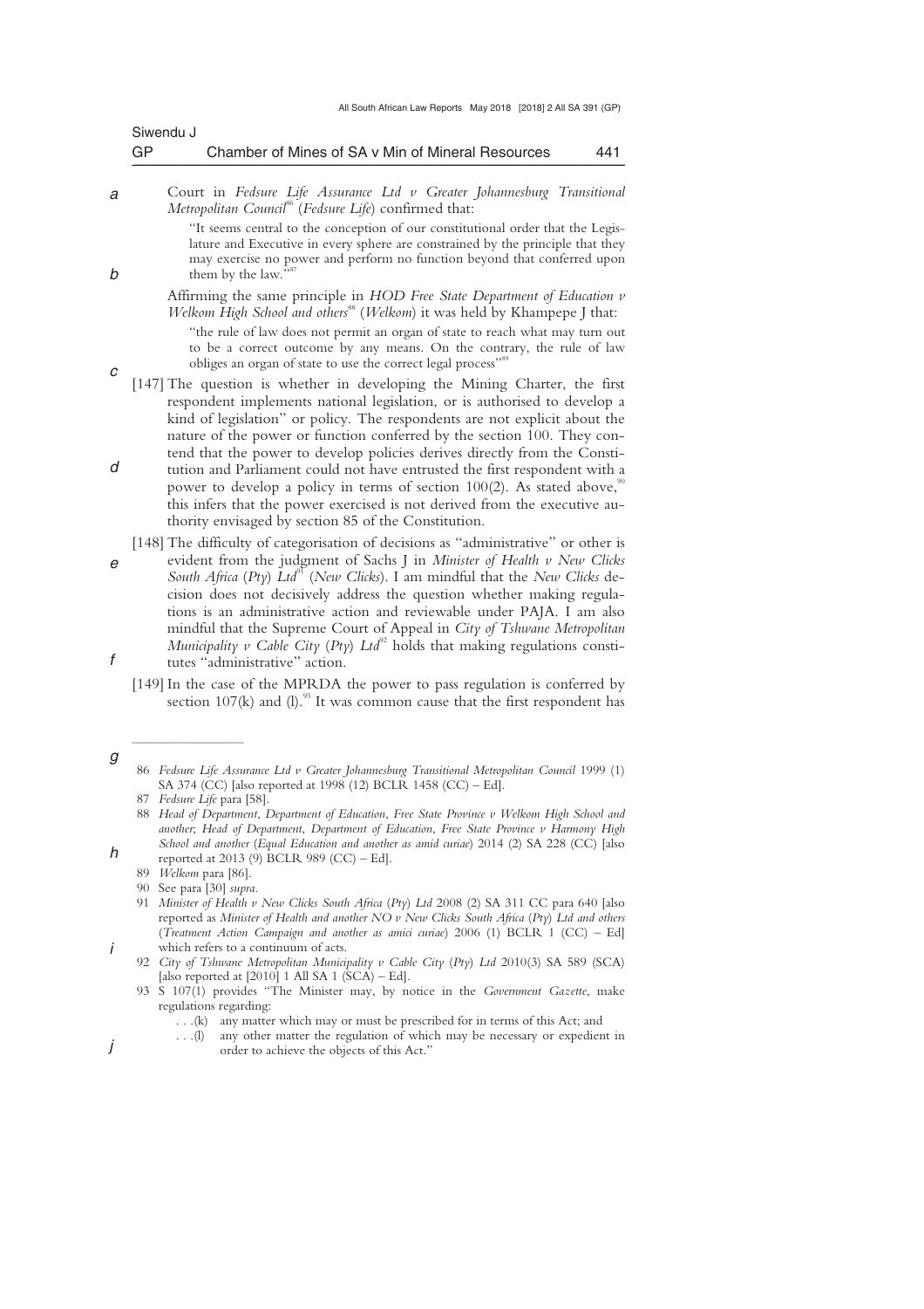Court in *Fedsure Life Assurance Ltd v Greater Johannesburg Transitional Metropolitan Council*[86] (*Fedsure Life*) confirmed that:

> "It seems central to the conception of our constitutional order that the Legislature and Executive in every sphere are constrained by the principle that they may exercise no power and perform no function beyond that conferred upon them by the law."[87]

Affirming the same principle in *HOD Free State Department of Education v Welkom High School and others*[88] (*Welkom*) it was held by Khampepe J that:

> "the rule of law does not permit an organ of state to reach what may turn out to be a correct outcome by any means. On the contrary, the rule of law obliges an organ of state to use the correct legal process"[89]

[147] The question is whether in developing the Mining Charter, the first respondent implements national legislation, or is authorised to develop a kind of legislation" or policy. The respondents are not explicit about the nature of the power or function conferred by the section 100. They contend that the power to develop policies derives directly from the Constitution and Parliament could not have entrusted the first respondent with a power to develop a policy in terms of section 100(2). As stated above,[90] this infers that the power exercised is not derived from the executive authority envisaged by section 85 of the Constitution.

[148] The difficulty of categorisation of decisions as "administrative" or other is evident from the judgment of Sachs J in *Minister of Health v New Clicks South Africa (Pty) Ltd*[91] (*New Clicks*). I am mindful that the *New Clicks* decision does not decisively address the question whether making regulations is an administrative action and reviewable under PAJA. I am also mindful that the Supreme Court of Appeal in *City of Tshwane Metropolitan Municipality v Cable City (Pty) Ltd*[92] holds that making regulations constitutes "administrative" action.

[149] In the case of the MPRDA the power to pass regulation is conferred by section 107(k) and (l).[93] It was common cause that the first respondent has

---

86 *Fedsure Life Assurance Ltd v Greater Johannesburg Transitional Metropolitan Council* 1999 (1) SA 374 (CC) [also reported at 1998 (12) BCLR 1458 (CC) – Ed].

87 *Fedsure Life* para [58].

88 *Head of Department, Department of Education, Free State Province v Welkom High School and another; Head of Department, Department of Education, Free State Province v Harmony High School and another (Equal Education and another as amid curiae)* 2014 (2) SA 228 (CC) [also reported at 2013 (9) BCLR 989 (CC) – Ed].

89 *Welkom* para [86].

90 See para [30] *supra*.

91 *Minister of Health v New Clicks South Africa (Pty) Ltd* 2008 (2) SA 311 CC para 640 [also reported as *Minister of Health and another NO v New Clicks South Africa (Pty) Ltd and others (Treatment Action Campaign and another as amici curiae)* 2006 (1) BCLR 1 (CC) – Ed] which refers to a continuum of acts.

92 *City of Tshwane Metropolitan Municipality v Cable City (Pty) Ltd* 2010(3) SA 589 (SCA) [also reported at [2010] 1 All SA 1 (SCA) – Ed].

93 S 107(1) provides "The Minister may, by notice in the *Government Gazette*, make regulations regarding:

. . .(k) any matter which may or must be prescribed for in terms of this Act; and

. . .(l) any other matter the regulation of which may be necessary or expedient in order to achieve the objects of this Act."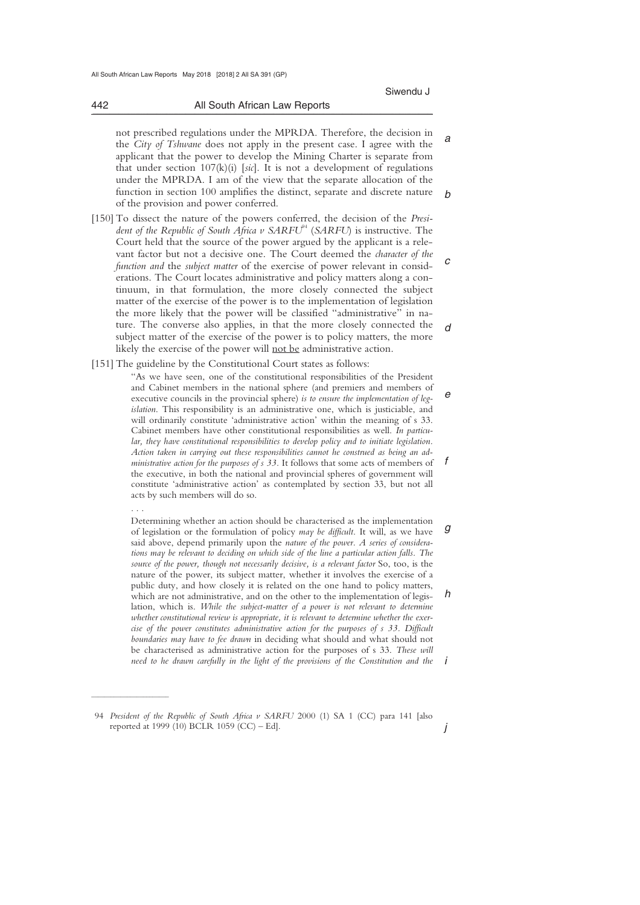not prescribed regulations under the MPRDA. Therefore, the decision in the *City of Tshwane* does not apply in the present case. I agree with the applicant that the power to develop the Mining Charter is separate from that under section 107(k)(i) [*sic*]. It is not a development of regulations under the MPRDA. I am of the view that the separate allocation of the function in section 100 amplifies the distinct, separate and discrete nature of the provision and power conferred.

[150] To dissect the nature of the powers conferred, the decision of the *President of the Republic of South Africa v SARFU*[94] (*SARFU*) is instructive. The Court held that the source of the power argued by the applicant is a relevant factor but not a decisive one. The Court deemed the *character of the function and* the *subject matter* of the exercise of power relevant in considerations. The Court locates administrative and policy matters along a continuum, in that formulation, the more closely connected the subject matter of the exercise of the power is to the implementation of legislation the more likely that the power will be classified "administrative" in nature. The converse also applies, in that the more closely connected the subject matter of the exercise of the power is to policy matters, the more likely the exercise of the power will <u>not be</u> administrative action.

[151] The guideline by the Constitutional Court states as follows:

> "As we have seen, one of the constitutional responsibilities of the President and Cabinet members in the national sphere (and premiers and members of executive councils in the provincial sphere) *is to ensure the implementation of legislation.* This responsibility is an administrative one, which is justiciable, and will ordinarily constitute 'administrative action' within the meaning of s 33. Cabinet members have other constitutional responsibilities as well. *In particular, they have constitutional responsibilities to develop policy and to initiate legislation. Action taken in carrying out these responsibilities cannot he construed as being an administrative action for the purposes of s 33.* It follows that some acts of members of the executive, in both the national and provincial spheres of government will constitute 'administrative action' as contemplated by section 33, but not all acts by such members will do so.
>
> . . .
>
> Determining whether an action should be characterised as the implementation of legislation or the formulation of policy *may be difficult.* It will, as we have said above, depend primarily upon the *nature of the power. A series of considerations may be relevant to deciding on which side of the line a particular action falls. The source of the power, though not necessarily decisive, is a relevant factor* So, too, is the nature of the power, its subject matter, whether it involves the exercise of a public duty, and how closely it is related on the one hand to policy matters, which are not administrative, and on the other to the implementation of legislation, which is. *While the subject-matter of a power is not relevant to determine whether constitutional review is appropriate, it is relevant to determine whether the exercise of the power constitutes administrative action for the purposes of s 33. Difficult boundaries may have to fee drawn* in deciding what should and what should not be characterised as administrative action for the purposes of s 33. *These will need to he drawn carefully in the light of the provisions of the Constitution and the*

---

94 *President of the Republic of South Africa v SARFU* 2000 (1) SA 1 (CC) para 141 [also reported at 1999 (10) BCLR 1059 (CC) – Ed].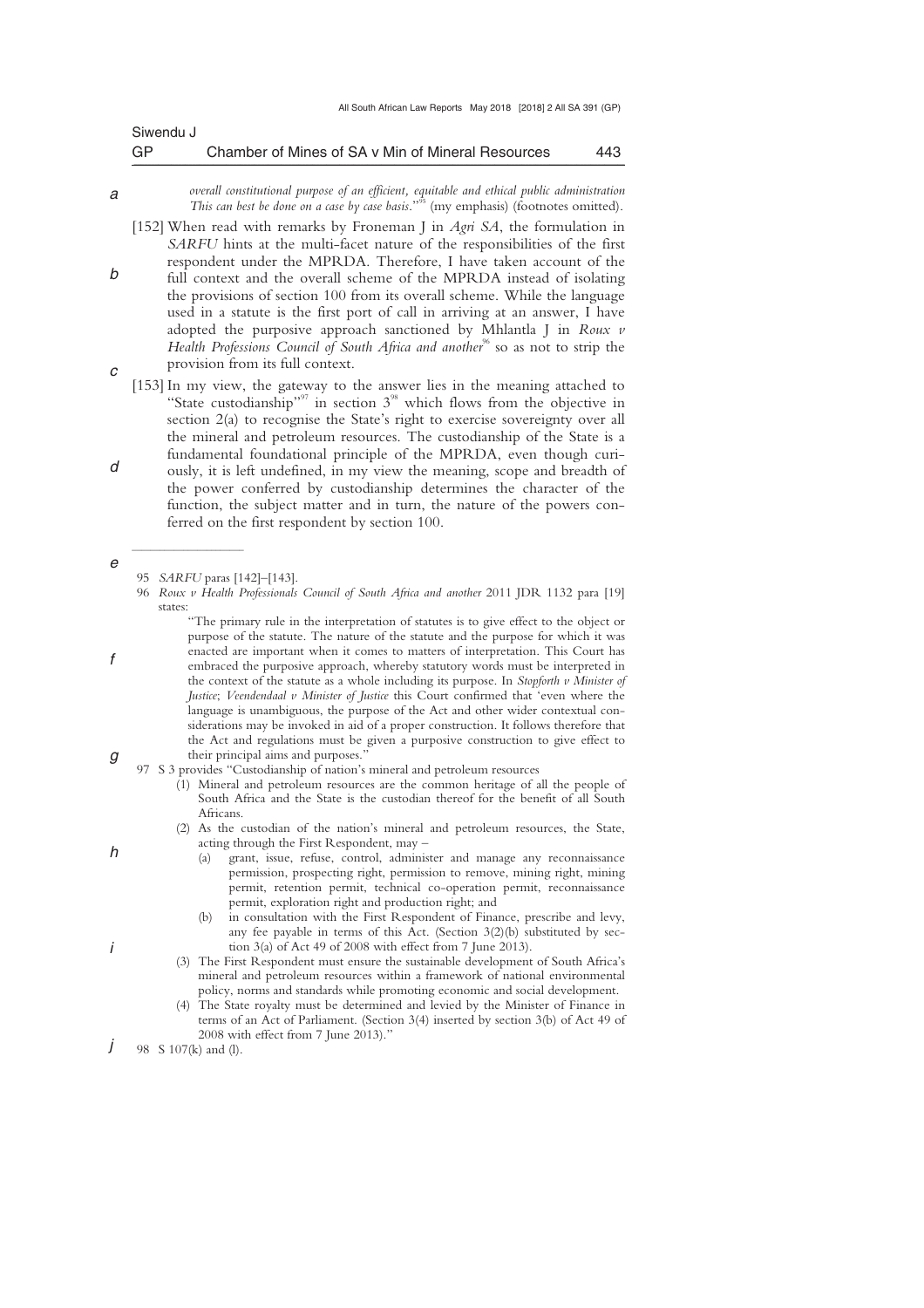*overall constitutional purpose of an efficient, equitable and ethical public administration This can best be done on a case by case basis.*"[95] (my emphasis) (footnotes omitted).

[152] When read with remarks by Froneman J in *Agri SA*, the formulation in *SARFU* hints at the multi-facet nature of the responsibilities of the first respondent under the MPRDA. Therefore, I have taken account of the full context and the overall scheme of the MPRDA instead of isolating the provisions of section 100 from its overall scheme. While the language used in a statute is the first port of call in arriving at an answer, I have adopted the purposive approach sanctioned by Mhlantla J in *Roux v Health Professions Council of South Africa and another*[96] so as not to strip the provision from its full context.

[153] In my view, the gateway to the answer lies in the meaning attached to "State custodianship"[97] in section 3[98] which flows from the objective in section 2(a) to recognise the State's right to exercise sovereignty over all the mineral and petroleum resources. The custodianship of the State is a fundamental foundational principle of the MPRDA, even though curiously, it is left undefined, in my view the meaning, scope and breadth of the power conferred by custodianship determines the character of the function, the subject matter and in turn, the nature of the powers conferred on the first respondent by section 100.

---

95 *SARFU* paras [142]–[143].

96 *Roux v Health Professionals Council of South Africa and another* 2011 JDR 1132 para [19] states:

> "The primary rule in the interpretation of statutes is to give effect to the object or purpose of the statute. The nature of the statute and the purpose for which it was enacted are important when it comes to matters of interpretation. This Court has embraced the purposive approach, whereby statutory words must be interpreted in the context of the statute as a whole including its purpose. In *Stopforth v Minister of Justice*; *Veendendaal v Minister of Justice* this Court confirmed that 'even where the language is unambiguous, the purpose of the Act and other wider contextual considerations may be invoked in aid of a proper construction. It follows therefore that the Act and regulations must be given a purposive construction to give effect to their principal aims and purposes."

97 S 3 provides "Custodianship of nation's mineral and petroleum resources

> (1) Mineral and petroleum resources are the common heritage of all the people of South Africa and the State is the custodian thereof for the benefit of all South Africans.
>
> (2) As the custodian of the nation's mineral and petroleum resources, the State, acting through the First Respondent, may –
>
> > (a) grant, issue, refuse, control, administer and manage any reconnaissance permission, prospecting right, permission to remove, mining right, mining permit, retention permit, technical co-operation permit, reconnaissance permit, exploration right and production right; and
> >
> > (b) in consultation with the First Respondent of Finance, prescribe and levy, any fee payable in terms of this Act. (Section 3(2)(b) substituted by section 3(a) of Act 49 of 2008 with effect from 7 June 2013).
>
> (3) The First Respondent must ensure the sustainable development of South Africa's mineral and petroleum resources within a framework of national environmental policy, norms and standards while promoting economic and social development.
>
> (4) The State royalty must be determined and levied by the Minister of Finance in terms of an Act of Parliament. (Section 3(4) inserted by section 3(b) of Act 49 of 2008 with effect from 7 June 2013)."

98 S 107(k) and (l).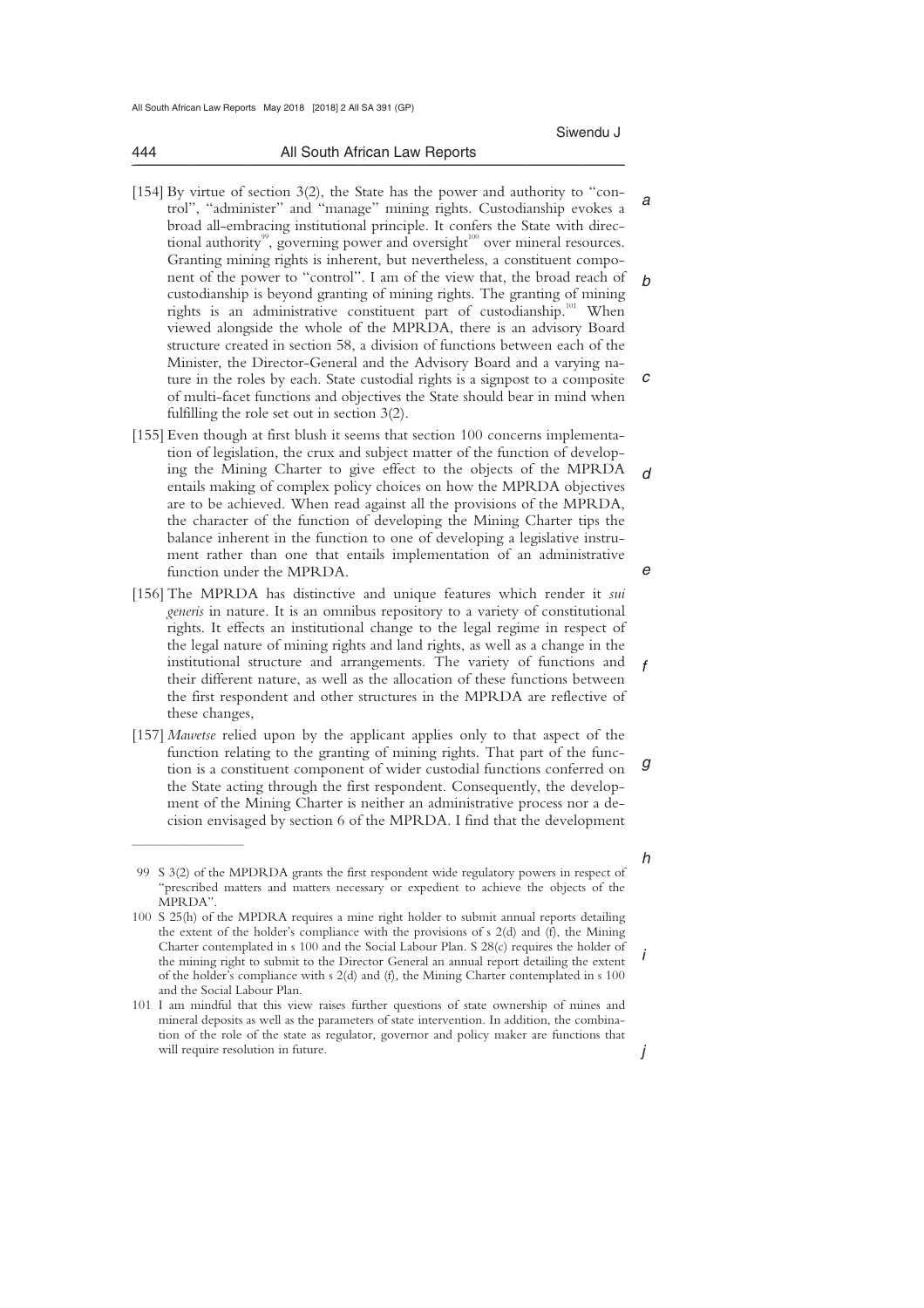[154] By virtue of section 3(2), the State has the power and authority to "control", "administer" and "manage" mining rights. Custodianship evokes a broad all-embracing institutional principle. It confers the State with directional authority[99], governing power and oversight[100] over mineral resources. Granting mining rights is inherent, but nevertheless, a constituent component of the power to "control". I am of the view that, the broad reach of custodianship is beyond granting of mining rights. The granting of mining rights is an administrative constituent part of custodianship.[101] When viewed alongside the whole of the MPRDA, there is an advisory Board structure created in section 58, a division of functions between each of the Minister, the Director-General and the Advisory Board and a varying nature in the roles by each. State custodial rights is a signpost to a composite of multi-facet functions and objectives the State should bear in mind when fulfilling the role set out in section 3(2).

[155] Even though at first blush it seems that section 100 concerns implementation of legislation, the crux and subject matter of the function of developing the Mining Charter to give effect to the objects of the MPRDA entails making of complex policy choices on how the MPRDA objectives are to be achieved. When read against all the provisions of the MPRDA, the character of the function of developing the Mining Charter tips the balance inherent in the function to one of developing a legislative instrument rather than one that entails implementation of an administrative function under the MPRDA.

[156] The MPRDA has distinctive and unique features which render it *sui generis* in nature. It is an omnibus repository to a variety of constitutional rights. It effects an institutional change to the legal regime in respect of the legal nature of mining rights and land rights, as well as a change in the institutional structure and arrangements. The variety of functions and their different nature, as well as the allocation of these functions between the first respondent and other structures in the MPRDA are reflective of these changes,

[157] *Mawetse* relied upon by the applicant applies only to that aspect of the function relating to the granting of mining rights. That part of the function is a constituent component of wider custodial functions conferred on the State acting through the first respondent. Consequently, the development of the Mining Charter is neither an administrative process nor a decision envisaged by section 6 of the MPRDA. I find that the development

---

99 S 3(2) of the MPDRDA grants the first respondent wide regulatory powers in respect of "prescribed matters and matters necessary or expedient to achieve the objects of the MPRDA".

100 S 25(h) of the MPDRA requires a mine right holder to submit annual reports detailing the extent of the holder's compliance with the provisions of s 2(d) and (f), the Mining Charter contemplated in s 100 and the Social Labour Plan. S 28(c) requires the holder of the mining right to submit to the Director General an annual report detailing the extent of the holder's compliance with s 2(d) and (f), the Mining Charter contemplated in s 100 and the Social Labour Plan.

101 I am mindful that this view raises further questions of state ownership of mines and mineral deposits as well as the parameters of state intervention. In addition, the combination of the role of the state as regulator, governor and policy maker are functions that will require resolution in future.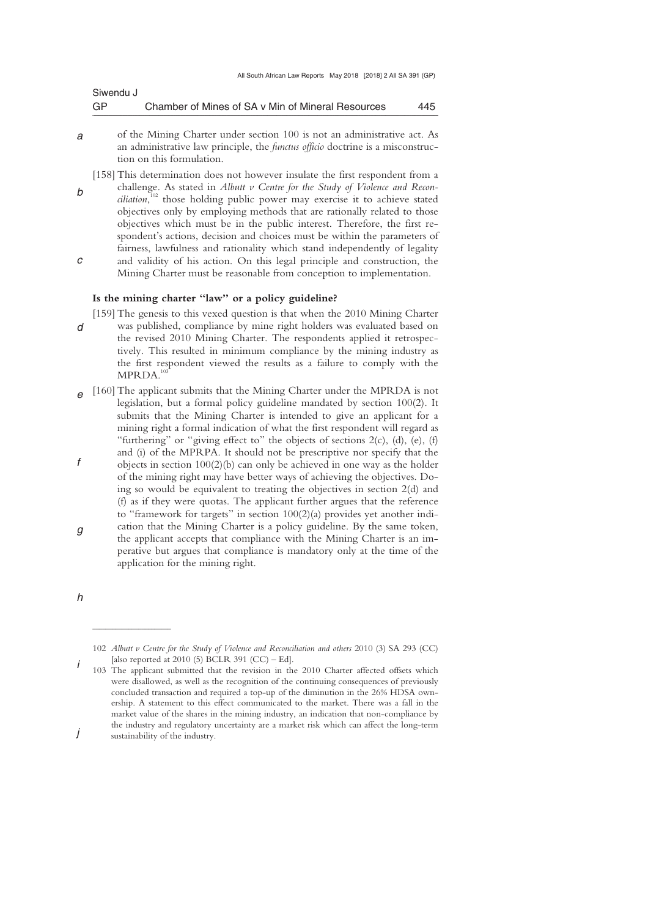of the Mining Charter under section 100 is not an administrative act. As an administrative law principle, the *functus officio* doctrine is a misconstruction on this formulation.

[158] This determination does not however insulate the first respondent from a challenge. As stated in *Albutt v Centre for the Study of Violence and Reconciliation*,[102] those holding public power may exercise it to achieve stated objectives only by employing methods that are rationally related to those objectives which must be in the public interest. Therefore, the first respondent's actions, decision and choices must be within the parameters of fairness, lawfulness and rationality which stand independently of legality and validity of his action. On this legal principle and construction, the Mining Charter must be reasonable from conception to implementation.

**Is the mining charter "law" or a policy guideline?**

[159] The genesis to this vexed question is that when the 2010 Mining Charter was published, compliance by mine right holders was evaluated based on the revised 2010 Mining Charter. The respondents applied it retrospectively. This resulted in minimum compliance by the mining industry as the first respondent viewed the results as a failure to comply with the MPRDA.[103]

[160] The applicant submits that the Mining Charter under the MPRDA is not legislation, but a formal policy guideline mandated by section 100(2). It submits that the Mining Charter is intended to give an applicant for a mining right a formal indication of what the first respondent will regard as "furthering" or "giving effect to" the objects of sections 2(c), (d), (e), (f) and (i) of the MPRPA. It should not be prescriptive nor specify that the objects in section 100(2)(b) can only be achieved in one way as the holder of the mining right may have better ways of achieving the objectives. Doing so would be equivalent to treating the objectives in section 2(d) and (f) as if they were quotas. The applicant further argues that the reference to "framework for targets" in section 100(2)(a) provides yet another indication that the Mining Charter is a policy guideline. By the same token, the applicant accepts that compliance with the Mining Charter is an imperative but argues that compliance is mandatory only at the time of the application for the mining right.

---

102 *Albutt v Centre for the Study of Violence and Reconciliation and others* 2010 (3) SA 293 (CC) [also reported at 2010 (5) BCLR 391 (CC) – Ed].

103 The applicant submitted that the revision in the 2010 Charter affected offsets which were disallowed, as well as the recognition of the continuing consequences of previously concluded transaction and required a top-up of the diminution in the 26% HDSA ownership. A statement to this effect communicated to the market. There was a fall in the market value of the shares in the mining industry, an indication that non-compliance by the industry and regulatory uncertainty are a market risk which can affect the long-term sustainability of the industry.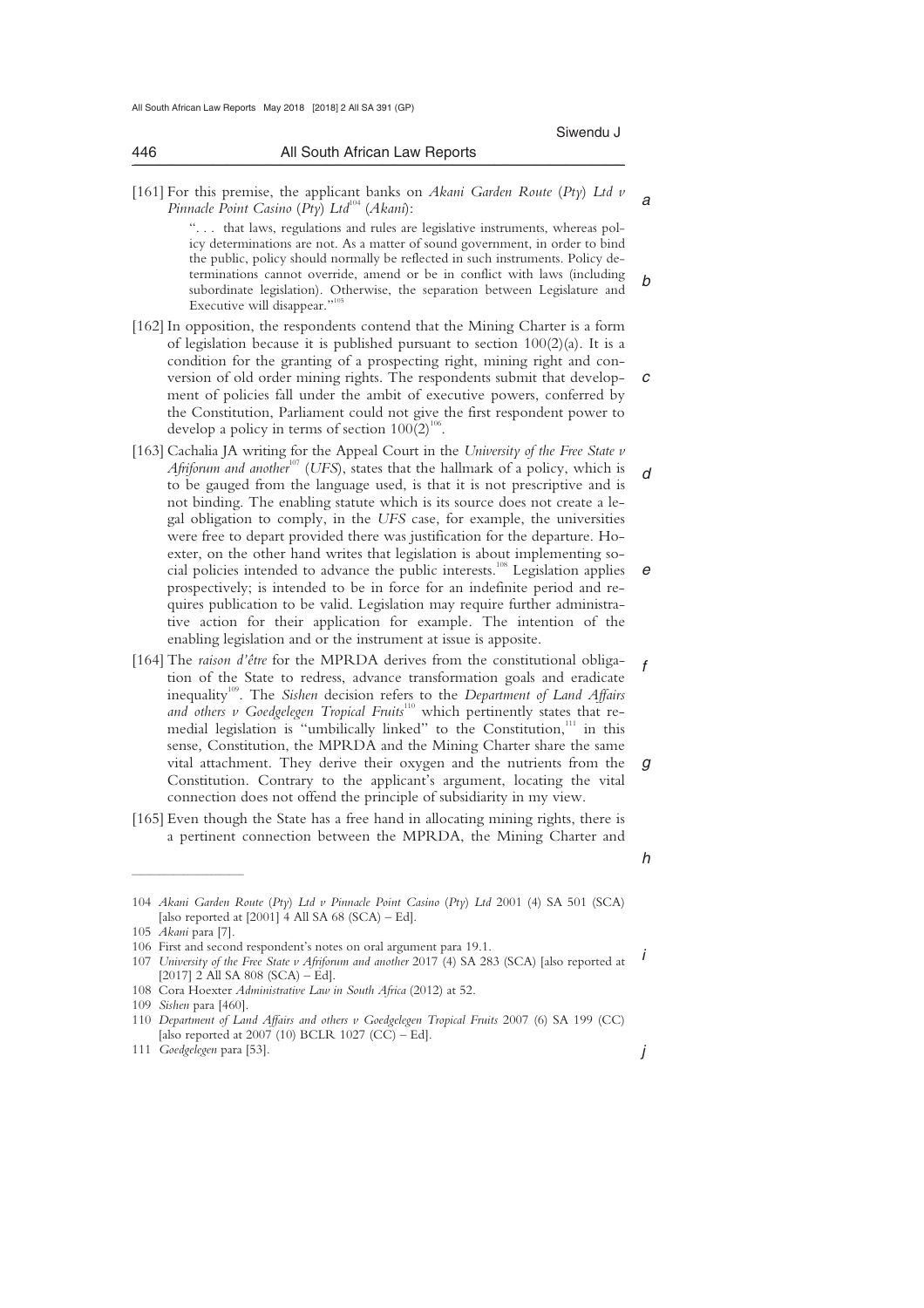[161] For this premise, the applicant banks on *Akani Garden Route (Pty) Ltd v Pinnacle Point Casino (Pty) Ltd*[104] (*Akani*):

> ". . . that laws, regulations and rules are legislative instruments, whereas policy determinations are not. As a matter of sound government, in order to bind the public, policy should normally be reflected in such instruments. Policy determinations cannot override, amend or be in conflict with laws (including subordinate legislation). Otherwise, the separation between Legislature and Executive will disappear."[105]

[162] In opposition, the respondents contend that the Mining Charter is a form of legislation because it is published pursuant to section 100(2)(a). It is a condition for the granting of a prospecting right, mining right and conversion of old order mining rights. The respondents submit that development of policies fall under the ambit of executive powers, conferred by the Constitution, Parliament could not give the first respondent power to develop a policy in terms of section 100(2)[106].

[163] Cachalia JA writing for the Appeal Court in the *University of the Free State v Afriforum and another*[107] (*UFS*), states that the hallmark of a policy, which is to be gauged from the language used, is that it is not prescriptive and is not binding. The enabling statute which is its source does not create a legal obligation to comply, in the *UFS* case, for example, the universities were free to depart provided there was justification for the departure. Hoexter, on the other hand writes that legislation is about implementing social policies intended to advance the public interests.[108] Legislation applies prospectively; is intended to be in force for an indefinite period and requires publication to be valid. Legislation may require further administrative action for their application for example. The intention of the enabling legislation and or the instrument at issue is apposite.

[164] The *raison d'être* for the MPRDA derives from the constitutional obligation of the State to redress, advance transformation goals and eradicate inequality[109]. The *Sishen* decision refers to the *Department of Land Affairs and others v Goedgelegen Tropical Fruits*[110] which pertinently states that remedial legislation is "umbilically linked" to the Constitution,[111] in this sense, Constitution, the MPRDA and the Mining Charter share the same vital attachment. They derive their oxygen and the nutrients from the Constitution. Contrary to the applicant's argument, locating the vital connection does not offend the principle of subsidiarity in my view.

[165] Even though the State has a free hand in allocating mining rights, there is a pertinent connection between the MPRDA, the Mining Charter and

---

104 *Akani Garden Route (Pty) Ltd v Pinnacle Point Casino (Pty) Ltd* 2001 (4) SA 501 (SCA) [also reported at [2001] 4 All SA 68 (SCA) – Ed].

105 *Akani* para [7].

106 First and second respondent's notes on oral argument para 19.1.

107 *University of the Free State v Afriforum and another* 2017 (4) SA 283 (SCA) [also reported at [2017] 2 All SA 808 (SCA) – Ed].

108 Cora Hoexter *Administrative Law in South Africa* (2012) at 52.

109 *Sishen* para [460].

110 *Department of Land Affairs and others v Goedgelegen Tropical Fruits* 2007 (6) SA 199 (CC) [also reported at 2007 (10) BCLR 1027 (CC) – Ed].

111 *Goedgelegen* para [53].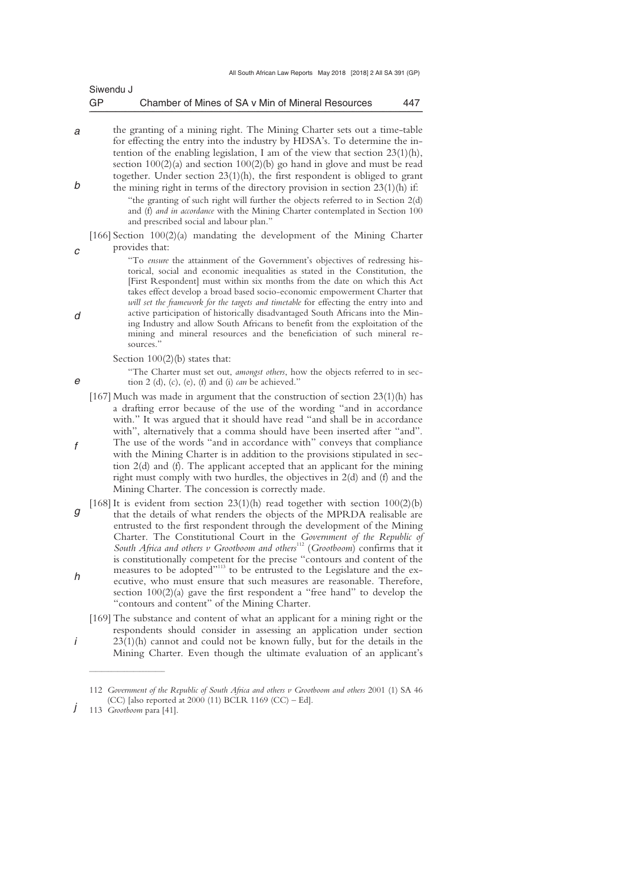the granting of a mining right. The Mining Charter sets out a time-table for effecting the entry into the industry by HDSA's. To determine the intention of the enabling legislation, I am of the view that section 23(1)(h), section 100(2)(a) and section 100(2)(b) go hand in glove and must be read together. Under section 23(1)(h), the first respondent is obliged to grant the mining right in terms of the directory provision in section 23(1)(h) if:

> "the granting of such right will further the objects referred to in Section 2(d) and (f) *and in accordance* with the Mining Charter contemplated in Section 100 and prescribed social and labour plan."

[166] Section 100(2)(a) mandating the development of the Mining Charter provides that:

> "To *ensure* the attainment of the Government's objectives of redressing historical, social and economic inequalities as stated in the Constitution, the [First Respondent] must within six months from the date on which this Act takes effect develop a broad based socio-economic empowerment Charter that *will set the framework for the targets and timetable* for effecting the entry into and active participation of historically disadvantaged South Africans into the Mining Industry and allow South Africans to benefit from the exploitation of the mining and mineral resources and the beneficiation of such mineral resources."

Section 100(2)(b) states that:

> "The Charter must set out, *amongst others*, how the objects referred to in section 2 (d), (c), (e), (f) and (i) *can* be achieved."

[167] Much was made in argument that the construction of section 23(1)(h) has a drafting error because of the use of the wording "and in accordance with." It was argued that it should have read "and shall be in accordance with", alternatively that a comma should have been inserted after "and". The use of the words "and in accordance with" conveys that compliance with the Mining Charter is in addition to the provisions stipulated in section 2(d) and (f). The applicant accepted that an applicant for the mining right must comply with two hurdles, the objectives in 2(d) and (f) and the Mining Charter. The concession is correctly made.

[168] It is evident from section 23(1)(h) read together with section 100(2)(b) that the details of what renders the objects of the MPRDA realisable are entrusted to the first respondent through the development of the Mining Charter. The Constitutional Court in the *Government of the Republic of South Africa and others v Grootboom and others*[112] (*Grootboom*) confirms that it is constitutionally competent for the precise "contours and content of the measures to be adopted"[113] to be entrusted to the Legislature and the executive, who must ensure that such measures are reasonable. Therefore, section 100(2)(a) gave the first respondent a "free hand" to develop the "contours and content" of the Mining Charter.

[169] The substance and content of what an applicant for a mining right or the respondents should consider in assessing an application under section 23(1)(h) cannot and could not be known fully, but for the details in the Mining Charter. Even though the ultimate evaluation of an applicant's

---

112 *Government of the Republic of South Africa and others v Grootboom and others* 2001 (1) SA 46 (CC) [also reported at 2000 (11) BCLR 1169 (CC) – Ed].

113 *Grootboom* para [41].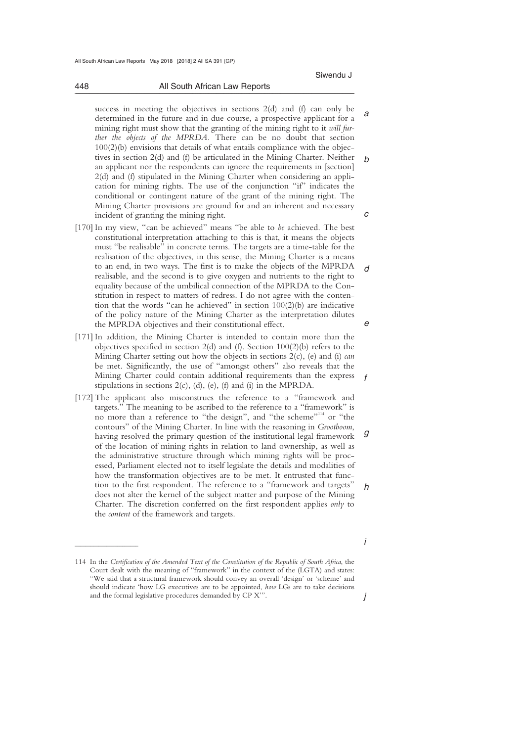success in meeting the objectives in sections 2(d) and (f) can only be determined in the future and in due course, a prospective applicant for a mining right must show that the granting of the mining right to it *will further the objects of the MPRDA*. There can be no doubt that section 100(2)(b) envisions that details of what entails compliance with the objectives in section 2(d) and (f) be articulated in the Mining Charter. Neither an applicant nor the respondents can ignore the requirements in [section] 2(d) and (f) stipulated in the Mining Charter when considering an application for mining rights. The use of the conjunction "if" indicates the conditional or contingent nature of the grant of the mining right. The Mining Charter provisions are ground for and an inherent and necessary incident of granting the mining right.

[170] In my view, "can be achieved" means "be able to *be* achieved. The best constitutional interpretation attaching to this is that, it means the objects must "be realisable" in concrete terms. The targets are a time-table for the realisation of the objectives, in this sense, the Mining Charter is a means to an end, in two ways. The first is to make the objects of the MPRDA realisable, and the second is to give oxygen and nutrients to the right to equality because of the umbilical connection of the MPRDA to the Constitution in respect to matters of redress. I do not agree with the contention that the words "can he achieved" in section 100(2)(b) are indicative of the policy nature of the Mining Charter as the interpretation dilutes the MPRDA objectives and their constitutional effect.

[171] In addition, the Mining Charter is intended to contain more than the objectives specified in section 2(d) and (f). Section 100(2)(b) refers to the Mining Charter setting out how the objects in sections 2(c), (e) and (i) *can* be met. Significantly, the use of "amongst others" also reveals that the Mining Charter could contain additional requirements than the express stipulations in sections 2(c), (d), (e), (f) and (i) in the MPRDA.

[172] The applicant also misconstrues the reference to a "framework and targets." The meaning to be ascribed to the reference to a "framework" is no more than a reference to "the design", and "the scheme"[114] or "the contours" of the Mining Charter. In line with the reasoning in *Grootboom*, having resolved the primary question of the institutional legal framework of the location of mining rights in relation to land ownership, as well as the administrative structure through which mining rights will be processed, Parliament elected not to itself legislate the details and modalities of how the transformation objectives are to be met. It entrusted that function to the first respondent. The reference to a "framework and targets" does not alter the kernel of the subject matter and purpose of the Mining Charter. The discretion conferred on the first respondent applies *only* to the *content* of the framework and targets.

---

114 In the *Certification of the Amended Text of the Constitution of the Republic of South Africa*, the Court dealt with the meaning of "framework" in the context of the (LGTA) and states: "We said that a structural framework should convey an overall 'design' or 'scheme' and should indicate 'how LG executives are to be appointed, *how* LGs are to take decisions and the formal legislative procedures demanded by CP X'".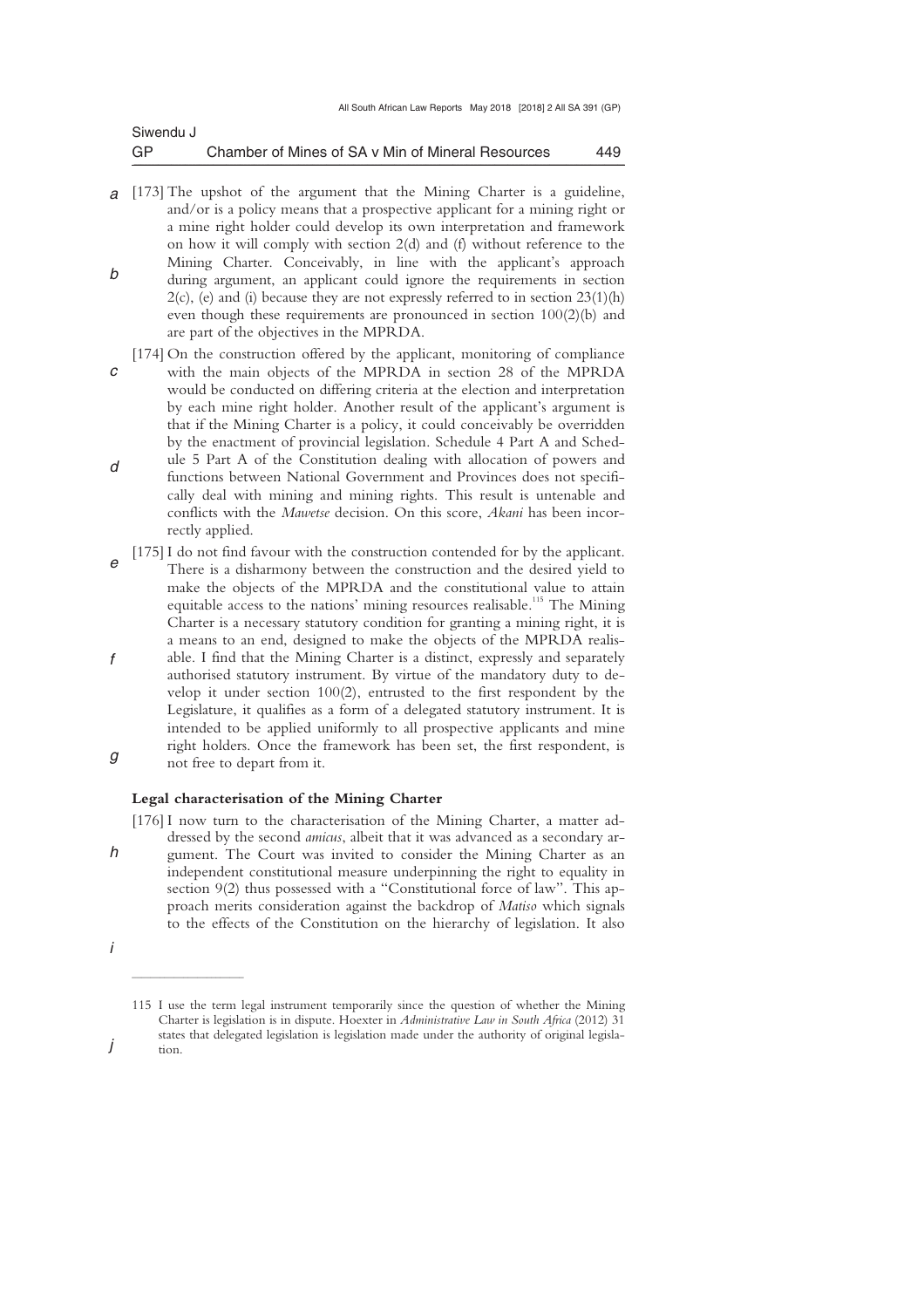[173] The upshot of the argument that the Mining Charter is a guideline, and/or is a policy means that a prospective applicant for a mining right or a mine right holder could develop its own interpretation and framework on how it will comply with section 2(d) and (f) without reference to the Mining Charter. Conceivably, in line with the applicant's approach during argument, an applicant could ignore the requirements in section 2(c), (e) and (i) because they are not expressly referred to in section 23(1)(h) even though these requirements are pronounced in section 100(2)(b) and are part of the objectives in the MPRDA.

[174] On the construction offered by the applicant, monitoring of compliance with the main objects of the MPRDA in section 28 of the MPRDA would be conducted on differing criteria at the election and interpretation by each mine right holder. Another result of the applicant's argument is that if the Mining Charter is a policy, it could conceivably be overridden by the enactment of provincial legislation. Schedule 4 Part A and Schedule 5 Part A of the Constitution dealing with allocation of powers and functions between National Government and Provinces does not specifically deal with mining and mining rights. This result is untenable and conflicts with the *Mawetse* decision. On this score, *Akani* has been incorrectly applied.

[175] I do not find favour with the construction contended for by the applicant. There is a disharmony between the construction and the desired yield to make the objects of the MPRDA and the constitutional value to attain equitable access to the nations' mining resources realisable.[115] The Mining Charter is a necessary statutory condition for granting a mining right, it is a means to an end, designed to make the objects of the MPRDA realisable. I find that the Mining Charter is a distinct, expressly and separately authorised statutory instrument. By virtue of the mandatory duty to develop it under section 100(2), entrusted to the first respondent by the Legislature, it qualifies as a form of a delegated statutory instrument. It is intended to be applied uniformly to all prospective applicants and mine right holders. Once the framework has been set, the first respondent, is not free to depart from it.

**Legal characterisation of the Mining Charter**

[176] I now turn to the characterisation of the Mining Charter, a matter addressed by the second *amicus*, albeit that it was advanced as a secondary argument. The Court was invited to consider the Mining Charter as an independent constitutional measure underpinning the right to equality in section 9(2) thus possessed with a "Constitutional force of law". This approach merits consideration against the backdrop of *Matiso* which signals to the effects of the Constitution on the hierarchy of legislation. It also

---

115 I use the term legal instrument temporarily since the question of whether the Mining Charter is legislation is in dispute. Hoexter in *Administrative Law in South Africa* (2012) 31 states that delegated legislation is legislation made under the authority of original legislation.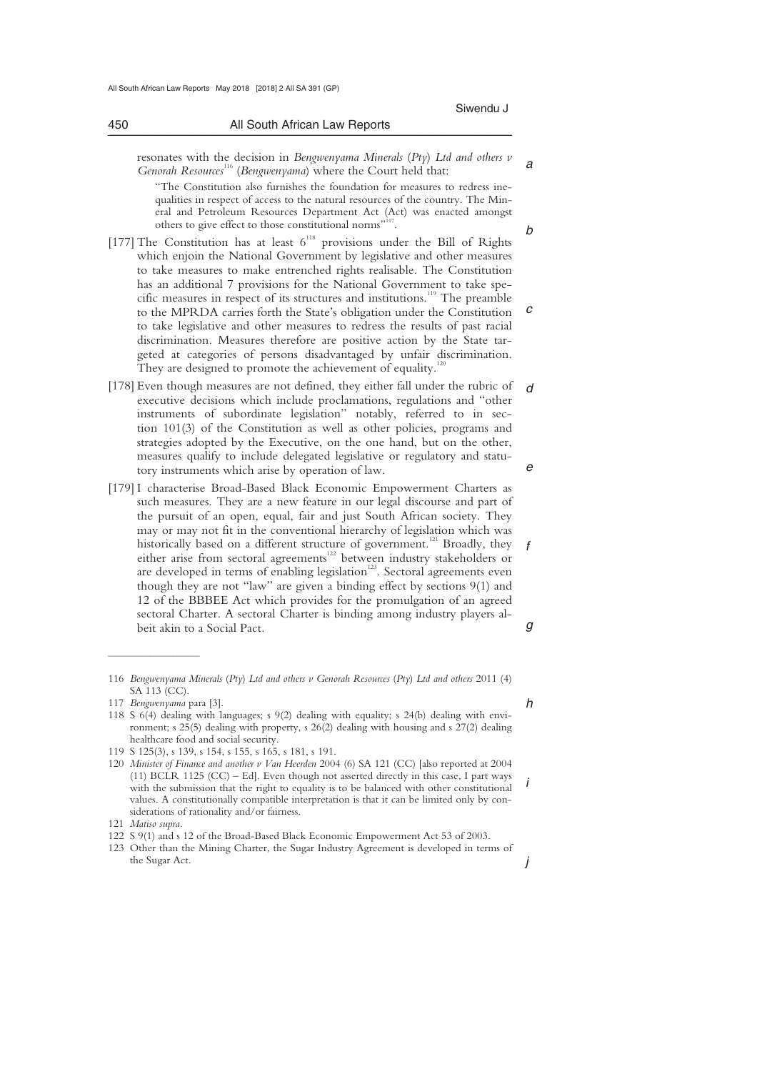resonates with the decision in *Bengwenyama Minerals (Pty) Ltd and others v Genorah Resources*[116] (*Bengwenyama*) where the Court held that:

> "The Constitution also furnishes the foundation for measures to redress inequalities in respect of access to the natural resources of the country. The Mineral and Petroleum Resources Department Act (Act) was enacted amongst others to give effect to those constitutional norms"[117].

[177] The Constitution has at least 6[118] provisions under the Bill of Rights which enjoin the National Government by legislative and other measures to take measures to make entrenched rights realisable. The Constitution has an additional 7 provisions for the National Government to take specific measures in respect of its structures and institutions.[119] The preamble to the MPRDA carries forth the State's obligation under the Constitution to take legislative and other measures to redress the results of past racial discrimination. Measures therefore are positive action by the State targeted at categories of persons disadvantaged by unfair discrimination. They are designed to promote the achievement of equality.[120]

[178] Even though measures are not defined, they either fall under the rubric of executive decisions which include proclamations, regulations and "other instruments of subordinate legislation" notably, referred to in section 101(3) of the Constitution as well as other policies, programs and strategies adopted by the Executive, on the one hand, but on the other, measures qualify to include delegated legislative or regulatory and statutory instruments which arise by operation of law.

[179] I characterise Broad-Based Black Economic Empowerment Charters as such measures. They are a new feature in our legal discourse and part of the pursuit of an open, equal, fair and just South African society. They may or may not fit in the conventional hierarchy of legislation which was historically based on a different structure of government.[121] Broadly, they either arise from sectoral agreements[122] between industry stakeholders or are developed in terms of enabling legislation[123]. Sectoral agreements even though they are not "law" are given a binding effect by sections 9(1) and 12 of the BBBEE Act which provides for the promulgation of an agreed sectoral Charter. A sectoral Charter is binding among industry players albeit akin to a Social Pact.

---

116 *Bengwenyama Minerals (Pty) Ltd and others v Genorah Resources (Pty) Ltd and others* 2011 (4) SA 113 (CC).

117 *Bengwenyama* para [3].

118 S 6(4) dealing with languages; s 9(2) dealing with equality; s 24(b) dealing with environment; s 25(5) dealing with property, s 26(2) dealing with housing and s 27(2) dealing healthcare food and social security.

119 S 125(3), s 139, s 154, s 155, s 165, s 181, s 191.

120 *Minister of Finance and another v Van Heerden* 2004 (6) SA 121 (CC) [also reported at 2004 (11) BCLR 1125 (CC) – Ed]. Even though not asserted directly in this case, I part ways with the submission that the right to equality is to be balanced with other constitutional values. A constitutionally compatible interpretation is that it can be limited only by considerations of rationality and/or fairness.

121 *Matiso supra*.

122 S 9(1) and s 12 of the Broad-Based Black Economic Empowerment Act 53 of 2003.

123 Other than the Mining Charter, the Sugar Industry Agreement is developed in terms of the Sugar Act.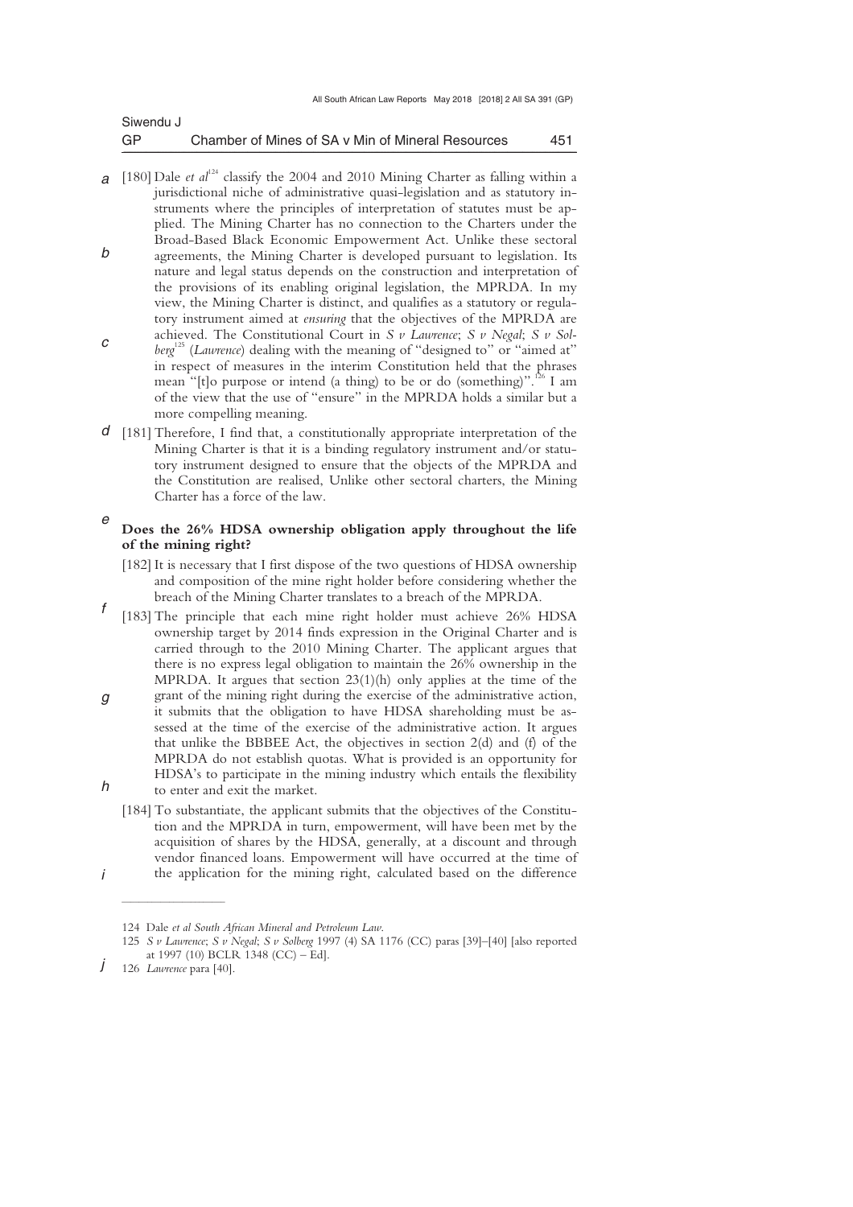[180] Dale *et al*[124] classify the 2004 and 2010 Mining Charter as falling within a jurisdictional niche of administrative quasi-legislation and as statutory instruments where the principles of interpretation of statutes must be applied. The Mining Charter has no connection to the Charters under the Broad-Based Black Economic Empowerment Act. Unlike these sectoral agreements, the Mining Charter is developed pursuant to legislation. Its nature and legal status depends on the construction and interpretation of the provisions of its enabling original legislation, the MPRDA. In my view, the Mining Charter is distinct, and qualifies as a statutory or regulatory instrument aimed at *ensuring* that the objectives of the MPRDA are achieved. The Constitutional Court in *S v Lawrence*; *S v Negal*; *S v Solberg*[125] (*Lawrence*) dealing with the meaning of "designed to" or "aimed at" in respect of measures in the interim Constitution held that the phrases mean "[t]o purpose or intend (a thing) to be or do (something)".[126] I am of the view that the use of "ensure" in the MPRDA holds a similar but a more compelling meaning.

[181] Therefore, I find that, a constitutionally appropriate interpretation of the Mining Charter is that it is a binding regulatory instrument and/or statutory instrument designed to ensure that the objects of the MPRDA and the Constitution are realised, Unlike other sectoral charters, the Mining Charter has a force of the law.

**Does the 26% HDSA ownership obligation apply throughout the life of the mining right?**

[182] It is necessary that I first dispose of the two questions of HDSA ownership and composition of the mine right holder before considering whether the breach of the Mining Charter translates to a breach of the MPRDA.

[183] The principle that each mine right holder must achieve 26% HDSA ownership target by 2014 finds expression in the Original Charter and is carried through to the 2010 Mining Charter. The applicant argues that there is no express legal obligation to maintain the 26% ownership in the MPRDA. It argues that section 23(1)(h) only applies at the time of the grant of the mining right during the exercise of the administrative action, it submits that the obligation to have HDSA shareholding must be assessed at the time of the exercise of the administrative action. It argues that unlike the BBBEE Act, the objectives in section 2(d) and (f) of the MPRDA do not establish quotas. What is provided is an opportunity for HDSA's to participate in the mining industry which entails the flexibility to enter and exit the market.

[184] To substantiate, the applicant submits that the objectives of the Constitution and the MPRDA in turn, empowerment, will have been met by the acquisition of shares by the HDSA, generally, at a discount and through vendor financed loans. Empowerment will have occurred at the time of the application for the mining right, calculated based on the difference

---

124 Dale *et al South African Mineral and Petroleum Law*.

125 *S v Lawrence*; *S v Negal*; *S v Solberg* 1997 (4) SA 1176 (CC) paras [39]–[40] [also reported at 1997 (10) BCLR 1348 (CC) – Ed].

126 *Lawrence* para [40].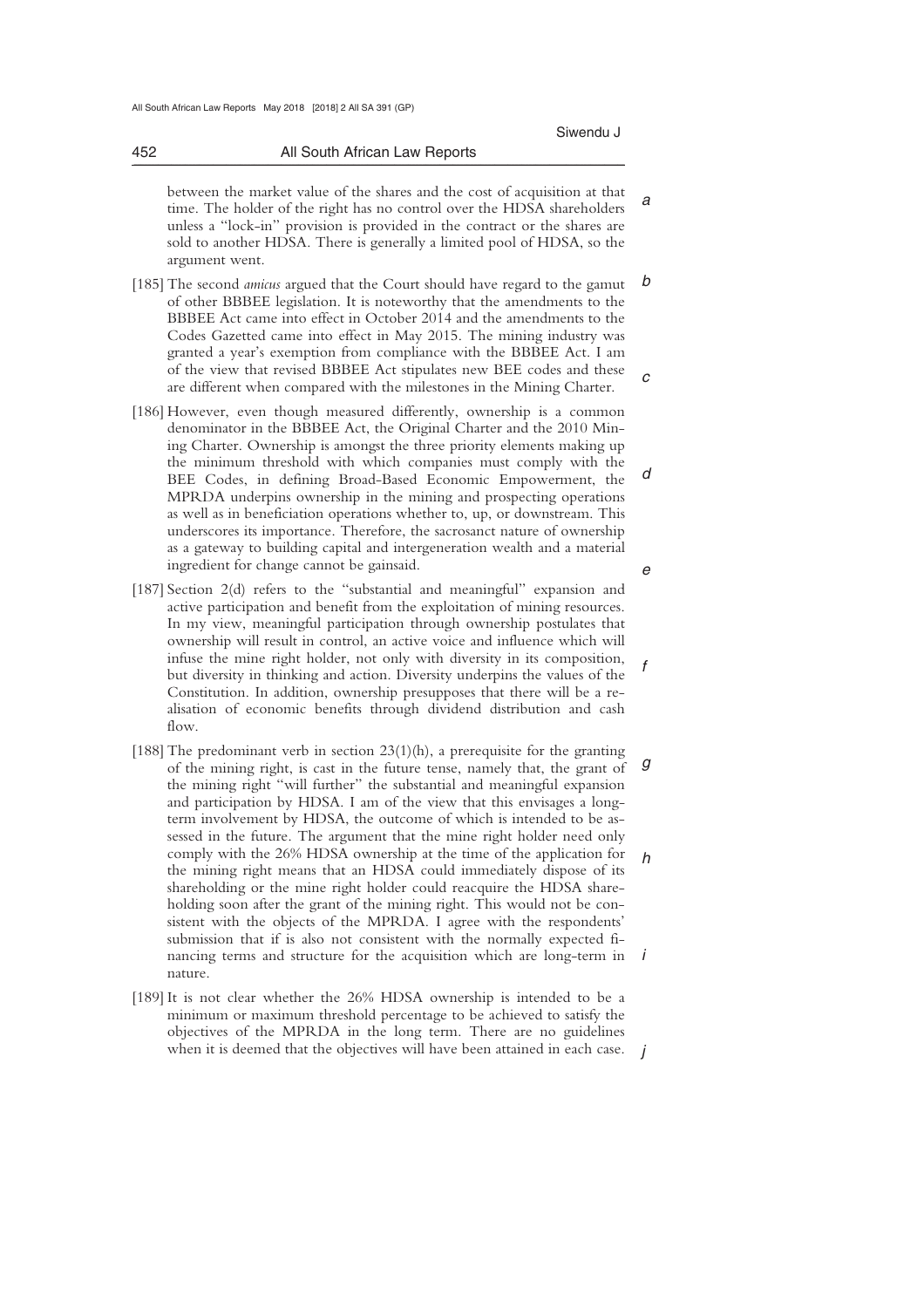between the market value of the shares and the cost of acquisition at that time. The holder of the right has no control over the HDSA shareholders unless a "lock-in" provision is provided in the contract or the shares are sold to another HDSA. There is generally a limited pool of HDSA, so the argument went.

[185] The second *amicus* argued that the Court should have regard to the gamut of other BBBEE legislation. It is noteworthy that the amendments to the BBBEE Act came into effect in October 2014 and the amendments to the Codes Gazetted came into effect in May 2015. The mining industry was granted a year's exemption from compliance with the BBBEE Act. I am of the view that revised BBBEE Act stipulates new BEE codes and these are different when compared with the milestones in the Mining Charter.

[186] However, even though measured differently, ownership is a common denominator in the BBBEE Act, the Original Charter and the 2010 Mining Charter. Ownership is amongst the three priority elements making up the minimum threshold with which companies must comply with the BEE Codes, in defining Broad-Based Economic Empowerment, the MPRDA underpins ownership in the mining and prospecting operations as well as in beneficiation operations whether to, up, or downstream. This underscores its importance. Therefore, the sacrosanct nature of ownership as a gateway to building capital and intergeneration wealth and a material ingredient for change cannot be gainsaid.

[187] Section 2(d) refers to the "substantial and meaningful" expansion and active participation and benefit from the exploitation of mining resources. In my view, meaningful participation through ownership postulates that ownership will result in control, an active voice and influence which will infuse the mine right holder, not only with diversity in its composition, but diversity in thinking and action. Diversity underpins the values of the Constitution. In addition, ownership presupposes that there will be a realisation of economic benefits through dividend distribution and cash flow.

[188] The predominant verb in section 23(1)(h), a prerequisite for the granting of the mining right, is cast in the future tense, namely that, the grant of the mining right "will further" the substantial and meaningful expansion and participation by HDSA. I am of the view that this envisages a long-term involvement by HDSA, the outcome of which is intended to be assessed in the future. The argument that the mine right holder need only comply with the 26% HDSA ownership at the time of the application for the mining right means that an HDSA could immediately dispose of its shareholding or the mine right holder could reacquire the HDSA shareholding soon after the grant of the mining right. This would not be consistent with the objects of the MPRDA. I agree with the respondents' submission that if is also not consistent with the normally expected financing terms and structure for the acquisition which are long-term in nature.

[189] It is not clear whether the 26% HDSA ownership is intended to be a minimum or maximum threshold percentage to be achieved to satisfy the objectives of the MPRDA in the long term. There are no guidelines when it is deemed that the objectives will have been attained in each case.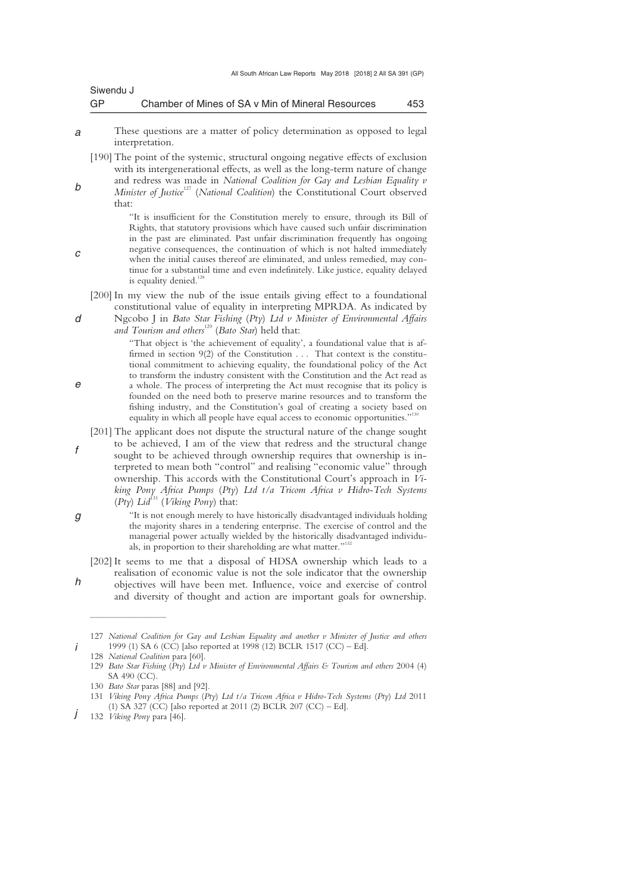These questions are a matter of policy determination as opposed to legal interpretation.

[190] The point of the systemic, structural ongoing negative effects of exclusion with its intergenerational effects, as well as the long-term nature of change and redress was made in *National Coalition for Gay and Lesbian Equality v Minister of Justice*[127] (*National Coalition*) the Constitutional Court observed that:

> "It is insufficient for the Constitution merely to ensure, through its Bill of Rights, that statutory provisions which have caused such unfair discrimination in the past are eliminated. Past unfair discrimination frequently has ongoing negative consequences, the continuation of which is not halted immediately when the initial causes thereof are eliminated, and unless remedied, may continue for a substantial time and even indefinitely. Like justice, equality delayed is equality denied.[128]

[200] In my view the nub of the issue entails giving effect to a foundational constitutional value of equality in interpreting MPRDA. As indicated by Ngcobo J in *Bato Star Fishing (Pty) Ltd v Minister of Environmental Affairs and Tourism and others*[129] (*Bato Star*) held that:

> "That object is 'the achievement of equality', a foundational value that is affirmed in section 9(2) of the Constitution . . . That context is the constitutional commitment to achieving equality, the foundational policy of the Act to transform the industry consistent with the Constitution and the Act read as a whole. The process of interpreting the Act must recognise that its policy is founded on the need both to preserve marine resources and to transform the fishing industry, and the Constitution's goal of creating a society based on equality in which all people have equal access to economic opportunities."[130]

[201] The applicant does not dispute the structural nature of the change sought to be achieved, I am of the view that redress and the structural change sought to be achieved through ownership requires that ownership is interpreted to mean both "control" and realising "economic value" through ownership. This accords with the Constitutional Court's approach in *Viking Pony Africa Pumps (Pty) Ltd t/a Tricom Africa v Hidro-Tech Systems (Pty) Ltd*[131] (*Viking Pony*) that:

> "It is not enough merely to have historically disadvantaged individuals holding the majority shares in a tendering enterprise. The exercise of control and the managerial power actually wielded by the historically disadvantaged individuals, in proportion to their shareholding are what matter."[132]

[202] It seems to me that a disposal of HDSA ownership which leads to a realisation of economic value is not the sole indicator that the ownership objectives will have been met. Influence, voice and exercise of control and diversity of thought and action are important goals for ownership.

---

127 *National Coalition for Gay and Lesbian Equality and another v Minister of Justice and others* 1999 (1) SA 6 (CC) [also reported at 1998 (12) BCLR 1517 (CC) – Ed].

128 *National Coalition* para [60].

129 *Bato Star Fishing (Pty) Ltd v Minister of Environmental Affairs & Tourism and others* 2004 (4) SA 490 (CC).

130 *Bato Star* paras [88] and [92].

131 *Viking Pony Africa Pumps (Pty) Ltd t/a Tricom Africa v Hidro-Tech Systems (Pty) Ltd* 2011 (1) SA 327 (CC) [also reported at 2011 (2) BCLR 207 (CC) – Ed].

132 *Viking Pony* para [46].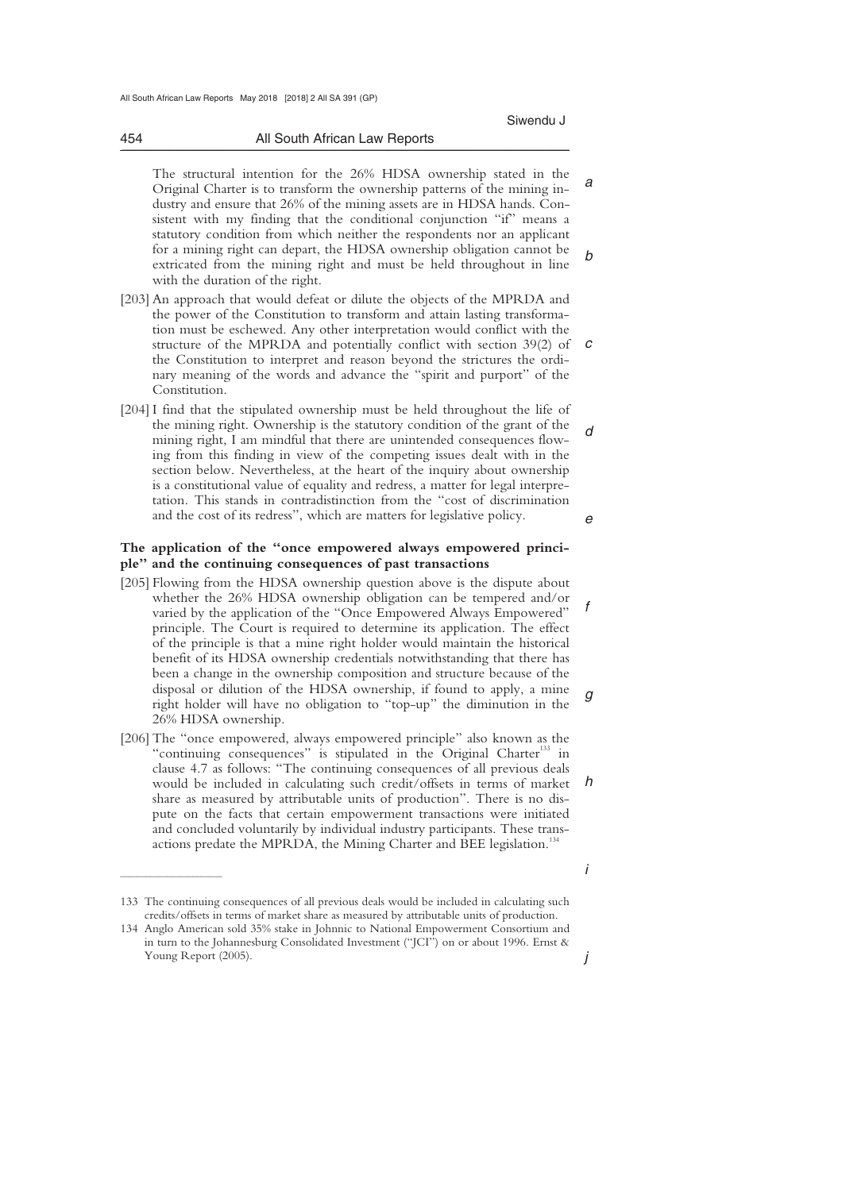The structural intention for the 26% HDSA ownership stated in the Original Charter is to transform the ownership patterns of the mining industry and ensure that 26% of the mining assets are in HDSA hands. Consistent with my finding that the conditional conjunction "if" means a statutory condition from which neither the respondents nor an applicant for a mining right can depart, the HDSA ownership obligation cannot be extricated from the mining right and must be held throughout in line with the duration of the right.

[203] An approach that would defeat or dilute the objects of the MPRDA and the power of the Constitution to transform and attain lasting transformation must be eschewed. Any other interpretation would conflict with the structure of the MPRDA and potentially conflict with section 39(2) of the Constitution to interpret and reason beyond the strictures the ordinary meaning of the words and advance the "spirit and purport" of the Constitution.

[204] I find that the stipulated ownership must be held throughout the life of the mining right. Ownership is the statutory condition of the grant of the mining right, I am mindful that there are unintended consequences flowing from this finding in view of the competing issues dealt with in the section below. Nevertheless, at the heart of the inquiry about ownership is a constitutional value of equality and redress, a matter for legal interpretation. This stands in contradistinction from the "cost of discrimination and the cost of its redress", which are matters for legislative policy.

**The application of the "once empowered always empowered principle" and the continuing consequences of past transactions**

[205] Flowing from the HDSA ownership question above is the dispute about whether the 26% HDSA ownership obligation can be tempered and/or varied by the application of the "Once Empowered Always Empowered" principle. The Court is required to determine its application. The effect of the principle is that a mine right holder would maintain the historical benefit of its HDSA ownership credentials notwithstanding that there has been a change in the ownership composition and structure because of the disposal or dilution of the HDSA ownership, if found to apply, a mine right holder will have no obligation to "top-up" the diminution in the 26% HDSA ownership.

[206] The "once empowered, always empowered principle" also known as the "continuing consequences" is stipulated in the Original Charter[133] in clause 4.7 as follows: "The continuing consequences of all previous deals would be included in calculating such credit/offsets in terms of market share as measured by attributable units of production". There is no dispute on the facts that certain empowerment transactions were initiated and concluded voluntarily by individual industry participants. These transactions predate the MPRDA, the Mining Charter and BEE legislation.[134]

---

133 The continuing consequences of all previous deals would be included in calculating such credits/offsets in terms of market share as measured by attributable units of production.

134 Anglo American sold 35% stake in Johnnic to National Empowerment Consortium and in turn to the Johannesburg Consolidated Investment ("JCI") on or about 1996. Ernst & Young Report (2005).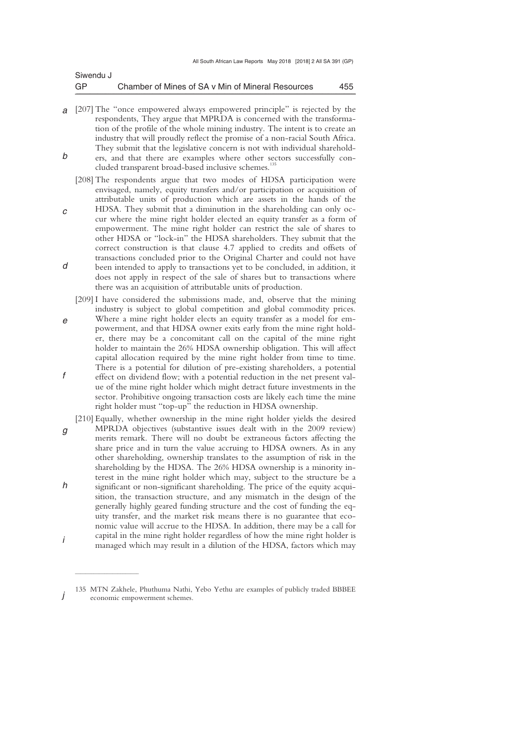[207] The "once empowered always empowered principle" is rejected by the respondents, They argue that MPRDA is concerned with the transformation of the profile of the whole mining industry. The intent is to create an industry that will proudly reflect the promise of a non-racial South Africa. They submit that the legislative concern is not with individual shareholders, and that there are examples where other sectors successfully concluded transparent broad-based inclusive schemes.[135]

[208] The respondents argue that two modes of HDSA participation were envisaged, namely, equity transfers and/or participation or acquisition of attributable units of production which are assets in the hands of the HDSA. They submit that a diminution in the shareholding can only occur where the mine right holder elected an equity transfer as a form of empowerment. The mine right holder can restrict the sale of shares to other HDSA or "lock-in" the HDSA shareholders. They submit that the correct construction is that clause 4.7 applied to credits and offsets of transactions concluded prior to the Original Charter and could not have been intended to apply to transactions yet to be concluded, in addition, it does not apply in respect of the sale of shares but to transactions where there was an acquisition of attributable units of production.

[209] I have considered the submissions made, and, observe that the mining industry is subject to global competition and global commodity prices. Where a mine right holder elects an equity transfer as a model for empowerment, and that HDSA owner exits early from the mine right holder, there may be a concomitant call on the capital of the mine right holder to maintain the 26% HDSA ownership obligation. This will affect capital allocation required by the mine right holder from time to time. There is a potential for dilution of pre-existing shareholders, a potential effect on dividend flow; with a potential reduction in the net present value of the mine right holder which might detract future investments in the sector. Prohibitive ongoing transaction costs are likely each time the mine right holder must "top-up" the reduction in HDSA ownership.

[210] Equally, whether ownership in the mine right holder yields the desired MPRDA objectives (substantive issues dealt with in the 2009 review) merits remark. There will no doubt be extraneous factors affecting the share price and in turn the value accruing to HDSA owners. As in any other shareholding, ownership translates to the assumption of risk in the shareholding by the HDSA. The 26% HDSA ownership is a minority interest in the mine right holder which may, subject to the structure be a significant or non-significant shareholding. The price of the equity acquisition, the transaction structure, and any mismatch in the design of the generally highly geared funding structure and the cost of funding the equity transfer, and the market risk means there is no guarantee that economic value will accrue to the HDSA. In addition, there may be a call for capital in the mine right holder regardless of how the mine right holder is managed which may result in a dilution of the HDSA, factors which may

---

135 MTN Zakhele, Phuthuma Nathi, Yebo Yethu are examples of publicly traded BBBEE economic empowerment schemes.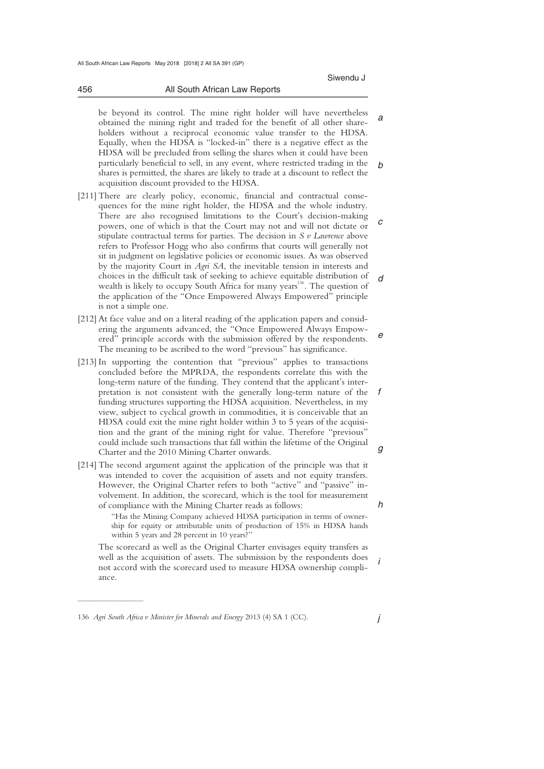be beyond its control. The mine right holder will have nevertheless obtained the mining right and traded for the benefit of all other shareholders without a reciprocal economic value transfer to the HDSA. Equally, when the HDSA is "locked-in" there is a negative effect as the HDSA will be precluded from selling the shares when it could have been particularly beneficial to sell, in any event, where restricted trading in the shares is permitted, the shares are likely to trade at a discount to reflect the acquisition discount provided to the HDSA.

[211] There are clearly policy, economic, financial and contractual consequences for the mine right holder, the HDSA and the whole industry. There are also recognised limitations to the Court's decision-making powers, one of which is that the Court may not and will not dictate or stipulate contractual terms for parties. The decision in *S v Lawrence* above refers to Professor Hogg who also confirms that courts will generally not sit in judgment on legislative policies or economic issues. As was observed by the majority Court in *Agri SA*, the inevitable tension in interests and choices in the difficult task of seeking to achieve equitable distribution of wealth is likely to occupy South Africa for many years[136]. The question of the application of the "Once Empowered Always Empowered" principle is not a simple one.

[212] At face value and on a literal reading of the application papers and considering the arguments advanced, the "Once Empowered Always Empowered" principle accords with the submission offered by the respondents. The meaning to be ascribed to the word "previous" has significance.

[213] In supporting the contention that "previous" applies to transactions concluded before the MPRDA, the respondents correlate this with the long-term nature of the funding. They contend that the applicant's interpretation is not consistent with the generally long-term nature of the funding structures supporting the HDSA acquisition. Nevertheless, in my view, subject to cyclical growth in commodities, it is conceivable that an HDSA could exit the mine right holder within 3 to 5 years of the acquisition and the grant of the mining right for value. Therefore "previous" could include such transactions that fall within the lifetime of the Original Charter and the 2010 Mining Charter onwards.

[214] The second argument against the application of the principle was that it was intended to cover the acquisition of assets and not equity transfers. However, the Original Charter refers to both "active" and "passive" involvement. In addition, the scorecard, which is the tool for measurement of compliance with the Mining Charter reads as follows:

> "Has the Mining Company achieved HDSA participation in terms of ownership for equity or attributable units of production of 15% in HDSA hands within 5 years and 28 percent in 10 years?"

The scorecard as well as the Original Charter envisages equity transfers as well as the acquisition of assets. The submission by the respondents does not accord with the scorecard used to measure HDSA ownership compliance.

---

136 *Agri South Africa v Minister for Minerals and Energy* 2013 (4) SA 1 (CC).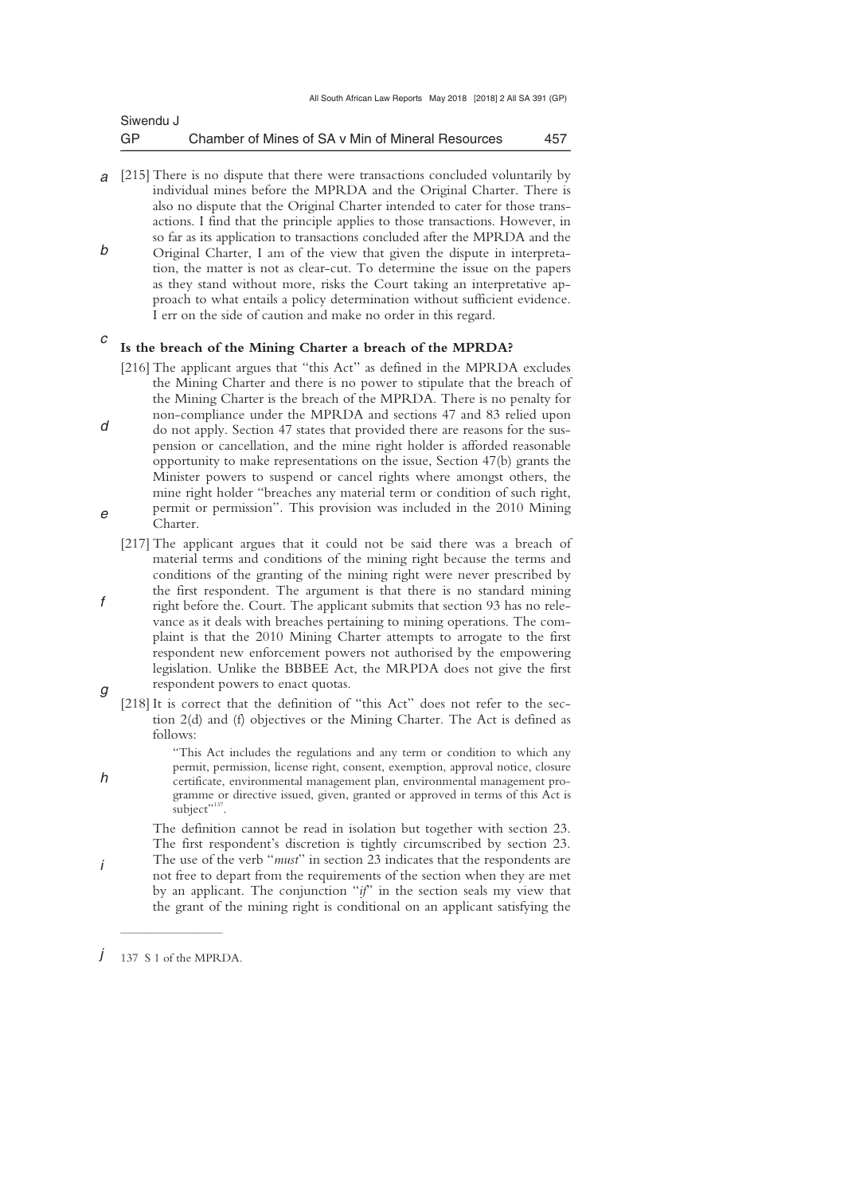[215] There is no dispute that there were transactions concluded voluntarily by individual mines before the MPRDA and the Original Charter. There is also no dispute that the Original Charter intended to cater for those transactions. I find that the principle applies to those transactions. However, in so far as its application to transactions concluded after the MPRDA and the Original Charter, I am of the view that given the dispute in interpretation, the matter is not as clear-cut. To determine the issue on the papers as they stand without more, risks the Court taking an interpretative approach to what entails a policy determination without sufficient evidence. I err on the side of caution and make no order in this regard.

**Is the breach of the Mining Charter a breach of the MPRDA?**

[216] The applicant argues that "this Act" as defined in the MPRDA excludes the Mining Charter and there is no power to stipulate that the breach of the Mining Charter is the breach of the MPRDA. There is no penalty for non-compliance under the MPRDA and sections 47 and 83 relied upon do not apply. Section 47 states that provided there are reasons for the suspension or cancellation, and the mine right holder is afforded reasonable opportunity to make representations on the issue, Section 47(b) grants the Minister powers to suspend or cancel rights where amongst others, the mine right holder "breaches any material term or condition of such right, permit or permission". This provision was included in the 2010 Mining Charter.

[217] The applicant argues that it could not be said there was a breach of material terms and conditions of the mining right because the terms and conditions of the granting of the mining right were never prescribed by the first respondent. The argument is that there is no standard mining right before the Court. The applicant submits that section 93 has no relevance as it deals with breaches pertaining to mining operations. The complaint is that the 2010 Mining Charter attempts to arrogate to the first respondent new enforcement powers not authorised by the empowering legislation. Unlike the BBBEE Act, the MRPDA does not give the first respondent powers to enact quotas.

[218] It is correct that the definition of "this Act" does not refer to the section 2(d) and (f) objectives or the Mining Charter. The Act is defined as follows:

> "This Act includes the regulations and any term or condition to which any permit, permission, license right, consent, exemption, approval notice, closure certificate, environmental management plan, environmental management programme or directive issued, given, granted or approved in terms of this Act is subject"[137].

The definition cannot be read in isolation but together with section 23. The first respondent's discretion is tightly circumscribed by section 23. The use of the verb "*must*" in section 23 indicates that the respondents are not free to depart from the requirements of the section when they are met by an applicant. The conjunction "*if*" in the section seals my view that the grant of the mining right is conditional on an applicant satisfying the

---

137 S 1 of the MPRDA.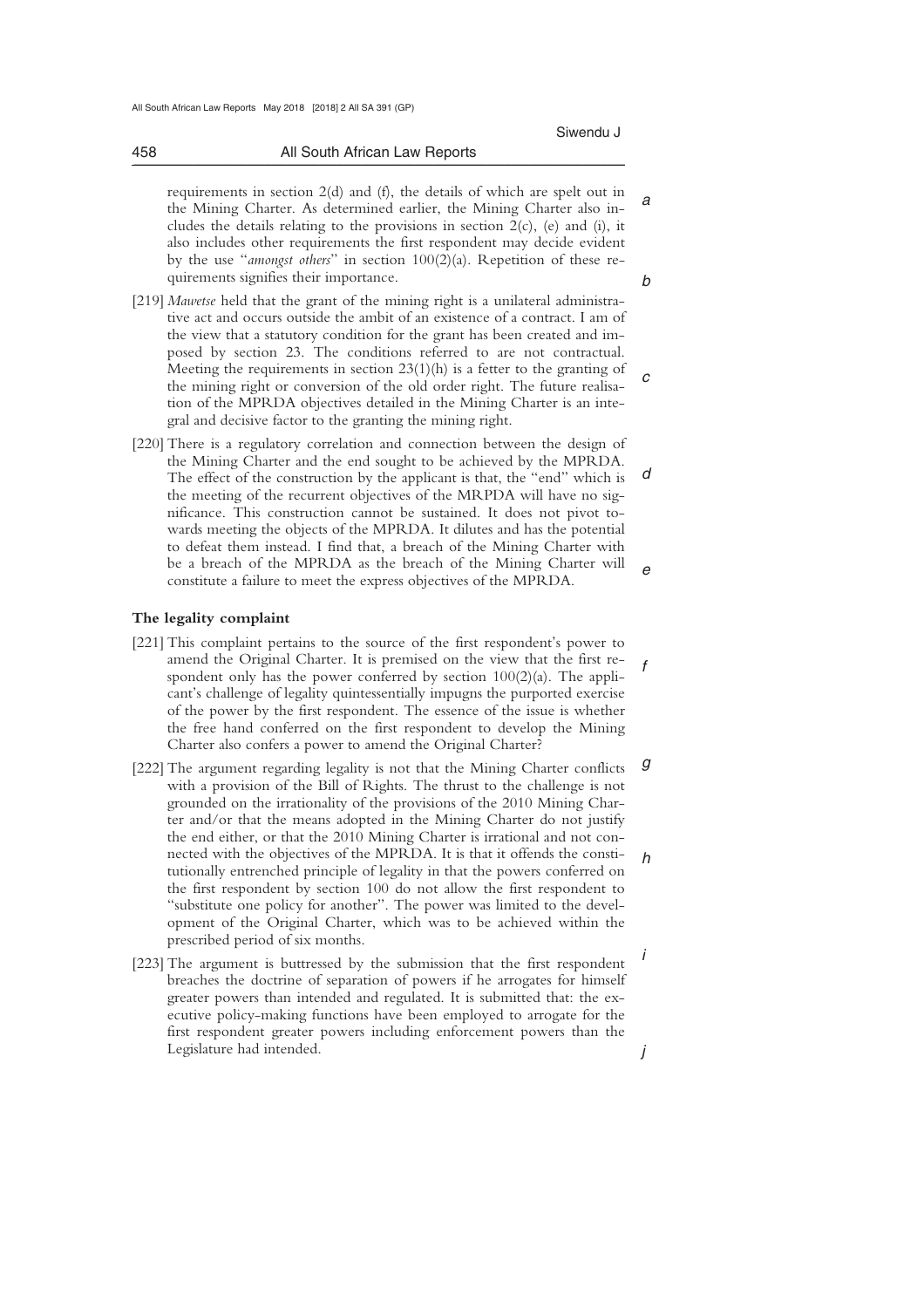requirements in section 2(d) and (f), the details of which are spelt out in the Mining Charter. As determined earlier, the Mining Charter also includes the details relating to the provisions in section 2(c), (e) and (i), it also includes other requirements the first respondent may decide evident by the use "*amongst others*" in section 100(2)(a). Repetition of these requirements signifies their importance.

[219] *Mawetse* held that the grant of the mining right is a unilateral administrative act and occurs outside the ambit of an existence of a contract. I am of the view that a statutory condition for the grant has been created and imposed by section 23. The conditions referred to are not contractual. Meeting the requirements in section 23(1)(h) is a fetter to the granting of the mining right or conversion of the old order right. The future realisation of the MPRDA objectives detailed in the Mining Charter is an integral and decisive factor to the granting the mining right.

[220] There is a regulatory correlation and connection between the design of the Mining Charter and the end sought to be achieved by the MPRDA. The effect of the construction by the applicant is that, the "end" which is the meeting of the recurrent objectives of the MRPDA will have no significance. This construction cannot be sustained. It does not pivot towards meeting the objects of the MPRDA. It dilutes and has the potential to defeat them instead. I find that, a breach of the Mining Charter with be a breach of the MPRDA as the breach of the Mining Charter will constitute a failure to meet the express objectives of the MPRDA.

**The legality complaint**

[221] This complaint pertains to the source of the first respondent's power to amend the Original Charter. It is premised on the view that the first respondent only has the power conferred by section 100(2)(a). The applicant's challenge of legality quintessentially impugns the purported exercise of the power by the first respondent. The essence of the issue is whether the free hand conferred on the first respondent to develop the Mining Charter also confers a power to amend the Original Charter?

[222] The argument regarding legality is not that the Mining Charter conflicts with a provision of the Bill of Rights. The thrust to the challenge is not grounded on the irrationality of the provisions of the 2010 Mining Charter and/or that the means adopted in the Mining Charter do not justify the end either, or that the 2010 Mining Charter is irrational and not connected with the objectives of the MPRDA. It is that it offends the constitutionally entrenched principle of legality in that the powers conferred on the first respondent by section 100 do not allow the first respondent to "substitute one policy for another". The power was limited to the development of the Original Charter, which was to be achieved within the prescribed period of six months.

[223] The argument is buttressed by the submission that the first respondent breaches the doctrine of separation of powers if he arrogates for himself greater powers than intended and regulated. It is submitted that: the executive policy-making functions have been employed to arrogate for the first respondent greater powers including enforcement powers than the Legislature had intended.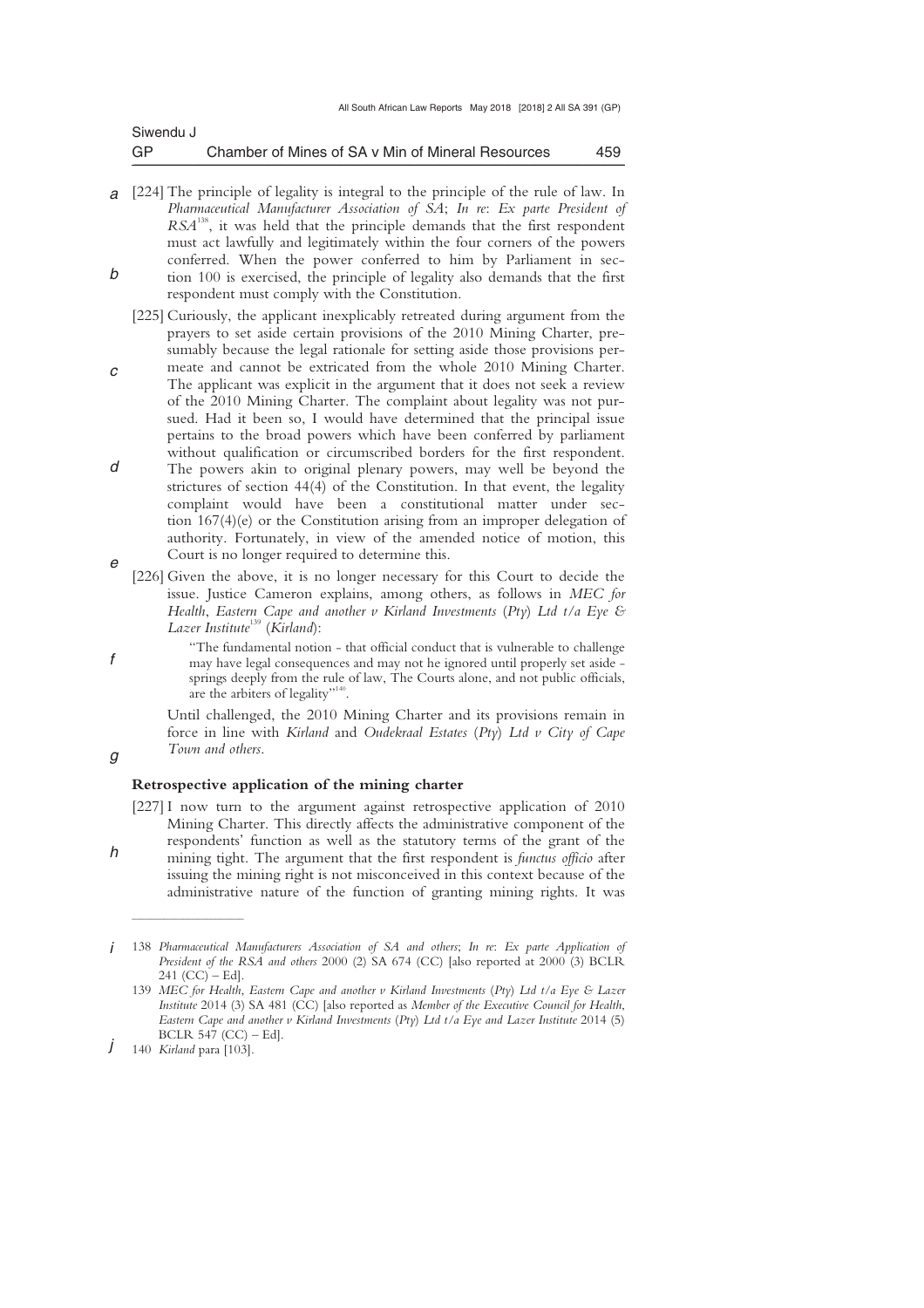[224] The principle of legality is integral to the principle of the rule of law. In *Pharmaceutical Manufacturer Association of SA*; *In re*: *Ex parte President of RSA*[138], it was held that the principle demands that the first respondent must act lawfully and legitimately within the four corners of the powers conferred. When the power conferred to him by Parliament in section 100 is exercised, the principle of legality also demands that the first respondent must comply with the Constitution.

[225] Curiously, the applicant inexplicably retreated during argument from the prayers to set aside certain provisions of the 2010 Mining Charter, presumably because the legal rationale for setting aside those provisions permeate and cannot be extricated from the whole 2010 Mining Charter. The applicant was explicit in the argument that it does not seek a review of the 2010 Mining Charter. The complaint about legality was not pursued. Had it been so, I would have determined that the principal issue pertains to the broad powers which have been conferred by parliament without qualification or circumscribed borders for the first respondent. The powers akin to original plenary powers, may well be beyond the strictures of section 44(4) of the Constitution. In that event, the legality complaint would have been a constitutional matter under section 167(4)(e) or the Constitution arising from an improper delegation of authority. Fortunately, in view of the amended notice of motion, this Court is no longer required to determine this.

[226] Given the above, it is no longer necessary for this Court to decide the issue. Justice Cameron explains, among others, as follows in *MEC for Health, Eastern Cape and another v Kirland Investments (Pty) Ltd t/a Eye & Lazer Institute*[139] (*Kirland*):

> "The fundamental notion - that official conduct that is vulnerable to challenge may have legal consequences and may not he ignored until properly set aside - springs deeply from the rule of law, The Courts alone, and not public officials, are the arbiters of legality"[140].

Until challenged, the 2010 Mining Charter and its provisions remain in force in line with *Kirland* and *Oudekraal Estates (Pty) Ltd v City of Cape Town and others*.

**Retrospective application of the mining charter**

[227] I now turn to the argument against retrospective application of 2010 Mining Charter. This directly affects the administrative component of the respondents' function as well as the statutory terms of the grant of the mining tight. The argument that the first respondent is *functus officio* after issuing the mining right is not misconceived in this context because of the administrative nature of the function of granting mining rights. It was

---

138 *Pharmaceutical Manufacturers Association of SA and others*; *In re*: *Ex parte Application of President of the RSA and others* 2000 (2) SA 674 (CC) [also reported at 2000 (3) BCLR 241 (CC) – Ed].

139 *MEC for Health, Eastern Cape and another v Kirland Investments (Pty) Ltd t/a Eye & Lazer Institute* 2014 (3) SA 481 (CC) [also reported as *Member of the Executive Council for Health, Eastern Cape and another v Kirland Investments (Pty) Ltd t/a Eye and Lazer Institute* 2014 (5) BCLR 547 (CC) – Ed].

140 *Kirland* para [103].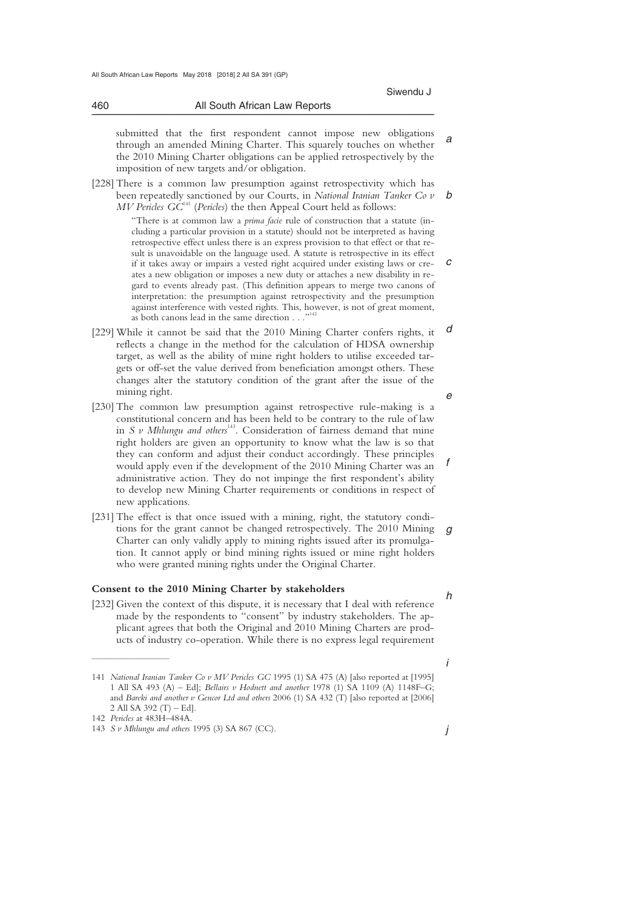submitted that the first respondent cannot impose new obligations through an amended Mining Charter. This squarely touches on whether the 2010 Mining Charter obligations can be applied retrospectively by the imposition of new targets and/or obligation.

[228] There is a common law presumption against retrospectivity which has been repeatedly sanctioned by our Courts, in *National Iranian Tanker Co v MV Pericles GC*[141] (*Pericles*) the then Appeal Court held as follows:

> "There is at common law a *prima facie* rule of construction that a statute (including a particular provision in a statute) should not be interpreted as having retrospective effect unless there is an express provision to that effect or that result is unavoidable on the language used. A statute is retrospective in its effect if it takes away or impairs a vested right acquired under existing laws or creates a new obligation or imposes a new duty or attaches a new disability in regard to events already past. (This definition appears to merge two canons of interpretation: the presumption against retrospectivity and the presumption against interference with vested rights. This, however, is not of great moment, as both canons lead in the same direction . . ."[142]

[229] While it cannot be said that the 2010 Mining Charter confers rights, it reflects a change in the method for the calculation of HDSA ownership target, as well as the ability of mine right holders to utilise exceeded targets or off-set the value derived from beneficiation amongst others. These changes alter the statutory condition of the grant after the issue of the mining right.

[230] The common law presumption against retrospective rule-making is a constitutional concern and has been held to be contrary to the rule of law in *S v Mhlungu and others*[143]. Consideration of fairness demand that mine right holders are given an opportunity to know what the law is so that they can conform and adjust their conduct accordingly. These principles would apply even if the development of the 2010 Mining Charter was an administrative action. They do not impinge the first respondent's ability to develop new Mining Charter requirements or conditions in respect of new applications.

[231] The effect is that once issued with a mining, right, the statutory conditions for the grant cannot be changed retrospectively. The 2010 Mining Charter can only validly apply to mining rights issued after its promulgation. It cannot apply or bind mining rights issued or mine right holders who were granted mining rights under the Original Charter.

**Consent to the 2010 Mining Charter by stakeholders**

[232] Given the context of this dispute, it is necessary that I deal with reference made by the respondents to "consent" by industry stakeholders. The applicant agrees that both the Original and 2010 Mining Charters are products of industry co-operation. While there is no express legal requirement

---

141 *National Iranian Tanker Co v MV Pericles GC* 1995 (1) SA 475 (A) [also reported at [1995] 1 All SA 493 (A) – Ed]; *Bellairs v Hodnett and another* 1978 (1) SA 1109 (A) 1148F–G; and *Bareki and another v Gencor Ltd and others* 2006 (1) SA 432 (T) [also reported at [2006] 2 All SA 392 (T) – Ed].

142 *Pericles* at 483H–484A.

143 *S v Mhlungu and others* 1995 (3) SA 867 (CC).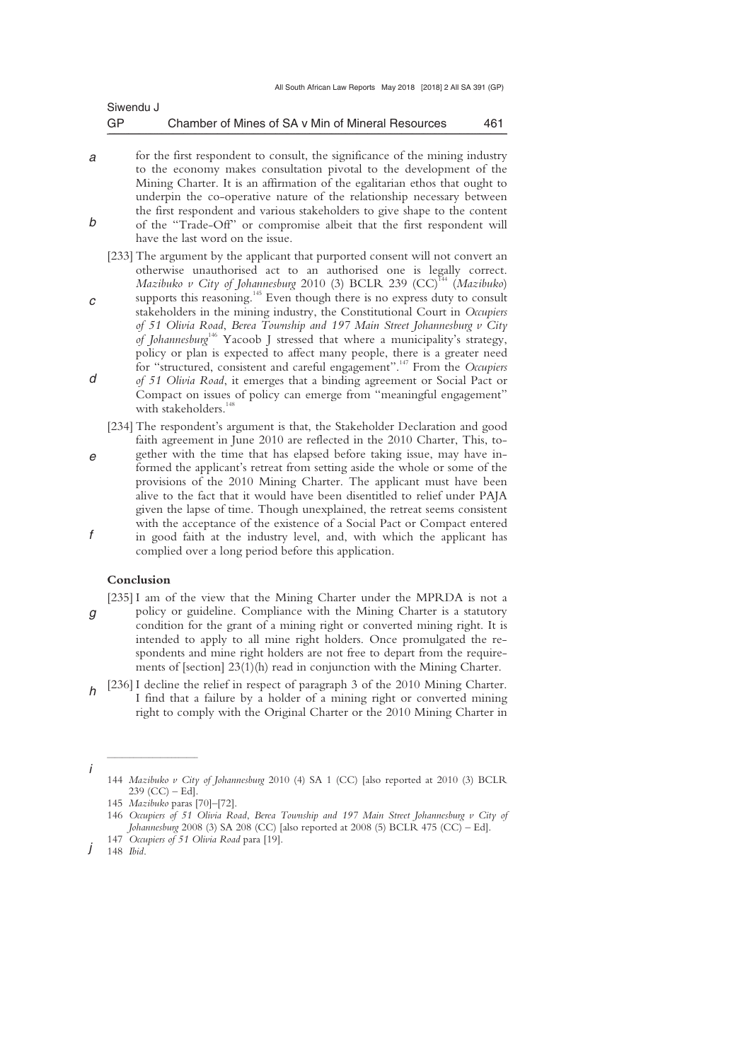for the first respondent to consult, the significance of the mining industry to the economy makes consultation pivotal to the development of the Mining Charter. It is an affirmation of the egalitarian ethos that ought to underpin the co-operative nature of the relationship necessary between the first respondent and various stakeholders to give shape to the content of the "Trade-Off" or compromise albeit that the first respondent will have the last word on the issue.

[233] The argument by the applicant that purported consent will not convert an otherwise unauthorised act to an authorised one is legally correct. *Mazibuko v City of Johannesburg* 2010 (3) BCLR 239 (CC)[144] (*Mazibuko*) supports this reasoning.[145] Even though there is no express duty to consult stakeholders in the mining industry, the Constitutional Court in *Occupiers of 51 Olivia Road, Berea Township and 197 Main Street Johannesburg v City of Johannesburg*[146] Yacoob J stressed that where a municipality's strategy, policy or plan is expected to affect many people, there is a greater need for "structured, consistent and careful engagement".[147] From the *Occupiers of 51 Olivia Road*, it emerges that a binding agreement or Social Pact or Compact on issues of policy can emerge from "meaningful engagement" with stakeholders.[148]

[234] The respondent's argument is that, the Stakeholder Declaration and good faith agreement in June 2010 are reflected in the 2010 Charter, This, together with the time that has elapsed before taking issue, may have informed the applicant's retreat from setting aside the whole or some of the provisions of the 2010 Mining Charter. The applicant must have been alive to the fact that it would have been disentitled to relief under PAJA given the lapse of time. Though unexplained, the retreat seems consistent with the acceptance of the existence of a Social Pact or Compact entered in good faith at the industry level, and, with which the applicant has complied over a long period before this application.

**Conclusion**

[235] I am of the view that the Mining Charter under the MPRDA is not a policy or guideline. Compliance with the Mining Charter is a statutory condition for the grant of a mining right or converted mining right. It is intended to apply to all mine right holders. Once promulgated the respondents and mine right holders are not free to depart from the requirements of [section] 23(1)(h) read in conjunction with the Mining Charter.

[236] I decline the relief in respect of paragraph 3 of the 2010 Mining Charter. I find that a failure by a holder of a mining right or converted mining right to comply with the Original Charter or the 2010 Mining Charter in

---

144 *Mazibuko v City of Johannesburg* 2010 (4) SA 1 (CC) [also reported at 2010 (3) BCLR 239 (CC) – Ed].

145 *Mazibuko* paras [70]–[72].

146 *Occupiers of 51 Olivia Road, Berea Township and 197 Main Street Johannesburg v City of Johannesburg* 2008 (3) SA 208 (CC) [also reported at 2008 (5) BCLR 475 (CC) – Ed].

147 *Occupiers of 51 Olivia Road* para [19].

148 *Ibid*.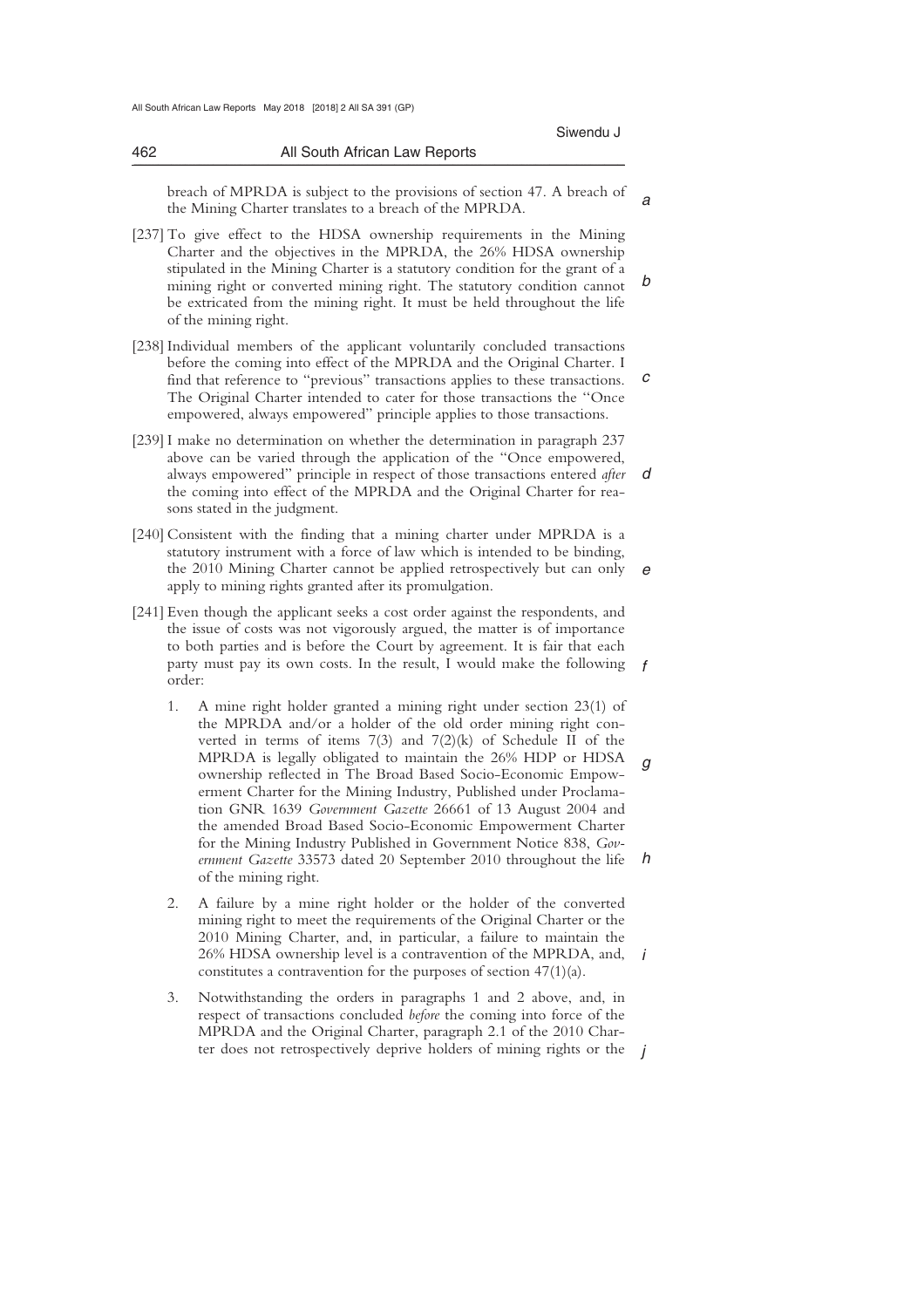breach of MPRDA is subject to the provisions of section 47. A breach of the Mining Charter translates to a breach of the MPRDA.

[237] To give effect to the HDSA ownership requirements in the Mining Charter and the objectives in the MPRDA, the 26% HDSA ownership stipulated in the Mining Charter is a statutory condition for the grant of a mining right or converted mining right. The statutory condition cannot be extricated from the mining right. It must be held throughout the life of the mining right.

[238] Individual members of the applicant voluntarily concluded transactions before the coming into effect of the MPRDA and the Original Charter. I find that reference to "previous" transactions applies to these transactions. The Original Charter intended to cater for those transactions the "Once empowered, always empowered" principle applies to those transactions.

[239] I make no determination on whether the determination in paragraph 237 above can be varied through the application of the "Once empowered, always empowered" principle in respect of those transactions entered *after* the coming into effect of the MPRDA and the Original Charter for reasons stated in the judgment.

[240] Consistent with the finding that a mining charter under MPRDA is a statutory instrument with a force of law which is intended to be binding, the 2010 Mining Charter cannot be applied retrospectively but can only apply to mining rights granted after its promulgation.

[241] Even though the applicant seeks a cost order against the respondents, and the issue of costs was not vigorously argued, the matter is of importance to both parties and is before the Court by agreement. It is fair that each party must pay its own costs. In the result, I would make the following order:

1. A mine right holder granted a mining right under section 23(1) of the MPRDA and/or a holder of the old order mining right converted in terms of items 7(3) and 7(2)(k) of Schedule II of the MPRDA is legally obligated to maintain the 26% HDP or HDSA ownership reflected in The Broad Based Socio-Economic Empowerment Charter for the Mining Industry, Published under Proclamation GNR 1639 *Government Gazette* 26661 of 13 August 2004 and the amended Broad Based Socio-Economic Empowerment Charter for the Mining Industry Published in Government Notice 838, *Government Gazette* 33573 dated 20 September 2010 throughout the life of the mining right.

2. A failure by a mine right holder or the holder of the converted mining right to meet the requirements of the Original Charter or the 2010 Mining Charter, and, in particular, a failure to maintain the 26% HDSA ownership level is a contravention of the MPRDA, and, constitutes a contravention for the purposes of section 47(1)(a).

3. Notwithstanding the orders in paragraphs 1 and 2 above, and, in respect of transactions concluded *before* the coming into force of the MPRDA and the Original Charter, paragraph 2.1 of the 2010 Charter does not retrospectively deprive holders of mining rights or the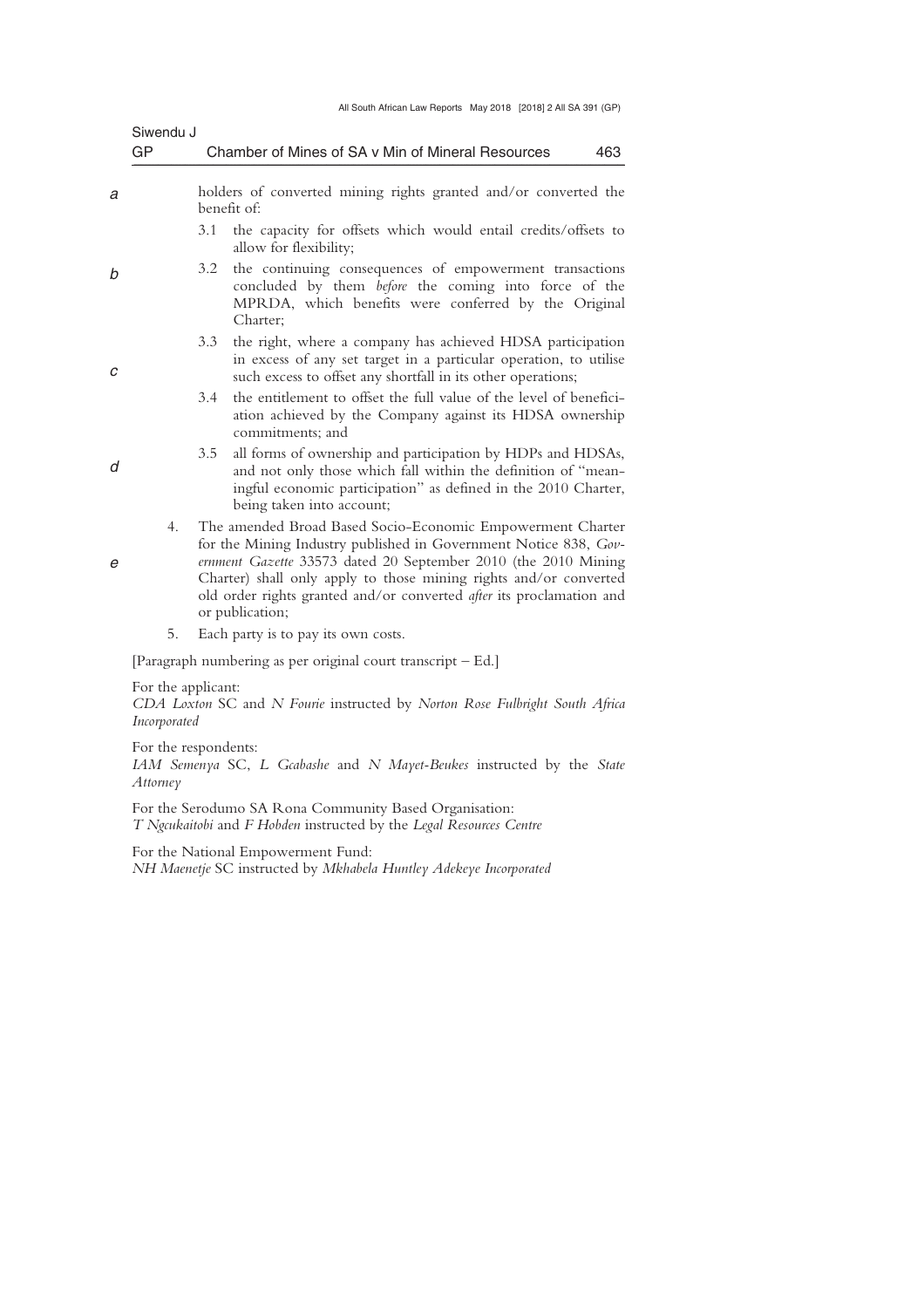holders of converted mining rights granted and/or converted the benefit of:

3.1 the capacity for offsets which would entail credits/offsets to allow for flexibility;

3.2 the continuing consequences of empowerment transactions concluded by them *before* the coming into force of the MPRDA, which benefits were conferred by the Original Charter;

3.3 the right, where a company has achieved HDSA participation in excess of any set target in a particular operation, to utilise such excess to offset any shortfall in its other operations;

3.4 the entitlement to offset the full value of the level of beneficiation achieved by the Company against its HDSA ownership commitments; and

3.5 all forms of ownership and participation by HDPs and HDSAs, and not only those which fall within the definition of "meaningful economic participation" as defined in the 2010 Charter, being taken into account;

4. The amended Broad Based Socio-Economic Empowerment Charter for the Mining Industry published in Government Notice 838, *Government Gazette* 33573 dated 20 September 2010 (the 2010 Mining Charter) shall only apply to those mining rights and/or converted old order rights granted and/or converted *after* its proclamation and or publication;

5. Each party is to pay its own costs.

[Paragraph numbering as per original court transcript – Ed.]

For the applicant:
*CDA Loxton* SC and *N Fourie* instructed by *Norton Rose Fulbright South Africa Incorporated*

For the respondents:
*IAM Semenya* SC, *L Gcabashe* and *N Mayet-Beukes* instructed by the *State Attorney*

For the Serodumo SA Rona Community Based Organisation:
*T Ngcukaitobi* and *F Hobden* instructed by the *Legal Resources Centre*

For the National Empowerment Fund:
*NH Maenetje* SC instructed by *Mkhabela Huntley Adekeye Incorporated*